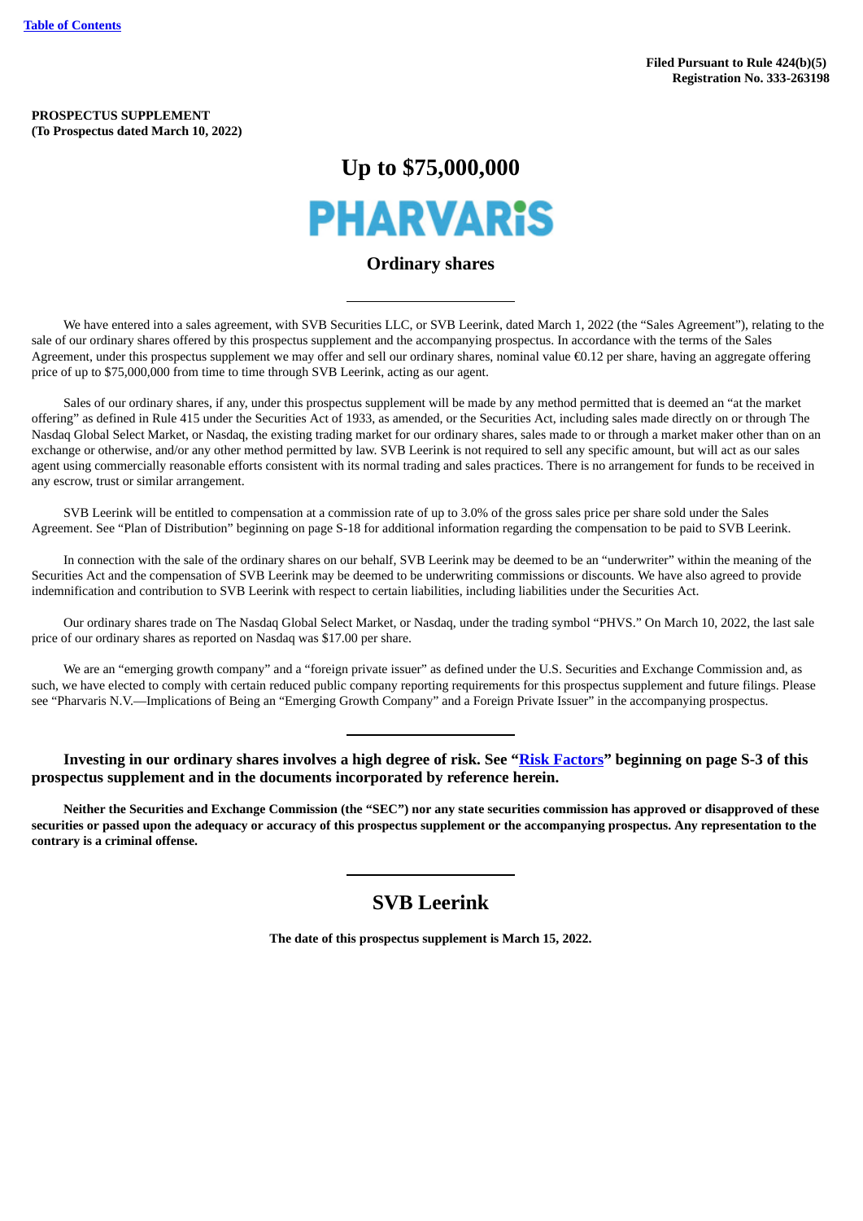Table of Contents

**Filed Pursuant to Rule 424(b)(5)**
**Registration No. 333-263198**

**PROSPECTUS SUPPLEMENT**
**(To Prospectus dated March 10, 2022)**

# Up to $75,000,000

# PHARVARiS

## Ordinary shares

---

We have entered into a sales agreement, with SVB Securities LLC, or SVB Leerink, dated March 1, 2022 (the "Sales Agreement"), relating to the sale of our ordinary shares offered by this prospectus supplement and the accompanying prospectus. In accordance with the terms of the Sales Agreement, under this prospectus supplement we may offer and sell our ordinary shares, nominal value €0.12 per share, having an aggregate offering price of up to $75,000,000 from time to time through SVB Leerink, acting as our agent.

Sales of our ordinary shares, if any, under this prospectus supplement will be made by any method permitted that is deemed an "at the market offering" as defined in Rule 415 under the Securities Act of 1933, as amended, or the Securities Act, including sales made directly on or through The Nasdaq Global Select Market, or Nasdaq, the existing trading market for our ordinary shares, sales made to or through a market maker other than on an exchange or otherwise, and/or any other method permitted by law. SVB Leerink is not required to sell any specific amount, but will act as our sales agent using commercially reasonable efforts consistent with its normal trading and sales practices. There is no arrangement for funds to be received in any escrow, trust or similar arrangement.

SVB Leerink will be entitled to compensation at a commission rate of up to 3.0% of the gross sales price per share sold under the Sales Agreement. See "Plan of Distribution" beginning on page S-18 for additional information regarding the compensation to be paid to SVB Leerink.

In connection with the sale of the ordinary shares on our behalf, SVB Leerink may be deemed to be an "underwriter" within the meaning of the Securities Act and the compensation of SVB Leerink may be deemed to be underwriting commissions or discounts. We have also agreed to provide indemnification and contribution to SVB Leerink with respect to certain liabilities, including liabilities under the Securities Act.

Our ordinary shares trade on The Nasdaq Global Select Market, or Nasdaq, under the trading symbol "PHVS." On March 10, 2022, the last sale price of our ordinary shares as reported on Nasdaq was $17.00 per share.

We are an "emerging growth company" and a "foreign private issuer" as defined under the U.S. Securities and Exchange Commission and, as such, we have elected to comply with certain reduced public company reporting requirements for this prospectus supplement and future filings. Please see "Pharvaris N.V.—Implications of Being an "Emerging Growth Company" and a Foreign Private Issuer" in the accompanying prospectus.

---

**Investing in our ordinary shares involves a high degree of risk. See "Risk Factors" beginning on page S-3 of this prospectus supplement and in the documents incorporated by reference herein.**

**Neither the Securities and Exchange Commission (the "SEC") nor any state securities commission has approved or disapproved of these securities or passed upon the adequacy or accuracy of this prospectus supplement or the accompanying prospectus. Any representation to the contrary is a criminal offense.**

---

## SVB Leerink

**The date of this prospectus supplement is March 15, 2022.**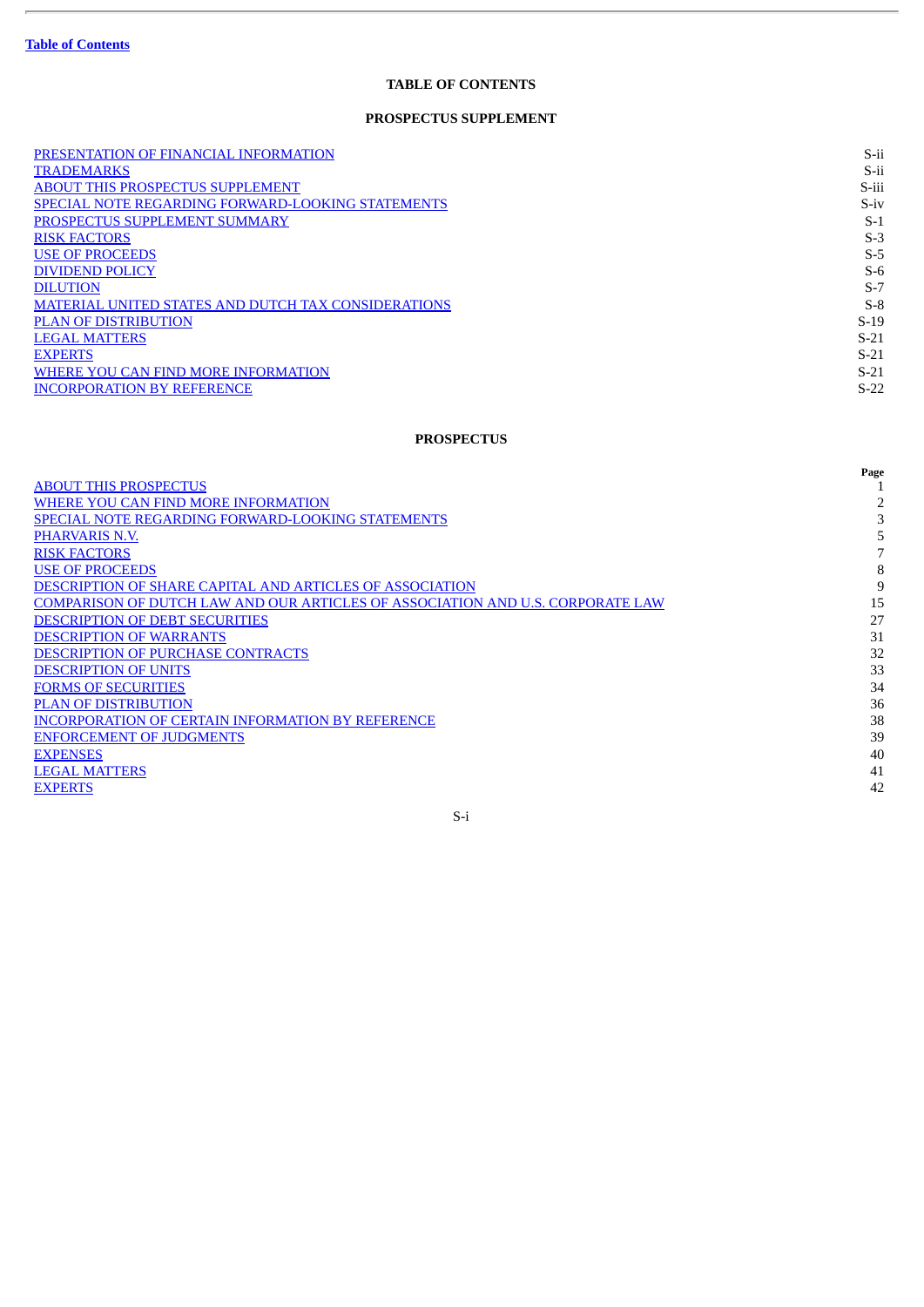[Table of Contents](#)

# TABLE OF CONTENTS

## PROSPECTUS SUPPLEMENT

| | |
|---|---|
| PRESENTATION OF FINANCIAL INFORMATION | S-ii |
| TRADEMARKS | S-ii |
| ABOUT THIS PROSPECTUS SUPPLEMENT | S-iii |
| SPECIAL NOTE REGARDING FORWARD-LOOKING STATEMENTS | S-iv |
| PROSPECTUS SUPPLEMENT SUMMARY | S-1 |
| RISK FACTORS | S-3 |
| USE OF PROCEEDS | S-5 |
| DIVIDEND POLICY | S-6 |
| DILUTION | S-7 |
| MATERIAL UNITED STATES AND DUTCH TAX CONSIDERATIONS | S-8 |
| PLAN OF DISTRIBUTION | S-19 |
| LEGAL MATTERS | S-21 |
| EXPERTS | S-21 |
| WHERE YOU CAN FIND MORE INFORMATION | S-21 |
| INCORPORATION BY REFERENCE | S-22 |

## PROSPECTUS

| | Page |
|---|---|
| ABOUT THIS PROSPECTUS | 1 |
| WHERE YOU CAN FIND MORE INFORMATION | 2 |
| SPECIAL NOTE REGARDING FORWARD-LOOKING STATEMENTS | 3 |
| PHARVARIS N.V. | 5 |
| RISK FACTORS | 7 |
| USE OF PROCEEDS | 8 |
| DESCRIPTION OF SHARE CAPITAL AND ARTICLES OF ASSOCIATION | 9 |
| COMPARISON OF DUTCH LAW AND OUR ARTICLES OF ASSOCIATION AND U.S. CORPORATE LAW | 15 |
| DESCRIPTION OF DEBT SECURITIES | 27 |
| DESCRIPTION OF WARRANTS | 31 |
| DESCRIPTION OF PURCHASE CONTRACTS | 32 |
| DESCRIPTION OF UNITS | 33 |
| FORMS OF SECURITIES | 34 |
| PLAN OF DISTRIBUTION | 36 |
| INCORPORATION OF CERTAIN INFORMATION BY REFERENCE | 38 |
| ENFORCEMENT OF JUDGMENTS | 39 |
| EXPENSES | 40 |
| LEGAL MATTERS | 41 |
| EXPERTS | 42 |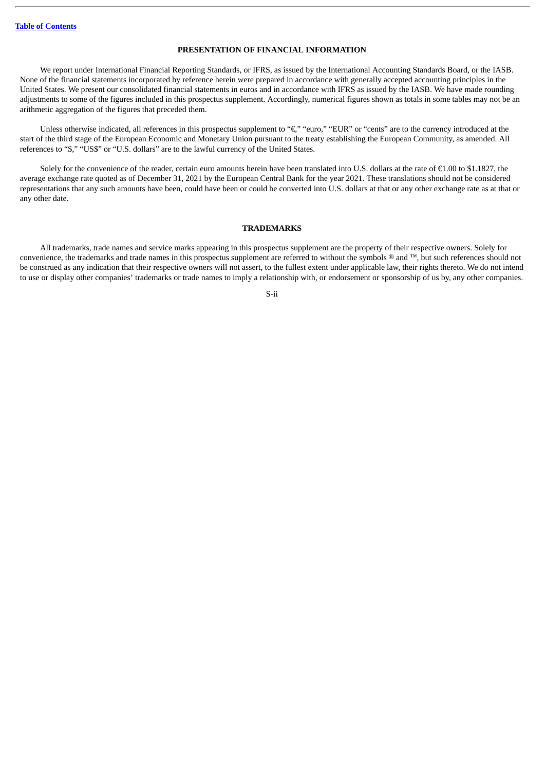## PRESENTATION OF FINANCIAL INFORMATION

We report under International Financial Reporting Standards, or IFRS, as issued by the International Accounting Standards Board, or the IASB. None of the financial statements incorporated by reference herein were prepared in accordance with generally accepted accounting principles in the United States. We present our consolidated financial statements in euros and in accordance with IFRS as issued by the IASB. We have made rounding adjustments to some of the figures included in this prospectus supplement. Accordingly, numerical figures shown as totals in some tables may not be an arithmetic aggregation of the figures that preceded them.

Unless otherwise indicated, all references in this prospectus supplement to "€," "euro," "EUR" or "cents" are to the currency introduced at the start of the third stage of the European Economic and Monetary Union pursuant to the treaty establishing the European Community, as amended. All references to "$," "US$" or "U.S. dollars" are to the lawful currency of the United States.

Solely for the convenience of the reader, certain euro amounts herein have been translated into U.S. dollars at the rate of €1.00 to $1.1827, the average exchange rate quoted as of December 31, 2021 by the European Central Bank for the year 2021. These translations should not be considered representations that any such amounts have been, could have been or could be converted into U.S. dollars at that or any other exchange rate as at that or any other date.

## TRADEMARKS

All trademarks, trade names and service marks appearing in this prospectus supplement are the property of their respective owners. Solely for convenience, the trademarks and trade names in this prospectus supplement are referred to without the symbols ® and ™, but such references should not be construed as any indication that their respective owners will not assert, to the fullest extent under applicable law, their rights thereto. We do not intend to use or display other companies' trademarks or trade names to imply a relationship with, or endorsement or sponsorship of us by, any other companies.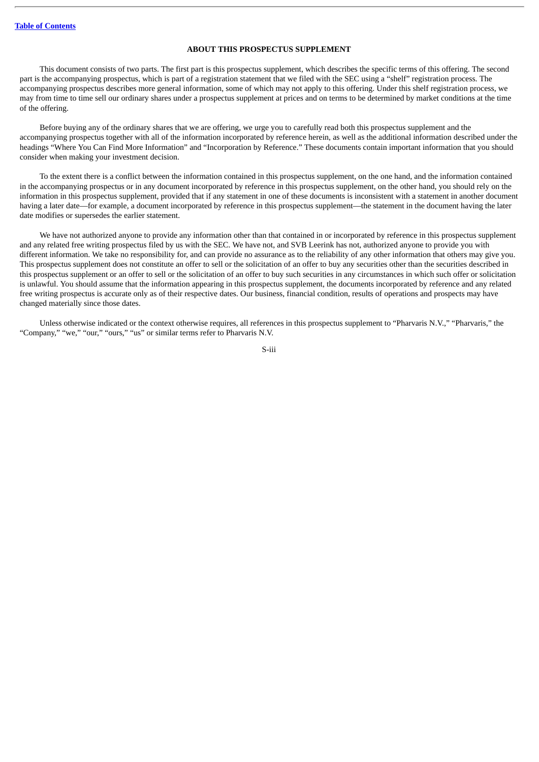## ABOUT THIS PROSPECTUS SUPPLEMENT

This document consists of two parts. The first part is this prospectus supplement, which describes the specific terms of this offering. The second part is the accompanying prospectus, which is part of a registration statement that we filed with the SEC using a "shelf" registration process. The accompanying prospectus describes more general information, some of which may not apply to this offering. Under this shelf registration process, we may from time to time sell our ordinary shares under a prospectus supplement at prices and on terms to be determined by market conditions at the time of the offering.

Before buying any of the ordinary shares that we are offering, we urge you to carefully read both this prospectus supplement and the accompanying prospectus together with all of the information incorporated by reference herein, as well as the additional information described under the headings "Where You Can Find More Information" and "Incorporation by Reference." These documents contain important information that you should consider when making your investment decision.

To the extent there is a conflict between the information contained in this prospectus supplement, on the one hand, and the information contained in the accompanying prospectus or in any document incorporated by reference in this prospectus supplement, on the other hand, you should rely on the information in this prospectus supplement, provided that if any statement in one of these documents is inconsistent with a statement in another document having a later date—for example, a document incorporated by reference in this prospectus supplement—the statement in the document having the later date modifies or supersedes the earlier statement.

We have not authorized anyone to provide any information other than that contained in or incorporated by reference in this prospectus supplement and any related free writing prospectus filed by us with the SEC. We have not, and SVB Leerink has not, authorized anyone to provide you with different information. We take no responsibility for, and can provide no assurance as to the reliability of any other information that others may give you. This prospectus supplement does not constitute an offer to sell or the solicitation of an offer to buy any securities other than the securities described in this prospectus supplement or an offer to sell or the solicitation of an offer to buy such securities in any circumstances in which such offer or solicitation is unlawful. You should assume that the information appearing in this prospectus supplement, the documents incorporated by reference and any related free writing prospectus is accurate only as of their respective dates. Our business, financial condition, results of operations and prospects may have changed materially since those dates.

Unless otherwise indicated or the context otherwise requires, all references in this prospectus supplement to "Pharvaris N.V.," "Pharvaris," the "Company," "we," "our," "ours," "us" or similar terms refer to Pharvaris N.V.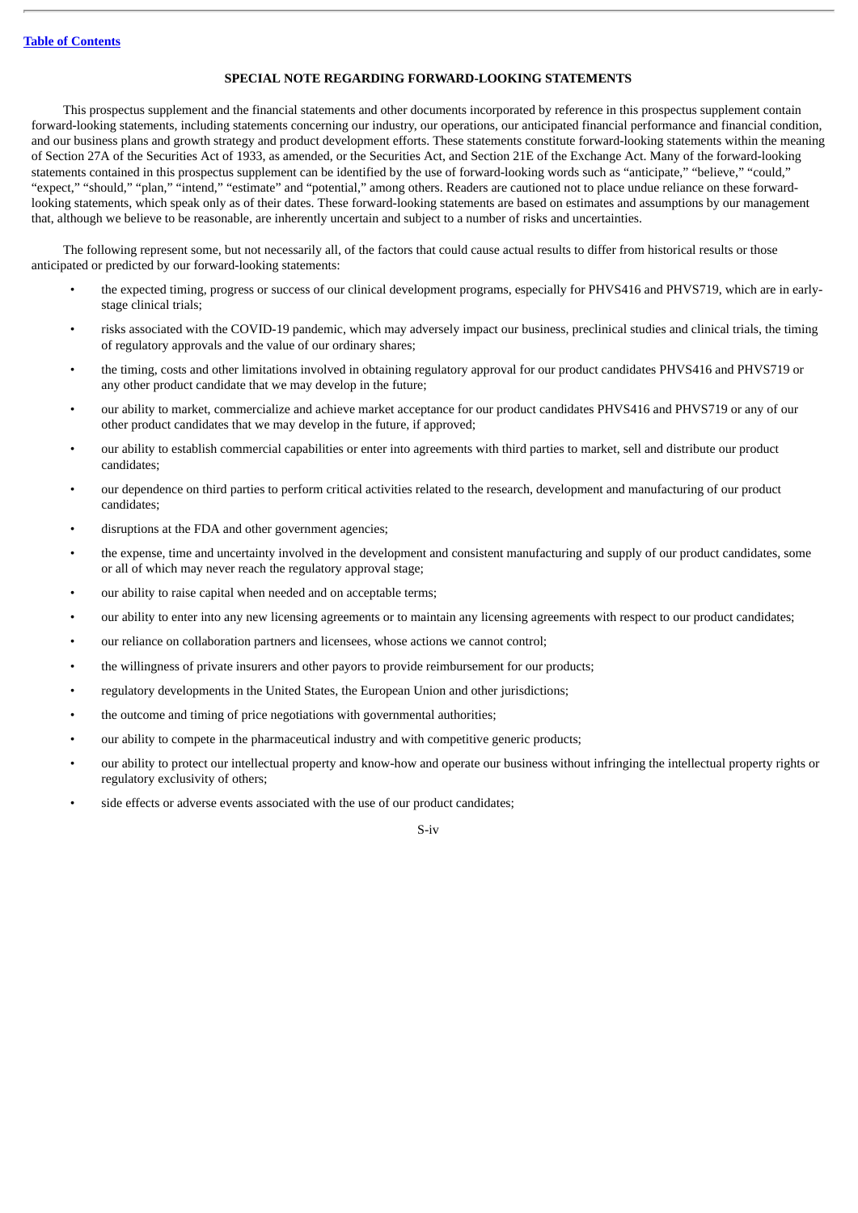[Table of Contents](#)

## SPECIAL NOTE REGARDING FORWARD-LOOKING STATEMENTS

This prospectus supplement and the financial statements and other documents incorporated by reference in this prospectus supplement contain forward-looking statements, including statements concerning our industry, our operations, our anticipated financial performance and financial condition, and our business plans and growth strategy and product development efforts. These statements constitute forward-looking statements within the meaning of Section 27A of the Securities Act of 1933, as amended, or the Securities Act, and Section 21E of the Exchange Act. Many of the forward-looking statements contained in this prospectus supplement can be identified by the use of forward-looking words such as "anticipate," "believe," "could," "expect," "should," "plan," "intend," "estimate" and "potential," among others. Readers are cautioned not to place undue reliance on these forward-looking statements, which speak only as of their dates. These forward-looking statements are based on estimates and assumptions by our management that, although we believe to be reasonable, are inherently uncertain and subject to a number of risks and uncertainties.

The following represent some, but not necessarily all, of the factors that could cause actual results to differ from historical results or those anticipated or predicted by our forward-looking statements:

- the expected timing, progress or success of our clinical development programs, especially for PHVS416 and PHVS719, which are in early-stage clinical trials;
- risks associated with the COVID-19 pandemic, which may adversely impact our business, preclinical studies and clinical trials, the timing of regulatory approvals and the value of our ordinary shares;
- the timing, costs and other limitations involved in obtaining regulatory approval for our product candidates PHVS416 and PHVS719 or any other product candidate that we may develop in the future;
- our ability to market, commercialize and achieve market acceptance for our product candidates PHVS416 and PHVS719 or any of our other product candidates that we may develop in the future, if approved;
- our ability to establish commercial capabilities or enter into agreements with third parties to market, sell and distribute our product candidates;
- our dependence on third parties to perform critical activities related to the research, development and manufacturing of our product candidates;
- disruptions at the FDA and other government agencies;
- the expense, time and uncertainty involved in the development and consistent manufacturing and supply of our product candidates, some or all of which may never reach the regulatory approval stage;
- our ability to raise capital when needed and on acceptable terms;
- our ability to enter into any new licensing agreements or to maintain any licensing agreements with respect to our product candidates;
- our reliance on collaboration partners and licensees, whose actions we cannot control;
- the willingness of private insurers and other payors to provide reimbursement for our products;
- regulatory developments in the United States, the European Union and other jurisdictions;
- the outcome and timing of price negotiations with governmental authorities;
- our ability to compete in the pharmaceutical industry and with competitive generic products;
- our ability to protect our intellectual property and know-how and operate our business without infringing the intellectual property rights or regulatory exclusivity of others;
- side effects or adverse events associated with the use of our product candidates;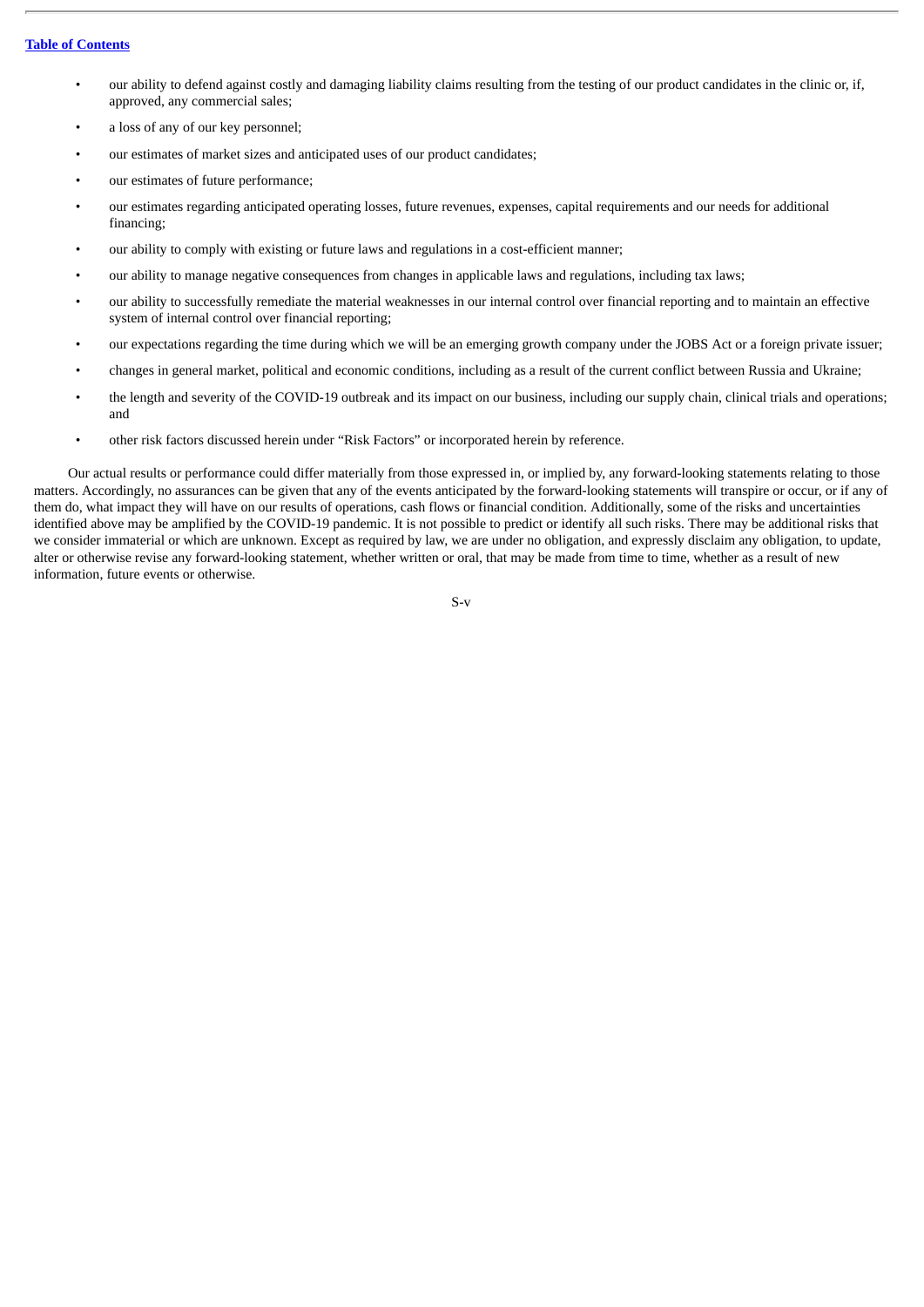- our ability to defend against costly and damaging liability claims resulting from the testing of our product candidates in the clinic or, if, approved, any commercial sales;
- a loss of any of our key personnel;
- our estimates of market sizes and anticipated uses of our product candidates;
- our estimates of future performance;
- our estimates regarding anticipated operating losses, future revenues, expenses, capital requirements and our needs for additional financing;
- our ability to comply with existing or future laws and regulations in a cost-efficient manner;
- our ability to manage negative consequences from changes in applicable laws and regulations, including tax laws;
- our ability to successfully remediate the material weaknesses in our internal control over financial reporting and to maintain an effective system of internal control over financial reporting;
- our expectations regarding the time during which we will be an emerging growth company under the JOBS Act or a foreign private issuer;
- changes in general market, political and economic conditions, including as a result of the current conflict between Russia and Ukraine;
- the length and severity of the COVID-19 outbreak and its impact on our business, including our supply chain, clinical trials and operations; and
- other risk factors discussed herein under "Risk Factors" or incorporated herein by reference.

Our actual results or performance could differ materially from those expressed in, or implied by, any forward-looking statements relating to those matters. Accordingly, no assurances can be given that any of the events anticipated by the forward-looking statements will transpire or occur, or if any of them do, what impact they will have on our results of operations, cash flows or financial condition. Additionally, some of the risks and uncertainties identified above may be amplified by the COVID-19 pandemic. It is not possible to predict or identify all such risks. There may be additional risks that we consider immaterial or which are unknown. Except as required by law, we are under no obligation, and expressly disclaim any obligation, to update, alter or otherwise revise any forward-looking statement, whether written or oral, that may be made from time to time, whether as a result of new information, future events or otherwise.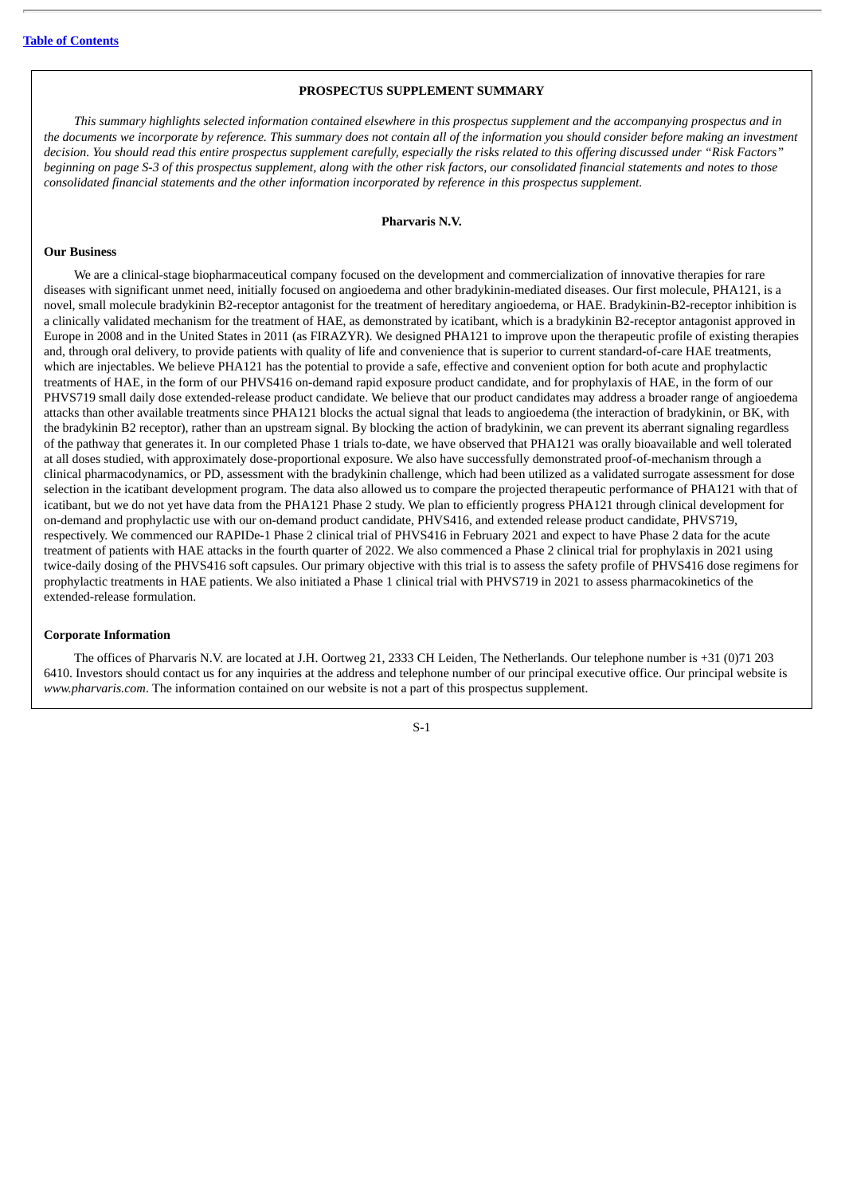## PROSPECTUS SUPPLEMENT SUMMARY

*This summary highlights selected information contained elsewhere in this prospectus supplement and the accompanying prospectus and in the documents we incorporate by reference. This summary does not contain all of the information you should consider before making an investment decision. You should read this entire prospectus supplement carefully, especially the risks related to this offering discussed under "Risk Factors" beginning on page S-3 of this prospectus supplement, along with the other risk factors, our consolidated financial statements and notes to those consolidated financial statements and the other information incorporated by reference in this prospectus supplement.*

### Pharvaris N.V.

**Our Business**

We are a clinical-stage biopharmaceutical company focused on the development and commercialization of innovative therapies for rare diseases with significant unmet need, initially focused on angioedema and other bradykinin-mediated diseases. Our first molecule, PHA121, is a novel, small molecule bradykinin B2-receptor antagonist for the treatment of hereditary angioedema, or HAE. Bradykinin-B2-receptor inhibition is a clinically validated mechanism for the treatment of HAE, as demonstrated by icatibant, which is a bradykinin B2-receptor antagonist approved in Europe in 2008 and in the United States in 2011 (as FIRAZYR). We designed PHA121 to improve upon the therapeutic profile of existing therapies and, through oral delivery, to provide patients with quality of life and convenience that is superior to current standard-of-care HAE treatments, which are injectables. We believe PHA121 has the potential to provide a safe, effective and convenient option for both acute and prophylactic treatments of HAE, in the form of our PHVS416 on-demand rapid exposure product candidate, and for prophylaxis of HAE, in the form of our PHVS719 small daily dose extended-release product candidate. We believe that our product candidates may address a broader range of angioedema attacks than other available treatments since PHA121 blocks the actual signal that leads to angioedema (the interaction of bradykinin, or BK, with the bradykinin B2 receptor), rather than an upstream signal. By blocking the action of bradykinin, we can prevent its aberrant signaling regardless of the pathway that generates it. In our completed Phase 1 trials to-date, we have observed that PHA121 was orally bioavailable and well tolerated at all doses studied, with approximately dose-proportional exposure. We also have successfully demonstrated proof-of-mechanism through a clinical pharmacodynamics, or PD, assessment with the bradykinin challenge, which had been utilized as a validated surrogate assessment for dose selection in the icatibant development program. The data also allowed us to compare the projected therapeutic performance of PHA121 with that of icatibant, but we do not yet have data from the PHA121 Phase 2 study. We plan to efficiently progress PHA121 through clinical development for on-demand and prophylactic use with our on-demand product candidate, PHVS416, and extended release product candidate, PHVS719, respectively. We commenced our RAPIDe-1 Phase 2 clinical trial of PHVS416 in February 2021 and expect to have Phase 2 data for the acute treatment of patients with HAE attacks in the fourth quarter of 2022. We also commenced a Phase 2 clinical trial for prophylaxis in 2021 using twice-daily dosing of the PHVS416 soft capsules. Our primary objective with this trial is to assess the safety profile of PHVS416 dose regimens for prophylactic treatments in HAE patients. We also initiated a Phase 1 clinical trial with PHVS719 in 2021 to assess pharmacokinetics of the extended-release formulation.

**Corporate Information**

The offices of Pharvaris N.V. are located at J.H. Oortweg 21, 2333 CH Leiden, The Netherlands. Our telephone number is +31 (0)71 203 6410. Investors should contact us for any inquiries at the address and telephone number of our principal executive office. Our principal website is *www.pharvaris.com*. The information contained on our website is not a part of this prospectus supplement.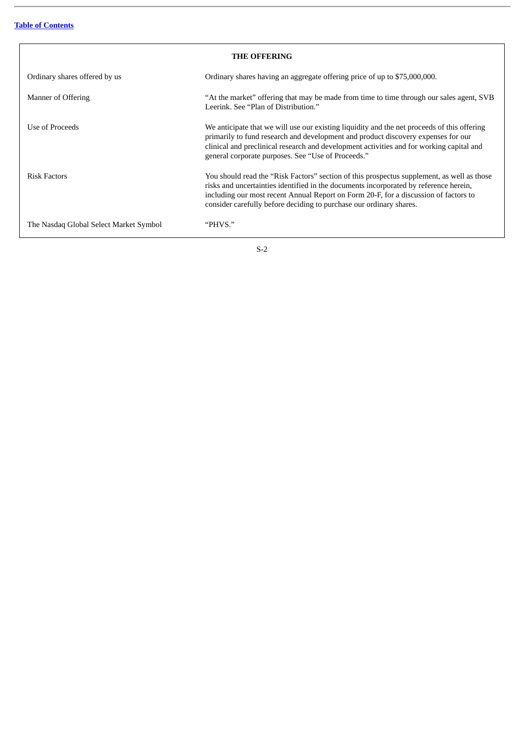## THE OFFERING

| | |
|---|---|
| Ordinary shares offered by us | Ordinary shares having an aggregate offering price of up to $75,000,000. |
| Manner of Offering | "At the market" offering that may be made from time to time through our sales agent, SVB Leerink. See "Plan of Distribution." |
| Use of Proceeds | We anticipate that we will use our existing liquidity and the net proceeds of this offering primarily to fund research and development and product discovery expenses for our clinical and preclinical research and development activities and for working capital and general corporate purposes. See "Use of Proceeds." |
| Risk Factors | You should read the "Risk Factors" section of this prospectus supplement, as well as those risks and uncertainties identified in the documents incorporated by reference herein, including our most recent Annual Report on Form 20-F, for a discussion of factors to consider carefully before deciding to purchase our ordinary shares. |
| The Nasdaq Global Select Market Symbol | "PHVS." |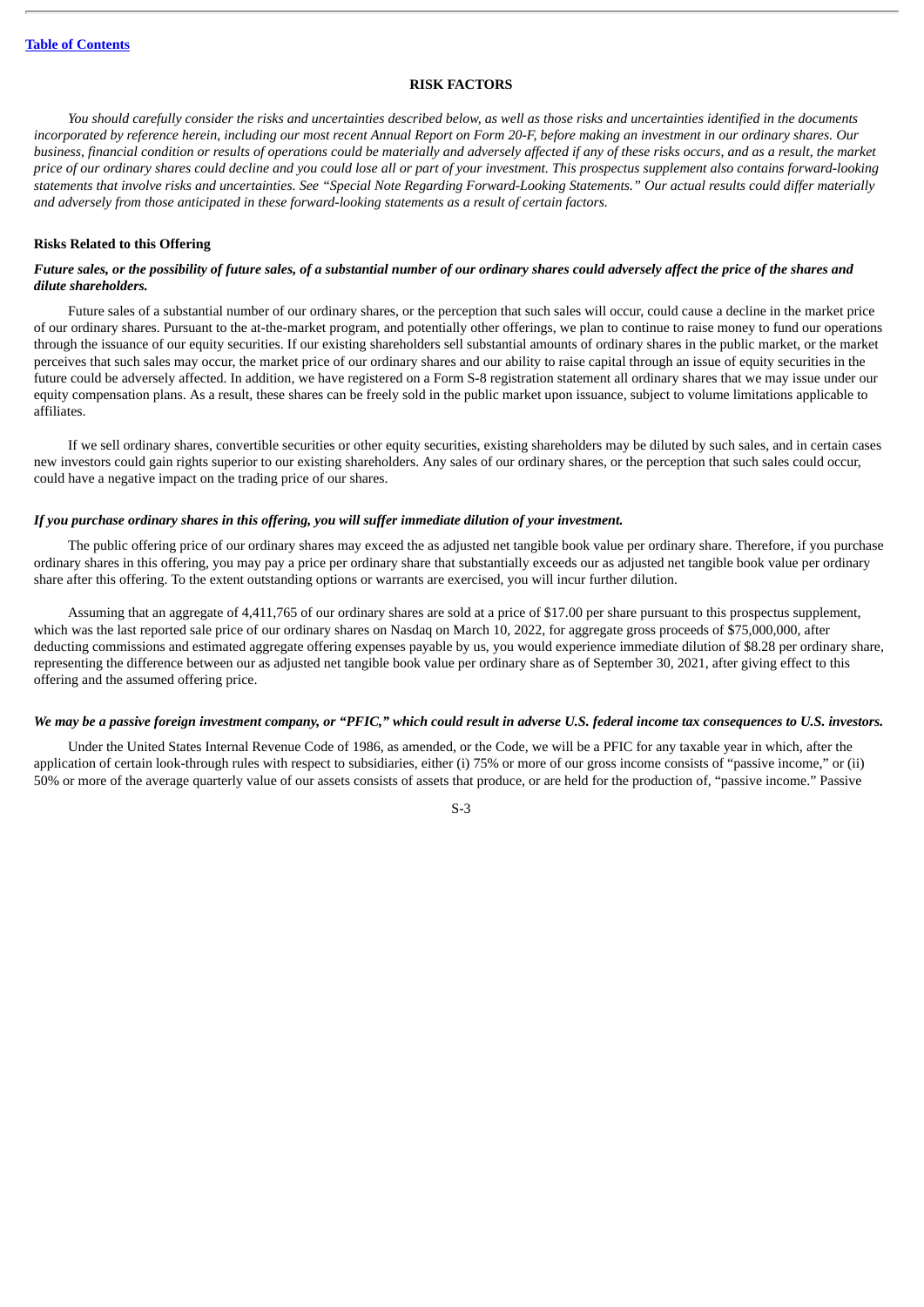## RISK FACTORS

*You should carefully consider the risks and uncertainties described below, as well as those risks and uncertainties identified in the documents incorporated by reference herein, including our most recent Annual Report on Form 20-F, before making an investment in our ordinary shares. Our business, financial condition or results of operations could be materially and adversely affected if any of these risks occurs, and as a result, the market price of our ordinary shares could decline and you could lose all or part of your investment. This prospectus supplement also contains forward-looking statements that involve risks and uncertainties. See "Special Note Regarding Forward-Looking Statements." Our actual results could differ materially and adversely from those anticipated in these forward-looking statements as a result of certain factors.*

### Risks Related to this Offering

***Future sales, or the possibility of future sales, of a substantial number of our ordinary shares could adversely affect the price of the shares and dilute shareholders.***

Future sales of a substantial number of our ordinary shares, or the perception that such sales will occur, could cause a decline in the market price of our ordinary shares. Pursuant to the at-the-market program, and potentially other offerings, we plan to continue to raise money to fund our operations through the issuance of our equity securities. If our existing shareholders sell substantial amounts of ordinary shares in the public market, or the market perceives that such sales may occur, the market price of our ordinary shares and our ability to raise capital through an issue of equity securities in the future could be adversely affected. In addition, we have registered on a Form S-8 registration statement all ordinary shares that we may issue under our equity compensation plans. As a result, these shares can be freely sold in the public market upon issuance, subject to volume limitations applicable to affiliates.

If we sell ordinary shares, convertible securities or other equity securities, existing shareholders may be diluted by such sales, and in certain cases new investors could gain rights superior to our existing shareholders. Any sales of our ordinary shares, or the perception that such sales could occur, could have a negative impact on the trading price of our shares.

***If you purchase ordinary shares in this offering, you will suffer immediate dilution of your investment.***

The public offering price of our ordinary shares may exceed the as adjusted net tangible book value per ordinary share. Therefore, if you purchase ordinary shares in this offering, you may pay a price per ordinary share that substantially exceeds our as adjusted net tangible book value per ordinary share after this offering. To the extent outstanding options or warrants are exercised, you will incur further dilution.

Assuming that an aggregate of 4,411,765 of our ordinary shares are sold at a price of $17.00 per share pursuant to this prospectus supplement, which was the last reported sale price of our ordinary shares on Nasdaq on March 10, 2022, for aggregate gross proceeds of $75,000,000, after deducting commissions and estimated aggregate offering expenses payable by us, you would experience immediate dilution of $8.28 per ordinary share, representing the difference between our as adjusted net tangible book value per ordinary share as of September 30, 2021, after giving effect to this offering and the assumed offering price.

***We may be a passive foreign investment company, or "PFIC," which could result in adverse U.S. federal income tax consequences to U.S. investors.***

Under the United States Internal Revenue Code of 1986, as amended, or the Code, we will be a PFIC for any taxable year in which, after the application of certain look-through rules with respect to subsidiaries, either (i) 75% or more of our gross income consists of "passive income," or (ii) 50% or more of the average quarterly value of our assets consists of assets that produce, or are held for the production of, "passive income." Passive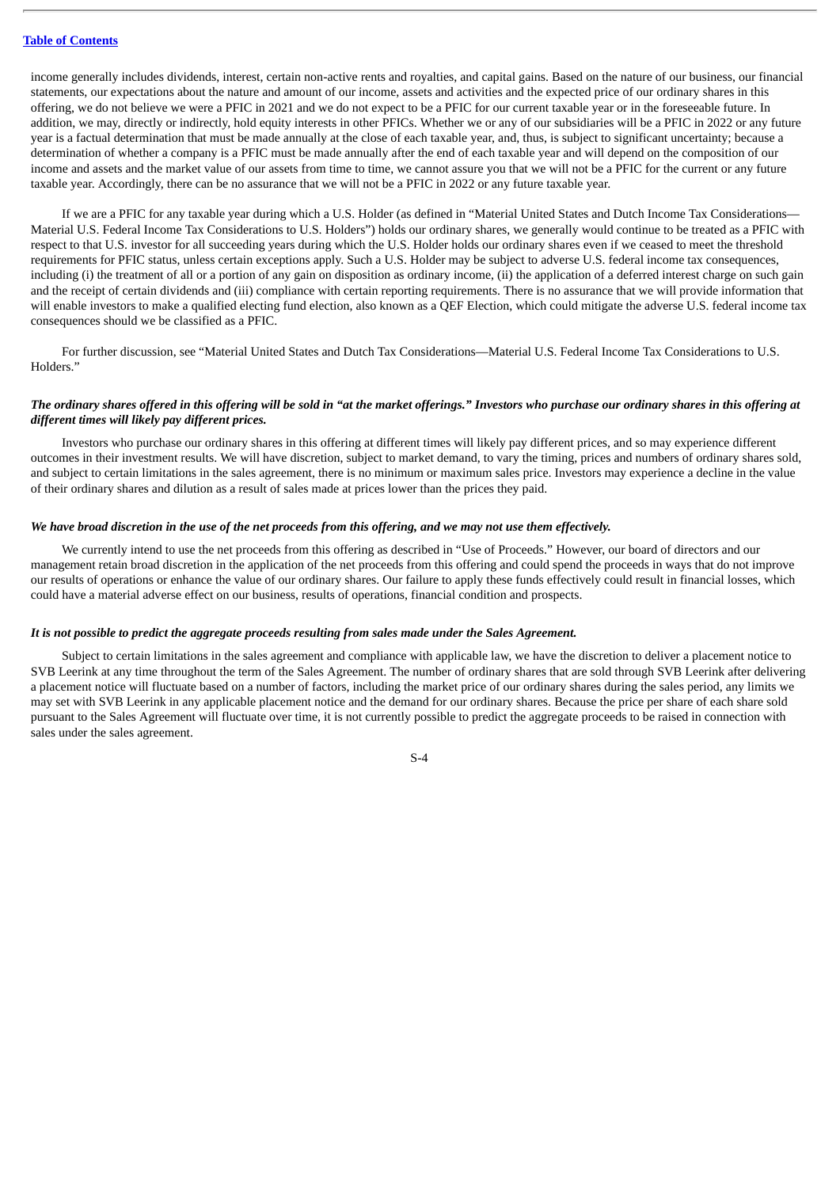income generally includes dividends, interest, certain non-active rents and royalties, and capital gains. Based on the nature of our business, our financial statements, our expectations about the nature and amount of our income, assets and activities and the expected price of our ordinary shares in this offering, we do not believe we were a PFIC in 2021 and we do not expect to be a PFIC for our current taxable year or in the foreseeable future. In addition, we may, directly or indirectly, hold equity interests in other PFICs. Whether we or any of our subsidiaries will be a PFIC in 2022 or any future year is a factual determination that must be made annually at the close of each taxable year, and, thus, is subject to significant uncertainty; because a determination of whether a company is a PFIC must be made annually after the end of each taxable year and will depend on the composition of our income and assets and the market value of our assets from time to time, we cannot assure you that we will not be a PFIC for the current or any future taxable year. Accordingly, there can be no assurance that we will not be a PFIC in 2022 or any future taxable year.

If we are a PFIC for any taxable year during which a U.S. Holder (as defined in "Material United States and Dutch Income Tax Considerations—Material U.S. Federal Income Tax Considerations to U.S. Holders") holds our ordinary shares, we generally would continue to be treated as a PFIC with respect to that U.S. investor for all succeeding years during which the U.S. Holder holds our ordinary shares even if we ceased to meet the threshold requirements for PFIC status, unless certain exceptions apply. Such a U.S. Holder may be subject to adverse U.S. federal income tax consequences, including (i) the treatment of all or a portion of any gain on disposition as ordinary income, (ii) the application of a deferred interest charge on such gain and the receipt of certain dividends and (iii) compliance with certain reporting requirements. There is no assurance that we will provide information that will enable investors to make a qualified electing fund election, also known as a QEF Election, which could mitigate the adverse U.S. federal income tax consequences should we be classified as a PFIC.

For further discussion, see "Material United States and Dutch Tax Considerations—Material U.S. Federal Income Tax Considerations to U.S. Holders."

***The ordinary shares offered in this offering will be sold in "at the market offerings." Investors who purchase our ordinary shares in this offering at different times will likely pay different prices.***

Investors who purchase our ordinary shares in this offering at different times will likely pay different prices, and so may experience different outcomes in their investment results. We will have discretion, subject to market demand, to vary the timing, prices and numbers of ordinary shares sold, and subject to certain limitations in the sales agreement, there is no minimum or maximum sales price. Investors may experience a decline in the value of their ordinary shares and dilution as a result of sales made at prices lower than the prices they paid.

***We have broad discretion in the use of the net proceeds from this offering, and we may not use them effectively.***

We currently intend to use the net proceeds from this offering as described in "Use of Proceeds." However, our board of directors and our management retain broad discretion in the application of the net proceeds from this offering and could spend the proceeds in ways that do not improve our results of operations or enhance the value of our ordinary shares. Our failure to apply these funds effectively could result in financial losses, which could have a material adverse effect on our business, results of operations, financial condition and prospects.

***It is not possible to predict the aggregate proceeds resulting from sales made under the Sales Agreement.***

Subject to certain limitations in the sales agreement and compliance with applicable law, we have the discretion to deliver a placement notice to SVB Leerink at any time throughout the term of the Sales Agreement. The number of ordinary shares that are sold through SVB Leerink after delivering a placement notice will fluctuate based on a number of factors, including the market price of our ordinary shares during the sales period, any limits we may set with SVB Leerink in any applicable placement notice and the demand for our ordinary shares. Because the price per share of each share sold pursuant to the Sales Agreement will fluctuate over time, it is not currently possible to predict the aggregate proceeds to be raised in connection with sales under the sales agreement.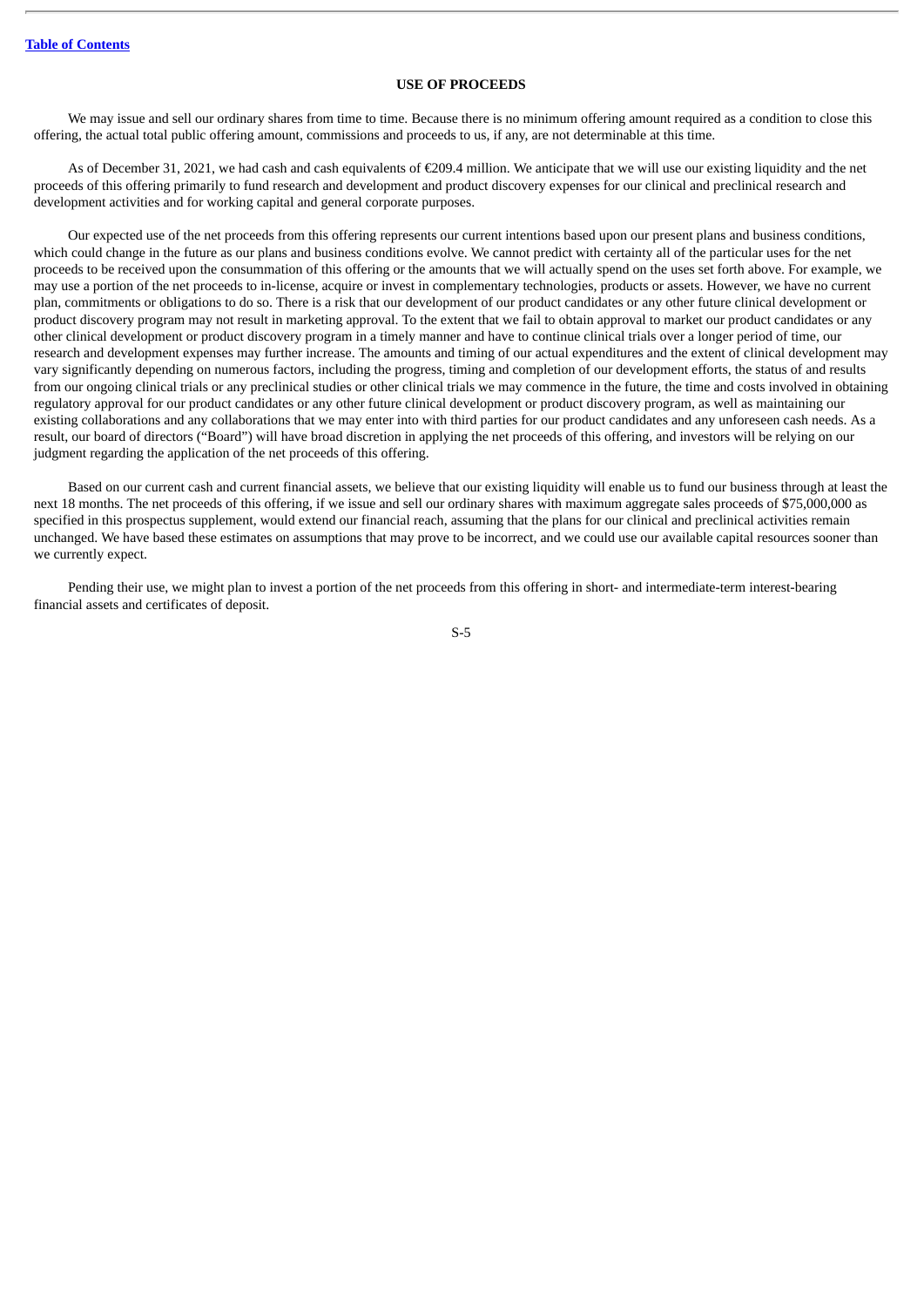## USE OF PROCEEDS

We may issue and sell our ordinary shares from time to time. Because there is no minimum offering amount required as a condition to close this offering, the actual total public offering amount, commissions and proceeds to us, if any, are not determinable at this time.

As of December 31, 2021, we had cash and cash equivalents of €209.4 million. We anticipate that we will use our existing liquidity and the net proceeds of this offering primarily to fund research and development and product discovery expenses for our clinical and preclinical research and development activities and for working capital and general corporate purposes.

Our expected use of the net proceeds from this offering represents our current intentions based upon our present plans and business conditions, which could change in the future as our plans and business conditions evolve. We cannot predict with certainty all of the particular uses for the net proceeds to be received upon the consummation of this offering or the amounts that we will actually spend on the uses set forth above. For example, we may use a portion of the net proceeds to in-license, acquire or invest in complementary technologies, products or assets. However, we have no current plan, commitments or obligations to do so. There is a risk that our development of our product candidates or any other future clinical development or product discovery program may not result in marketing approval. To the extent that we fail to obtain approval to market our product candidates or any other clinical development or product discovery program in a timely manner and have to continue clinical trials over a longer period of time, our research and development expenses may further increase. The amounts and timing of our actual expenditures and the extent of clinical development may vary significantly depending on numerous factors, including the progress, timing and completion of our development efforts, the status of and results from our ongoing clinical trials or any preclinical studies or other clinical trials we may commence in the future, the time and costs involved in obtaining regulatory approval for our product candidates or any other future clinical development or product discovery program, as well as maintaining our existing collaborations and any collaborations that we may enter into with third parties for our product candidates and any unforeseen cash needs. As a result, our board of directors ("Board") will have broad discretion in applying the net proceeds of this offering, and investors will be relying on our judgment regarding the application of the net proceeds of this offering.

Based on our current cash and current financial assets, we believe that our existing liquidity will enable us to fund our business through at least the next 18 months. The net proceeds of this offering, if we issue and sell our ordinary shares with maximum aggregate sales proceeds of $75,000,000 as specified in this prospectus supplement, would extend our financial reach, assuming that the plans for our clinical and preclinical activities remain unchanged. We have based these estimates on assumptions that may prove to be incorrect, and we could use our available capital resources sooner than we currently expect.

Pending their use, we might plan to invest a portion of the net proceeds from this offering in short- and intermediate-term interest-bearing financial assets and certificates of deposit.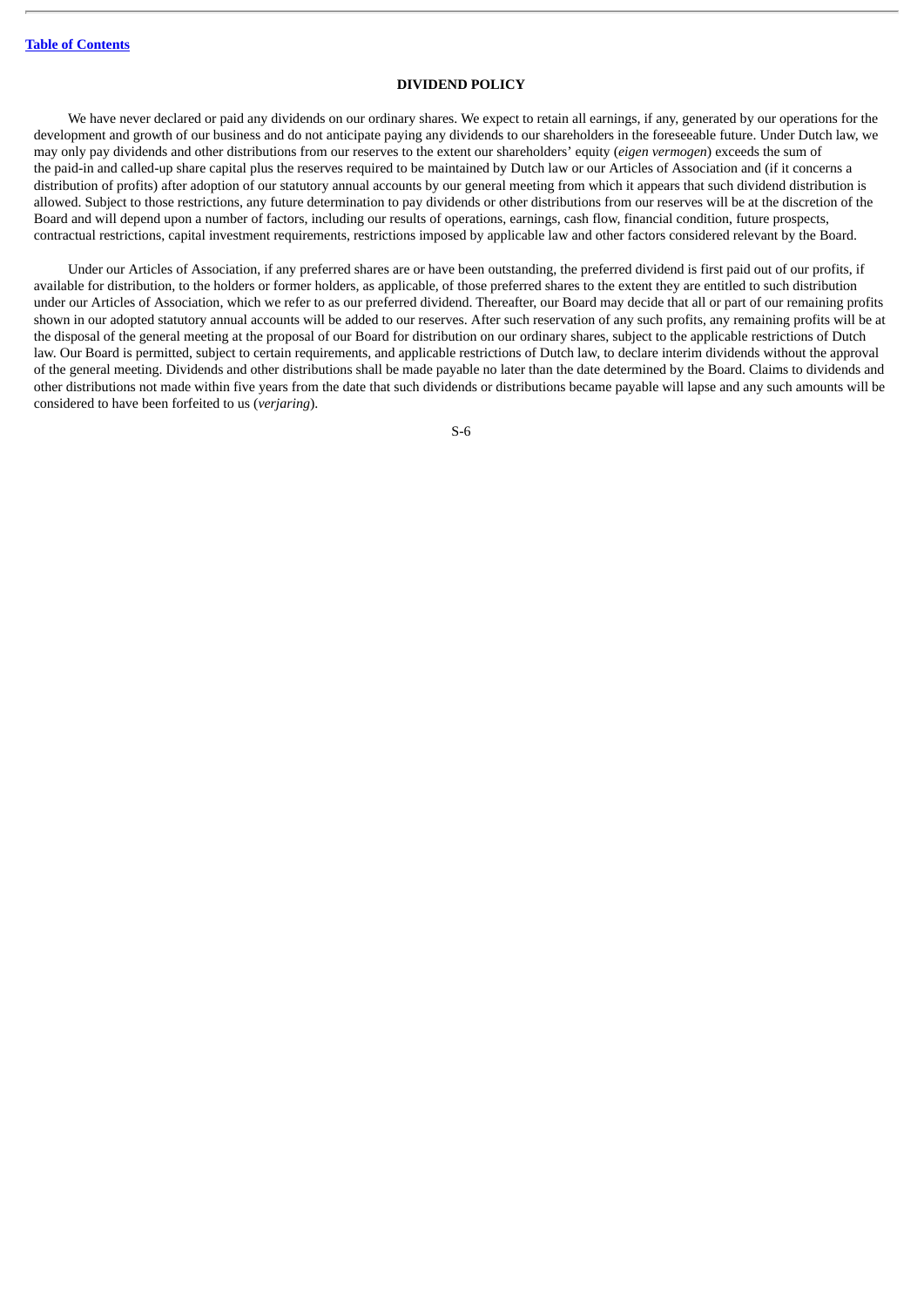## DIVIDEND POLICY

We have never declared or paid any dividends on our ordinary shares. We expect to retain all earnings, if any, generated by our operations for the development and growth of our business and do not anticipate paying any dividends to our shareholders in the foreseeable future. Under Dutch law, we may only pay dividends and other distributions from our reserves to the extent our shareholders' equity (*eigen vermogen*) exceeds the sum of the paid-in and called-up share capital plus the reserves required to be maintained by Dutch law or our Articles of Association and (if it concerns a distribution of profits) after adoption of our statutory annual accounts by our general meeting from which it appears that such dividend distribution is allowed. Subject to those restrictions, any future determination to pay dividends or other distributions from our reserves will be at the discretion of the Board and will depend upon a number of factors, including our results of operations, earnings, cash flow, financial condition, future prospects, contractual restrictions, capital investment requirements, restrictions imposed by applicable law and other factors considered relevant by the Board.

Under our Articles of Association, if any preferred shares are or have been outstanding, the preferred dividend is first paid out of our profits, if available for distribution, to the holders or former holders, as applicable, of those preferred shares to the extent they are entitled to such distribution under our Articles of Association, which we refer to as our preferred dividend. Thereafter, our Board may decide that all or part of our remaining profits shown in our adopted statutory annual accounts will be added to our reserves. After such reservation of any such profits, any remaining profits will be at the disposal of the general meeting at the proposal of our Board for distribution on our ordinary shares, subject to the applicable restrictions of Dutch law. Our Board is permitted, subject to certain requirements, and applicable restrictions of Dutch law, to declare interim dividends without the approval of the general meeting. Dividends and other distributions shall be made payable no later than the date determined by the Board. Claims to dividends and other distributions not made within five years from the date that such dividends or distributions became payable will lapse and any such amounts will be considered to have been forfeited to us (*verjaring*).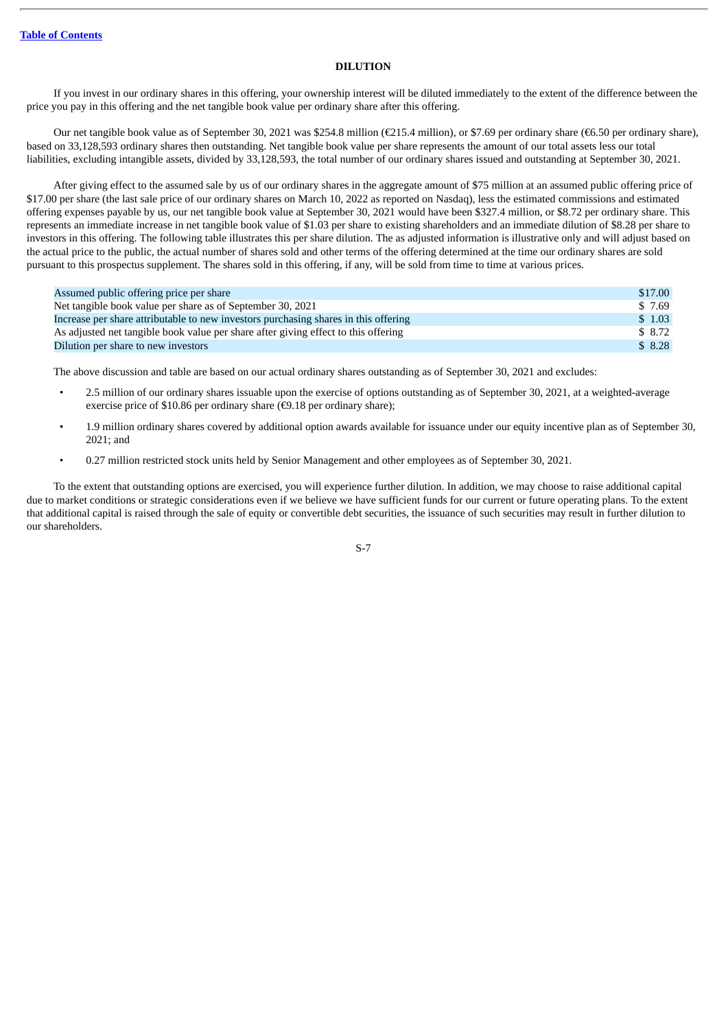Table of Contents

## DILUTION

If you invest in our ordinary shares in this offering, your ownership interest will be diluted immediately to the extent of the difference between the price you pay in this offering and the net tangible book value per ordinary share after this offering.

Our net tangible book value as of September 30, 2021 was $254.8 million (€215.4 million), or $7.69 per ordinary share (€6.50 per ordinary share), based on 33,128,593 ordinary shares then outstanding. Net tangible book value per share represents the amount of our total assets less our total liabilities, excluding intangible assets, divided by 33,128,593, the total number of our ordinary shares issued and outstanding at September 30, 2021.

After giving effect to the assumed sale by us of our ordinary shares in the aggregate amount of $75 million at an assumed public offering price of $17.00 per share (the last sale price of our ordinary shares on March 10, 2022 as reported on Nasdaq), less the estimated commissions and estimated offering expenses payable by us, our net tangible book value at September 30, 2021 would have been $327.4 million, or $8.72 per ordinary share. This represents an immediate increase in net tangible book value of $1.03 per share to existing shareholders and an immediate dilution of $8.28 per share to investors in this offering. The following table illustrates this per share dilution. The as adjusted information is illustrative only and will adjust based on the actual price to the public, the actual number of shares sold and other terms of the offering determined at the time our ordinary shares are sold pursuant to this prospectus supplement. The shares sold in this offering, if any, will be sold from time to time at various prices.

| | |
|---|---|
| Assumed public offering price per share | $17.00 |
| Net tangible book value per share as of September 30, 2021 | $ 7.69 |
| Increase per share attributable to new investors purchasing shares in this offering | $ 1.03 |
| As adjusted net tangible book value per share after giving effect to this offering | $ 8.72 |
| Dilution per share to new investors | $ 8.28 |

The above discussion and table are based on our actual ordinary shares outstanding as of September 30, 2021 and excludes:

- 2.5 million of our ordinary shares issuable upon the exercise of options outstanding as of September 30, 2021, at a weighted-average exercise price of $10.86 per ordinary share (€9.18 per ordinary share);
- 1.9 million ordinary shares covered by additional option awards available for issuance under our equity incentive plan as of September 30, 2021; and
- 0.27 million restricted stock units held by Senior Management and other employees as of September 30, 2021.

To the extent that outstanding options are exercised, you will experience further dilution. In addition, we may choose to raise additional capital due to market conditions or strategic considerations even if we believe we have sufficient funds for our current or future operating plans. To the extent that additional capital is raised through the sale of equity or convertible debt securities, the issuance of such securities may result in further dilution to our shareholders.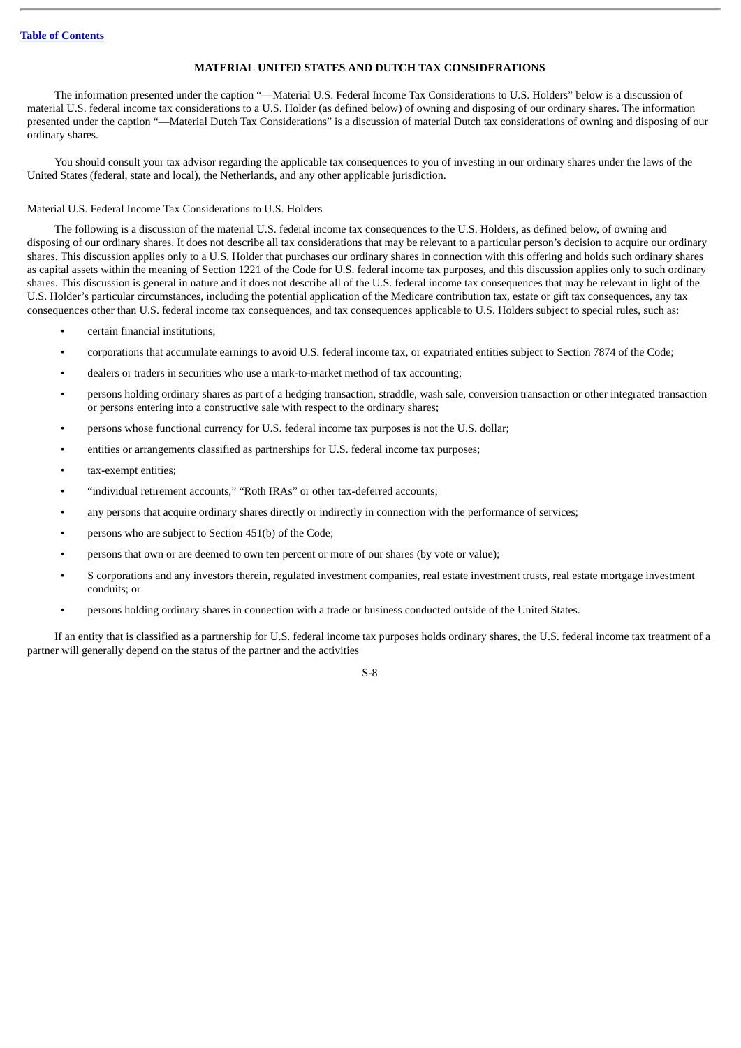## MATERIAL UNITED STATES AND DUTCH TAX CONSIDERATIONS

The information presented under the caption "—Material U.S. Federal Income Tax Considerations to U.S. Holders" below is a discussion of material U.S. federal income tax considerations to a U.S. Holder (as defined below) of owning and disposing of our ordinary shares. The information presented under the caption "—Material Dutch Tax Considerations" is a discussion of material Dutch tax considerations of owning and disposing of our ordinary shares.

You should consult your tax advisor regarding the applicable tax consequences to you of investing in our ordinary shares under the laws of the United States (federal, state and local), the Netherlands, and any other applicable jurisdiction.

### Material U.S. Federal Income Tax Considerations to U.S. Holders

The following is a discussion of the material U.S. federal income tax consequences to the U.S. Holders, as defined below, of owning and disposing of our ordinary shares. It does not describe all tax considerations that may be relevant to a particular person's decision to acquire our ordinary shares. This discussion applies only to a U.S. Holder that purchases our ordinary shares in connection with this offering and holds such ordinary shares as capital assets within the meaning of Section 1221 of the Code for U.S. federal income tax purposes, and this discussion applies only to such ordinary shares. This discussion is general in nature and it does not describe all of the U.S. federal income tax consequences that may be relevant in light of the U.S. Holder's particular circumstances, including the potential application of the Medicare contribution tax, estate or gift tax consequences, any tax consequences other than U.S. federal income tax consequences, and tax consequences applicable to U.S. Holders subject to special rules, such as:

- certain financial institutions;
- corporations that accumulate earnings to avoid U.S. federal income tax, or expatriated entities subject to Section 7874 of the Code;
- dealers or traders in securities who use a mark-to-market method of tax accounting;
- persons holding ordinary shares as part of a hedging transaction, straddle, wash sale, conversion transaction or other integrated transaction or persons entering into a constructive sale with respect to the ordinary shares;
- persons whose functional currency for U.S. federal income tax purposes is not the U.S. dollar;
- entities or arrangements classified as partnerships for U.S. federal income tax purposes;
- tax-exempt entities;
- "individual retirement accounts," "Roth IRAs" or other tax-deferred accounts;
- any persons that acquire ordinary shares directly or indirectly in connection with the performance of services;
- persons who are subject to Section 451(b) of the Code;
- persons that own or are deemed to own ten percent or more of our shares (by vote or value);
- S corporations and any investors therein, regulated investment companies, real estate investment trusts, real estate mortgage investment conduits; or
- persons holding ordinary shares in connection with a trade or business conducted outside of the United States.

If an entity that is classified as a partnership for U.S. federal income tax purposes holds ordinary shares, the U.S. federal income tax treatment of a partner will generally depend on the status of the partner and the activities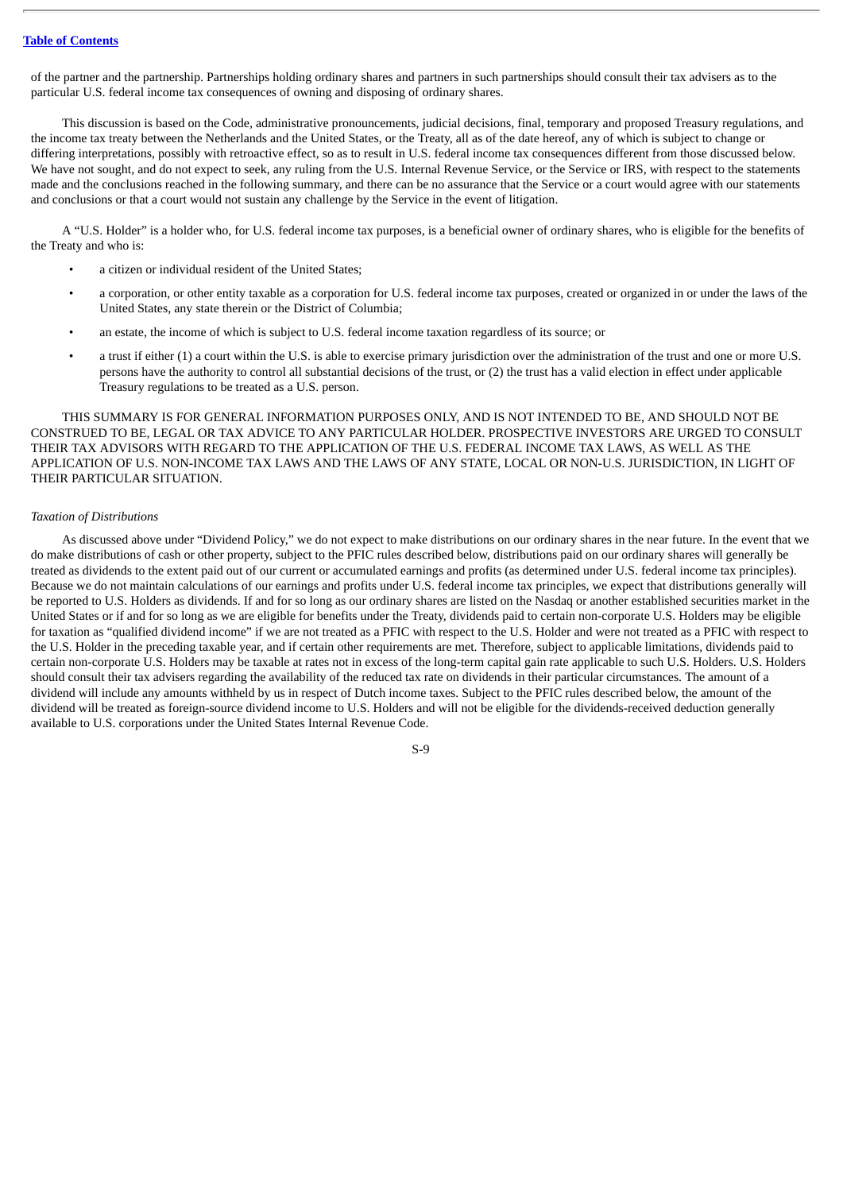of the partner and the partnership. Partnerships holding ordinary shares and partners in such partnerships should consult their tax advisers as to the particular U.S. federal income tax consequences of owning and disposing of ordinary shares.

This discussion is based on the Code, administrative pronouncements, judicial decisions, final, temporary and proposed Treasury regulations, and the income tax treaty between the Netherlands and the United States, or the Treaty, all as of the date hereof, any of which is subject to change or differing interpretations, possibly with retroactive effect, so as to result in U.S. federal income tax consequences different from those discussed below. We have not sought, and do not expect to seek, any ruling from the U.S. Internal Revenue Service, or the Service or IRS, with respect to the statements made and the conclusions reached in the following summary, and there can be no assurance that the Service or a court would agree with our statements and conclusions or that a court would not sustain any challenge by the Service in the event of litigation.

A "U.S. Holder" is a holder who, for U.S. federal income tax purposes, is a beneficial owner of ordinary shares, who is eligible for the benefits of the Treaty and who is:

- a citizen or individual resident of the United States;
- a corporation, or other entity taxable as a corporation for U.S. federal income tax purposes, created or organized in or under the laws of the United States, any state therein or the District of Columbia;
- an estate, the income of which is subject to U.S. federal income taxation regardless of its source; or
- a trust if either (1) a court within the U.S. is able to exercise primary jurisdiction over the administration of the trust and one or more U.S. persons have the authority to control all substantial decisions of the trust, or (2) the trust has a valid election in effect under applicable Treasury regulations to be treated as a U.S. person.

THIS SUMMARY IS FOR GENERAL INFORMATION PURPOSES ONLY, AND IS NOT INTENDED TO BE, AND SHOULD NOT BE CONSTRUED TO BE, LEGAL OR TAX ADVICE TO ANY PARTICULAR HOLDER. PROSPECTIVE INVESTORS ARE URGED TO CONSULT THEIR TAX ADVISORS WITH REGARD TO THE APPLICATION OF THE U.S. FEDERAL INCOME TAX LAWS, AS WELL AS THE APPLICATION OF U.S. NON-INCOME TAX LAWS AND THE LAWS OF ANY STATE, LOCAL OR NON-U.S. JURISDICTION, IN LIGHT OF THEIR PARTICULAR SITUATION.

*Taxation of Distributions*

As discussed above under "Dividend Policy," we do not expect to make distributions on our ordinary shares in the near future. In the event that we do make distributions of cash or other property, subject to the PFIC rules described below, distributions paid on our ordinary shares will generally be treated as dividends to the extent paid out of our current or accumulated earnings and profits (as determined under U.S. federal income tax principles). Because we do not maintain calculations of our earnings and profits under U.S. federal income tax principles, we expect that distributions generally will be reported to U.S. Holders as dividends. If and for so long as our ordinary shares are listed on the Nasdaq or another established securities market in the United States or if and for so long as we are eligible for benefits under the Treaty, dividends paid to certain non-corporate U.S. Holders may be eligible for taxation as "qualified dividend income" if we are not treated as a PFIC with respect to the U.S. Holder and were not treated as a PFIC with respect to the U.S. Holder in the preceding taxable year, and if certain other requirements are met. Therefore, subject to applicable limitations, dividends paid to certain non-corporate U.S. Holders may be taxable at rates not in excess of the long-term capital gain rate applicable to such U.S. Holders. U.S. Holders should consult their tax advisers regarding the availability of the reduced tax rate on dividends in their particular circumstances. The amount of a dividend will include any amounts withheld by us in respect of Dutch income taxes. Subject to the PFIC rules described below, the amount of the dividend will be treated as foreign-source dividend income to U.S. Holders and will not be eligible for the dividends-received deduction generally available to U.S. corporations under the United States Internal Revenue Code.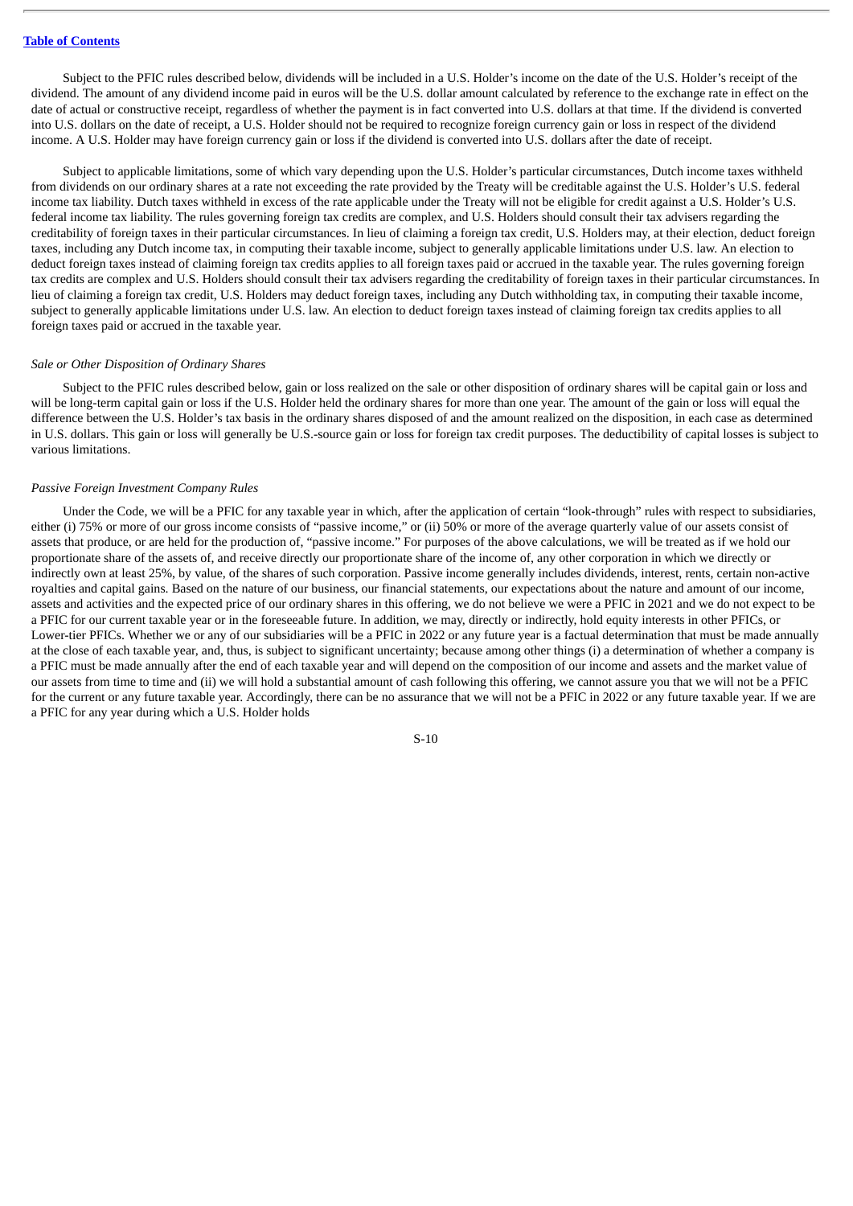Subject to the PFIC rules described below, dividends will be included in a U.S. Holder's income on the date of the U.S. Holder's receipt of the dividend. The amount of any dividend income paid in euros will be the U.S. dollar amount calculated by reference to the exchange rate in effect on the date of actual or constructive receipt, regardless of whether the payment is in fact converted into U.S. dollars at that time. If the dividend is converted into U.S. dollars on the date of receipt, a U.S. Holder should not be required to recognize foreign currency gain or loss in respect of the dividend income. A U.S. Holder may have foreign currency gain or loss if the dividend is converted into U.S. dollars after the date of receipt.

Subject to applicable limitations, some of which vary depending upon the U.S. Holder's particular circumstances, Dutch income taxes withheld from dividends on our ordinary shares at a rate not exceeding the rate provided by the Treaty will be creditable against the U.S. Holder's U.S. federal income tax liability. Dutch taxes withheld in excess of the rate applicable under the Treaty will not be eligible for credit against a U.S. Holder's U.S. federal income tax liability. The rules governing foreign tax credits are complex, and U.S. Holders should consult their tax advisers regarding the creditability of foreign taxes in their particular circumstances. In lieu of claiming a foreign tax credit, U.S. Holders may, at their election, deduct foreign taxes, including any Dutch income tax, in computing their taxable income, subject to generally applicable limitations under U.S. law. An election to deduct foreign taxes instead of claiming foreign tax credits applies to all foreign taxes paid or accrued in the taxable year. The rules governing foreign tax credits are complex and U.S. Holders should consult their tax advisers regarding the creditability of foreign taxes in their particular circumstances. In lieu of claiming a foreign tax credit, U.S. Holders may deduct foreign taxes, including any Dutch withholding tax, in computing their taxable income, subject to generally applicable limitations under U.S. law. An election to deduct foreign taxes instead of claiming foreign tax credits applies to all foreign taxes paid or accrued in the taxable year.

*Sale or Other Disposition of Ordinary Shares*

Subject to the PFIC rules described below, gain or loss realized on the sale or other disposition of ordinary shares will be capital gain or loss and will be long-term capital gain or loss if the U.S. Holder held the ordinary shares for more than one year. The amount of the gain or loss will equal the difference between the U.S. Holder's tax basis in the ordinary shares disposed of and the amount realized on the disposition, in each case as determined in U.S. dollars. This gain or loss will generally be U.S.-source gain or loss for foreign tax credit purposes. The deductibility of capital losses is subject to various limitations.

*Passive Foreign Investment Company Rules*

Under the Code, we will be a PFIC for any taxable year in which, after the application of certain "look-through" rules with respect to subsidiaries, either (i) 75% or more of our gross income consists of "passive income," or (ii) 50% or more of the average quarterly value of our assets consist of assets that produce, or are held for the production of, "passive income." For purposes of the above calculations, we will be treated as if we hold our proportionate share of the assets of, and receive directly our proportionate share of the income of, any other corporation in which we directly or indirectly own at least 25%, by value, of the shares of such corporation. Passive income generally includes dividends, interest, rents, certain non-active royalties and capital gains. Based on the nature of our business, our financial statements, our expectations about the nature and amount of our income, assets and activities and the expected price of our ordinary shares in this offering, we do not believe we were a PFIC in 2021 and we do not expect to be a PFIC for our current taxable year or in the foreseeable future. In addition, we may, directly or indirectly, hold equity interests in other PFICs, or Lower-tier PFICs. Whether we or any of our subsidiaries will be a PFIC in 2022 or any future year is a factual determination that must be made annually at the close of each taxable year, and, thus, is subject to significant uncertainty; because among other things (i) a determination of whether a company is a PFIC must be made annually after the end of each taxable year and will depend on the composition of our income and assets and the market value of our assets from time to time and (ii) we will hold a substantial amount of cash following this offering, we cannot assure you that we will not be a PFIC for the current or any future taxable year. Accordingly, there can be no assurance that we will not be a PFIC in 2022 or any future taxable year. If we are a PFIC for any year during which a U.S. Holder holds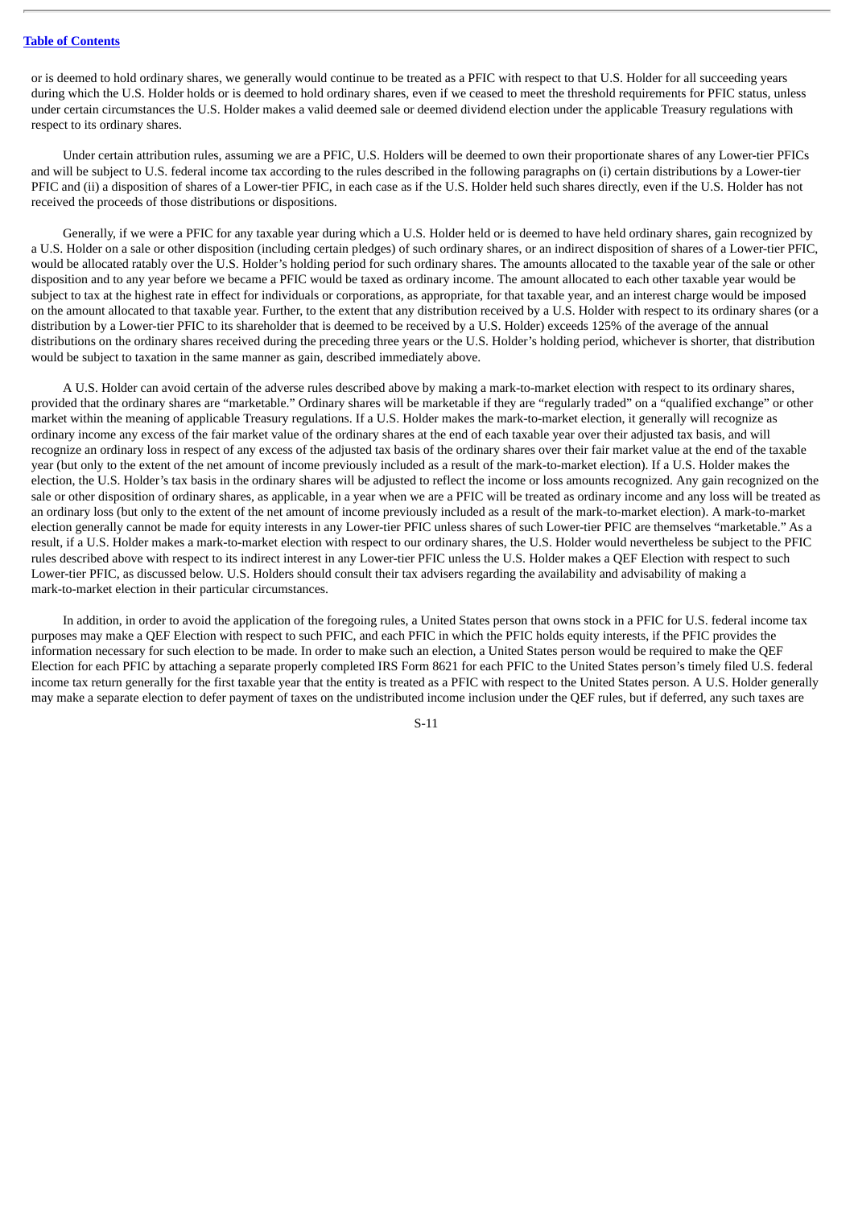or is deemed to hold ordinary shares, we generally would continue to be treated as a PFIC with respect to that U.S. Holder for all succeeding years during which the U.S. Holder holds or is deemed to hold ordinary shares, even if we ceased to meet the threshold requirements for PFIC status, unless under certain circumstances the U.S. Holder makes a valid deemed sale or deemed dividend election under the applicable Treasury regulations with respect to its ordinary shares.

Under certain attribution rules, assuming we are a PFIC, U.S. Holders will be deemed to own their proportionate shares of any Lower-tier PFICs and will be subject to U.S. federal income tax according to the rules described in the following paragraphs on (i) certain distributions by a Lower-tier PFIC and (ii) a disposition of shares of a Lower-tier PFIC, in each case as if the U.S. Holder held such shares directly, even if the U.S. Holder has not received the proceeds of those distributions or dispositions.

Generally, if we were a PFIC for any taxable year during which a U.S. Holder held or is deemed to have held ordinary shares, gain recognized by a U.S. Holder on a sale or other disposition (including certain pledges) of such ordinary shares, or an indirect disposition of shares of a Lower-tier PFIC, would be allocated ratably over the U.S. Holder's holding period for such ordinary shares. The amounts allocated to the taxable year of the sale or other disposition and to any year before we became a PFIC would be taxed as ordinary income. The amount allocated to each other taxable year would be subject to tax at the highest rate in effect for individuals or corporations, as appropriate, for that taxable year, and an interest charge would be imposed on the amount allocated to that taxable year. Further, to the extent that any distribution received by a U.S. Holder with respect to its ordinary shares (or a distribution by a Lower-tier PFIC to its shareholder that is deemed to be received by a U.S. Holder) exceeds 125% of the average of the annual distributions on the ordinary shares received during the preceding three years or the U.S. Holder's holding period, whichever is shorter, that distribution would be subject to taxation in the same manner as gain, described immediately above.

A U.S. Holder can avoid certain of the adverse rules described above by making a mark-to-market election with respect to its ordinary shares, provided that the ordinary shares are "marketable." Ordinary shares will be marketable if they are "regularly traded" on a "qualified exchange" or other market within the meaning of applicable Treasury regulations. If a U.S. Holder makes the mark-to-market election, it generally will recognize as ordinary income any excess of the fair market value of the ordinary shares at the end of each taxable year over their adjusted tax basis, and will recognize an ordinary loss in respect of any excess of the adjusted tax basis of the ordinary shares over their fair market value at the end of the taxable year (but only to the extent of the net amount of income previously included as a result of the mark-to-market election). If a U.S. Holder makes the election, the U.S. Holder's tax basis in the ordinary shares will be adjusted to reflect the income or loss amounts recognized. Any gain recognized on the sale or other disposition of ordinary shares, as applicable, in a year when we are a PFIC will be treated as ordinary income and any loss will be treated as an ordinary loss (but only to the extent of the net amount of income previously included as a result of the mark-to-market election). A mark-to-market election generally cannot be made for equity interests in any Lower-tier PFIC unless shares of such Lower-tier PFIC are themselves "marketable." As a result, if a U.S. Holder makes a mark-to-market election with respect to our ordinary shares, the U.S. Holder would nevertheless be subject to the PFIC rules described above with respect to its indirect interest in any Lower-tier PFIC unless the U.S. Holder makes a QEF Election with respect to such Lower-tier PFIC, as discussed below. U.S. Holders should consult their tax advisers regarding the availability and advisability of making a mark-to-market election in their particular circumstances.

In addition, in order to avoid the application of the foregoing rules, a United States person that owns stock in a PFIC for U.S. federal income tax purposes may make a QEF Election with respect to such PFIC, and each PFIC in which the PFIC holds equity interests, if the PFIC provides the information necessary for such election to be made. In order to make such an election, a United States person would be required to make the QEF Election for each PFIC by attaching a separate properly completed IRS Form 8621 for each PFIC to the United States person's timely filed U.S. federal income tax return generally for the first taxable year that the entity is treated as a PFIC with respect to the United States person. A U.S. Holder generally may make a separate election to defer payment of taxes on the undistributed income inclusion under the QEF rules, but if deferred, any such taxes are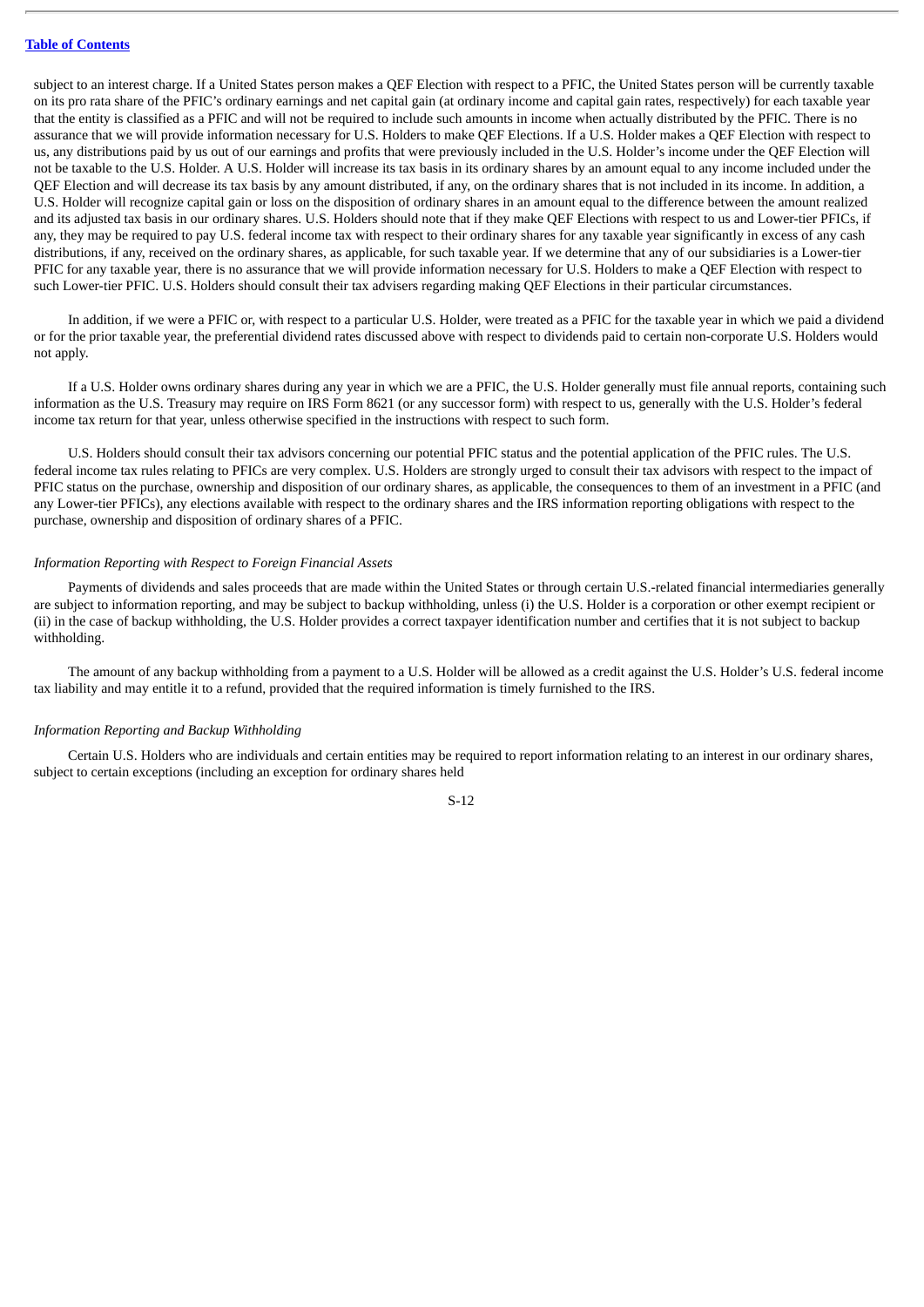subject to an interest charge. If a United States person makes a QEF Election with respect to a PFIC, the United States person will be currently taxable on its pro rata share of the PFIC's ordinary earnings and net capital gain (at ordinary income and capital gain rates, respectively) for each taxable year that the entity is classified as a PFIC and will not be required to include such amounts in income when actually distributed by the PFIC. There is no assurance that we will provide information necessary for U.S. Holders to make QEF Elections. If a U.S. Holder makes a QEF Election with respect to us, any distributions paid by us out of our earnings and profits that were previously included in the U.S. Holder's income under the QEF Election will not be taxable to the U.S. Holder. A U.S. Holder will increase its tax basis in its ordinary shares by an amount equal to any income included under the QEF Election and will decrease its tax basis by any amount distributed, if any, on the ordinary shares that is not included in its income. In addition, a U.S. Holder will recognize capital gain or loss on the disposition of ordinary shares in an amount equal to the difference between the amount realized and its adjusted tax basis in our ordinary shares. U.S. Holders should note that if they make QEF Elections with respect to us and Lower-tier PFICs, if any, they may be required to pay U.S. federal income tax with respect to their ordinary shares for any taxable year significantly in excess of any cash distributions, if any, received on the ordinary shares, as applicable, for such taxable year. If we determine that any of our subsidiaries is a Lower-tier PFIC for any taxable year, there is no assurance that we will provide information necessary for U.S. Holders to make a QEF Election with respect to such Lower-tier PFIC. U.S. Holders should consult their tax advisers regarding making QEF Elections in their particular circumstances.

In addition, if we were a PFIC or, with respect to a particular U.S. Holder, were treated as a PFIC for the taxable year in which we paid a dividend or for the prior taxable year, the preferential dividend rates discussed above with respect to dividends paid to certain non-corporate U.S. Holders would not apply.

If a U.S. Holder owns ordinary shares during any year in which we are a PFIC, the U.S. Holder generally must file annual reports, containing such information as the U.S. Treasury may require on IRS Form 8621 (or any successor form) with respect to us, generally with the U.S. Holder's federal income tax return for that year, unless otherwise specified in the instructions with respect to such form.

U.S. Holders should consult their tax advisors concerning our potential PFIC status and the potential application of the PFIC rules. The U.S. federal income tax rules relating to PFICs are very complex. U.S. Holders are strongly urged to consult their tax advisors with respect to the impact of PFIC status on the purchase, ownership and disposition of our ordinary shares, as applicable, the consequences to them of an investment in a PFIC (and any Lower-tier PFICs), any elections available with respect to the ordinary shares and the IRS information reporting obligations with respect to the purchase, ownership and disposition of ordinary shares of a PFIC.

*Information Reporting with Respect to Foreign Financial Assets*

Payments of dividends and sales proceeds that are made within the United States or through certain U.S.-related financial intermediaries generally are subject to information reporting, and may be subject to backup withholding, unless (i) the U.S. Holder is a corporation or other exempt recipient or (ii) in the case of backup withholding, the U.S. Holder provides a correct taxpayer identification number and certifies that it is not subject to backup withholding.

The amount of any backup withholding from a payment to a U.S. Holder will be allowed as a credit against the U.S. Holder's U.S. federal income tax liability and may entitle it to a refund, provided that the required information is timely furnished to the IRS.

*Information Reporting and Backup Withholding*

Certain U.S. Holders who are individuals and certain entities may be required to report information relating to an interest in our ordinary shares, subject to certain exceptions (including an exception for ordinary shares held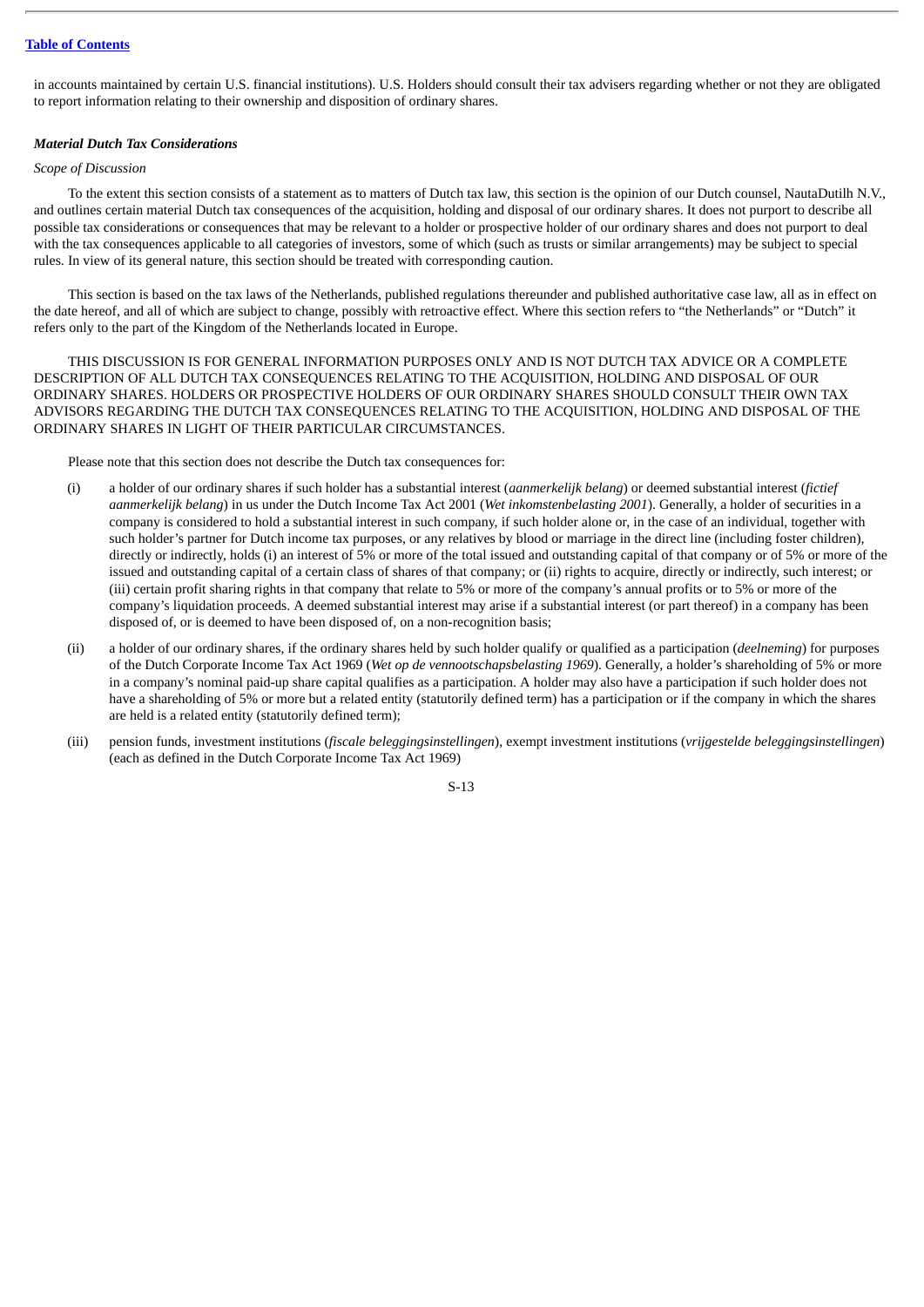in accounts maintained by certain U.S. financial institutions). U.S. Holders should consult their tax advisers regarding whether or not they are obligated to report information relating to their ownership and disposition of ordinary shares.

### ***Material Dutch Tax Considerations***

*Scope of Discussion*

To the extent this section consists of a statement as to matters of Dutch tax law, this section is the opinion of our Dutch counsel, NautaDutilh N.V., and outlines certain material Dutch tax consequences of the acquisition, holding and disposal of our ordinary shares. It does not purport to describe all possible tax considerations or consequences that may be relevant to a holder or prospective holder of our ordinary shares and does not purport to deal with the tax consequences applicable to all categories of investors, some of which (such as trusts or similar arrangements) may be subject to special rules. In view of its general nature, this section should be treated with corresponding caution.

This section is based on the tax laws of the Netherlands, published regulations thereunder and published authoritative case law, all as in effect on the date hereof, and all of which are subject to change, possibly with retroactive effect. Where this section refers to "the Netherlands" or "Dutch" it refers only to the part of the Kingdom of the Netherlands located in Europe.

THIS DISCUSSION IS FOR GENERAL INFORMATION PURPOSES ONLY AND IS NOT DUTCH TAX ADVICE OR A COMPLETE DESCRIPTION OF ALL DUTCH TAX CONSEQUENCES RELATING TO THE ACQUISITION, HOLDING AND DISPOSAL OF OUR ORDINARY SHARES. HOLDERS OR PROSPECTIVE HOLDERS OF OUR ORDINARY SHARES SHOULD CONSULT THEIR OWN TAX ADVISORS REGARDING THE DUTCH TAX CONSEQUENCES RELATING TO THE ACQUISITION, HOLDING AND DISPOSAL OF THE ORDINARY SHARES IN LIGHT OF THEIR PARTICULAR CIRCUMSTANCES.

Please note that this section does not describe the Dutch tax consequences for:

(i) a holder of our ordinary shares if such holder has a substantial interest (*aanmerkelijk belang*) or deemed substantial interest (*fictief aanmerkelijk belang*) in us under the Dutch Income Tax Act 2001 (*Wet inkomstenbelasting 2001*). Generally, a holder of securities in a company is considered to hold a substantial interest in such company, if such holder alone or, in the case of an individual, together with such holder's partner for Dutch income tax purposes, or any relatives by blood or marriage in the direct line (including foster children), directly or indirectly, holds (i) an interest of 5% or more of the total issued and outstanding capital of that company or of 5% or more of the issued and outstanding capital of a certain class of shares of that company; or (ii) rights to acquire, directly or indirectly, such interest; or (iii) certain profit sharing rights in that company that relate to 5% or more of the company's annual profits or to 5% or more of the company's liquidation proceeds. A deemed substantial interest may arise if a substantial interest (or part thereof) in a company has been disposed of, or is deemed to have been disposed of, on a non-recognition basis;

(ii) a holder of our ordinary shares, if the ordinary shares held by such holder qualify or qualified as a participation (*deelneming*) for purposes of the Dutch Corporate Income Tax Act 1969 (*Wet op de vennootschapsbelasting 1969*). Generally, a holder's shareholding of 5% or more in a company's nominal paid-up share capital qualifies as a participation. A holder may also have a participation if such holder does not have a shareholding of 5% or more but a related entity (statutorily defined term) has a participation or if the company in which the shares are held is a related entity (statutorily defined term);

(iii) pension funds, investment institutions (*fiscale beleggingsinstellingen*), exempt investment institutions (*vrijgestelde beleggingsinstellingen*) (each as defined in the Dutch Corporate Income Tax Act 1969)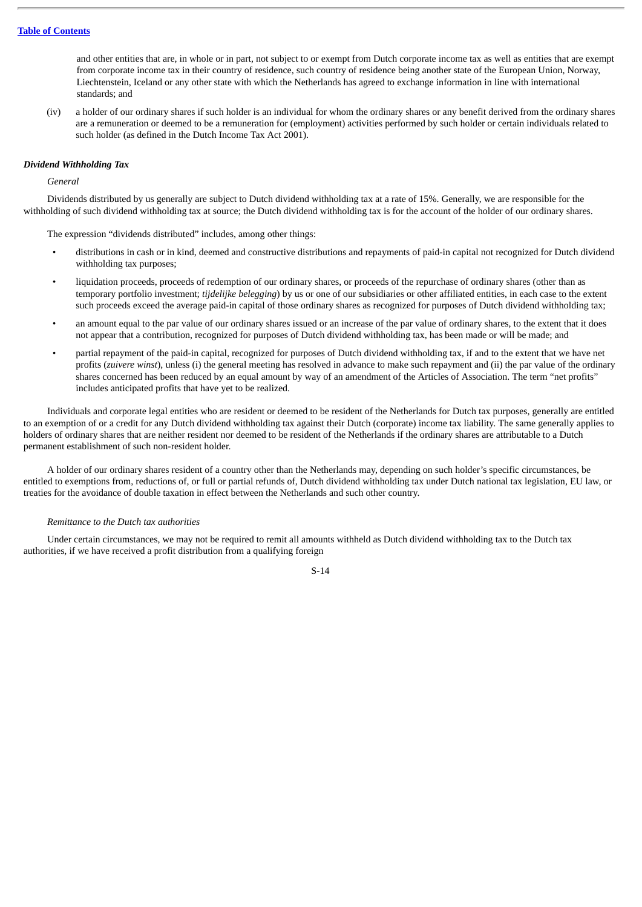and other entities that are, in whole or in part, not subject to or exempt from Dutch corporate income tax as well as entities that are exempt from corporate income tax in their country of residence, such country of residence being another state of the European Union, Norway, Liechtenstein, Iceland or any other state with which the Netherlands has agreed to exchange information in line with international standards; and

(iv) a holder of our ordinary shares if such holder is an individual for whom the ordinary shares or any benefit derived from the ordinary shares are a remuneration or deemed to be a remuneration for (employment) activities performed by such holder or certain individuals related to such holder (as defined in the Dutch Income Tax Act 2001).

***Dividend Withholding Tax***

*General*

Dividends distributed by us generally are subject to Dutch dividend withholding tax at a rate of 15%. Generally, we are responsible for the withholding of such dividend withholding tax at source; the Dutch dividend withholding tax is for the account of the holder of our ordinary shares.

The expression "dividends distributed" includes, among other things:

- distributions in cash or in kind, deemed and constructive distributions and repayments of paid-in capital not recognized for Dutch dividend withholding tax purposes;
- liquidation proceeds, proceeds of redemption of our ordinary shares, or proceeds of the repurchase of ordinary shares (other than as temporary portfolio investment; *tijdelijke belegging*) by us or one of our subsidiaries or other affiliated entities, in each case to the extent such proceeds exceed the average paid-in capital of those ordinary shares as recognized for purposes of Dutch dividend withholding tax;
- an amount equal to the par value of our ordinary shares issued or an increase of the par value of ordinary shares, to the extent that it does not appear that a contribution, recognized for purposes of Dutch dividend withholding tax, has been made or will be made; and
- partial repayment of the paid-in capital, recognized for purposes of Dutch dividend withholding tax, if and to the extent that we have net profits (*zuivere winst*), unless (i) the general meeting has resolved in advance to make such repayment and (ii) the par value of the ordinary shares concerned has been reduced by an equal amount by way of an amendment of the Articles of Association. The term "net profits" includes anticipated profits that have yet to be realized.

Individuals and corporate legal entities who are resident or deemed to be resident of the Netherlands for Dutch tax purposes, generally are entitled to an exemption of or a credit for any Dutch dividend withholding tax against their Dutch (corporate) income tax liability. The same generally applies to holders of ordinary shares that are neither resident nor deemed to be resident of the Netherlands if the ordinary shares are attributable to a Dutch permanent establishment of such non-resident holder.

A holder of our ordinary shares resident of a country other than the Netherlands may, depending on such holder's specific circumstances, be entitled to exemptions from, reductions of, or full or partial refunds of, Dutch dividend withholding tax under Dutch national tax legislation, EU law, or treaties for the avoidance of double taxation in effect between the Netherlands and such other country.

*Remittance to the Dutch tax authorities*

Under certain circumstances, we may not be required to remit all amounts withheld as Dutch dividend withholding tax to the Dutch tax authorities, if we have received a profit distribution from a qualifying foreign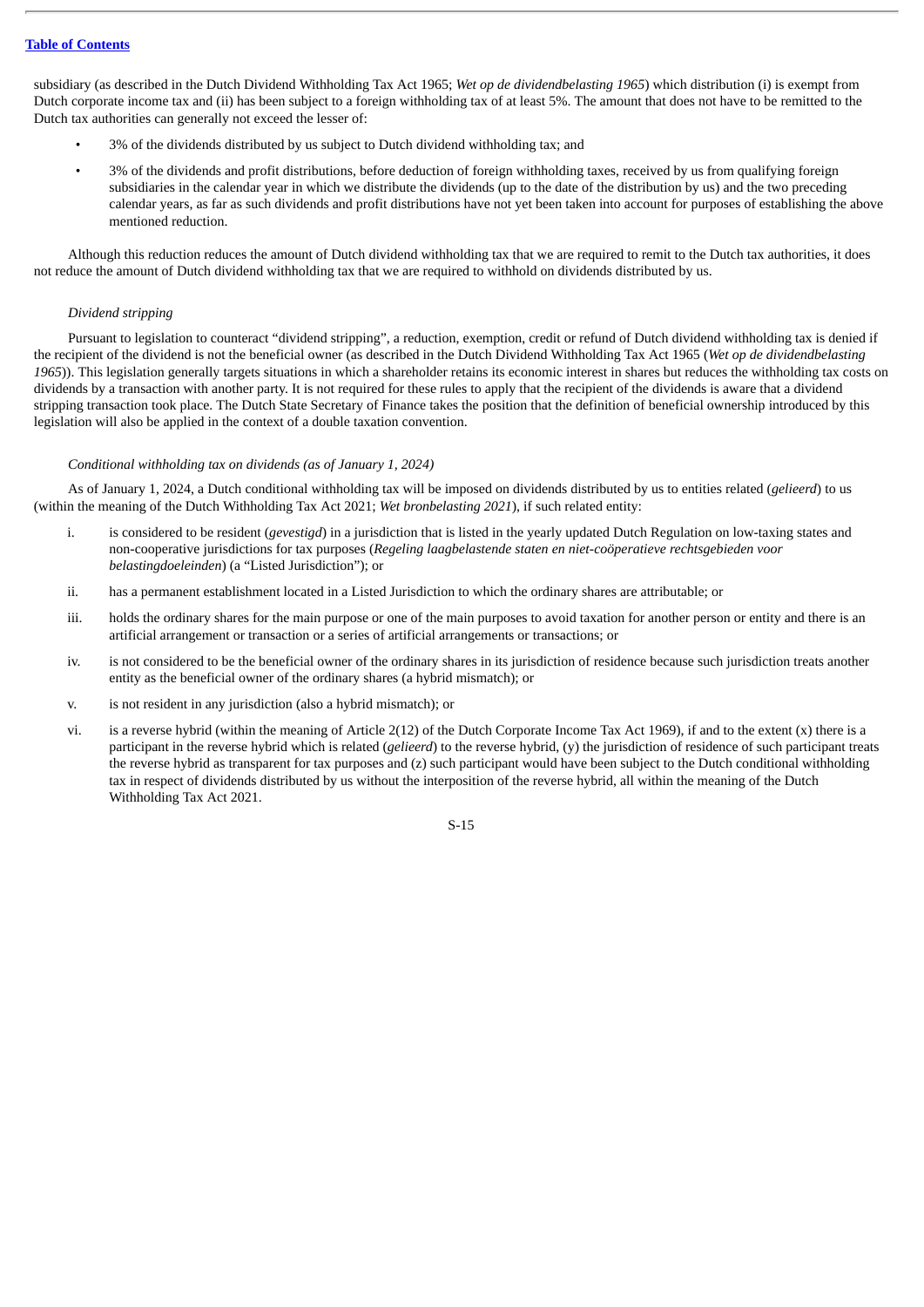subsidiary (as described in the Dutch Dividend Withholding Tax Act 1965; *Wet op de dividendbelasting 1965*) which distribution (i) is exempt from Dutch corporate income tax and (ii) has been subject to a foreign withholding tax of at least 5%. The amount that does not have to be remitted to the Dutch tax authorities can generally not exceed the lesser of:

- 3% of the dividends distributed by us subject to Dutch dividend withholding tax; and
- 3% of the dividends and profit distributions, before deduction of foreign withholding taxes, received by us from qualifying foreign subsidiaries in the calendar year in which we distribute the dividends (up to the date of the distribution by us) and the two preceding calendar years, as far as such dividends and profit distributions have not yet been taken into account for purposes of establishing the above mentioned reduction.

Although this reduction reduces the amount of Dutch dividend withholding tax that we are required to remit to the Dutch tax authorities, it does not reduce the amount of Dutch dividend withholding tax that we are required to withhold on dividends distributed by us.

*Dividend stripping*

Pursuant to legislation to counteract "dividend stripping", a reduction, exemption, credit or refund of Dutch dividend withholding tax is denied if the recipient of the dividend is not the beneficial owner (as described in the Dutch Dividend Withholding Tax Act 1965 (*Wet op de dividendbelasting 1965*)). This legislation generally targets situations in which a shareholder retains its economic interest in shares but reduces the withholding tax costs on dividends by a transaction with another party. It is not required for these rules to apply that the recipient of the dividends is aware that a dividend stripping transaction took place. The Dutch State Secretary of Finance takes the position that the definition of beneficial ownership introduced by this legislation will also be applied in the context of a double taxation convention.

*Conditional withholding tax on dividends (as of January 1, 2024)*

As of January 1, 2024, a Dutch conditional withholding tax will be imposed on dividends distributed by us to entities related (*gelieerd*) to us (within the meaning of the Dutch Withholding Tax Act 2021; *Wet bronbelasting 2021*), if such related entity:

i. is considered to be resident (*gevestigd*) in a jurisdiction that is listed in the yearly updated Dutch Regulation on low-taxing states and non-cooperative jurisdictions for tax purposes (*Regeling laagbelastende staten en niet-coöperatieve rechtsgebieden voor belastingdoeleinden*) (a "Listed Jurisdiction"); or

ii. has a permanent establishment located in a Listed Jurisdiction to which the ordinary shares are attributable; or

iii. holds the ordinary shares for the main purpose or one of the main purposes to avoid taxation for another person or entity and there is an artificial arrangement or transaction or a series of artificial arrangements or transactions; or

iv. is not considered to be the beneficial owner of the ordinary shares in its jurisdiction of residence because such jurisdiction treats another entity as the beneficial owner of the ordinary shares (a hybrid mismatch); or

v. is not resident in any jurisdiction (also a hybrid mismatch); or

vi. is a reverse hybrid (within the meaning of Article 2(12) of the Dutch Corporate Income Tax Act 1969), if and to the extent (x) there is a participant in the reverse hybrid which is related (*gelieerd*) to the reverse hybrid, (y) the jurisdiction of residence of such participant treats the reverse hybrid as transparent for tax purposes and (z) such participant would have been subject to the Dutch conditional withholding tax in respect of dividends distributed by us without the interposition of the reverse hybrid, all within the meaning of the Dutch Withholding Tax Act 2021.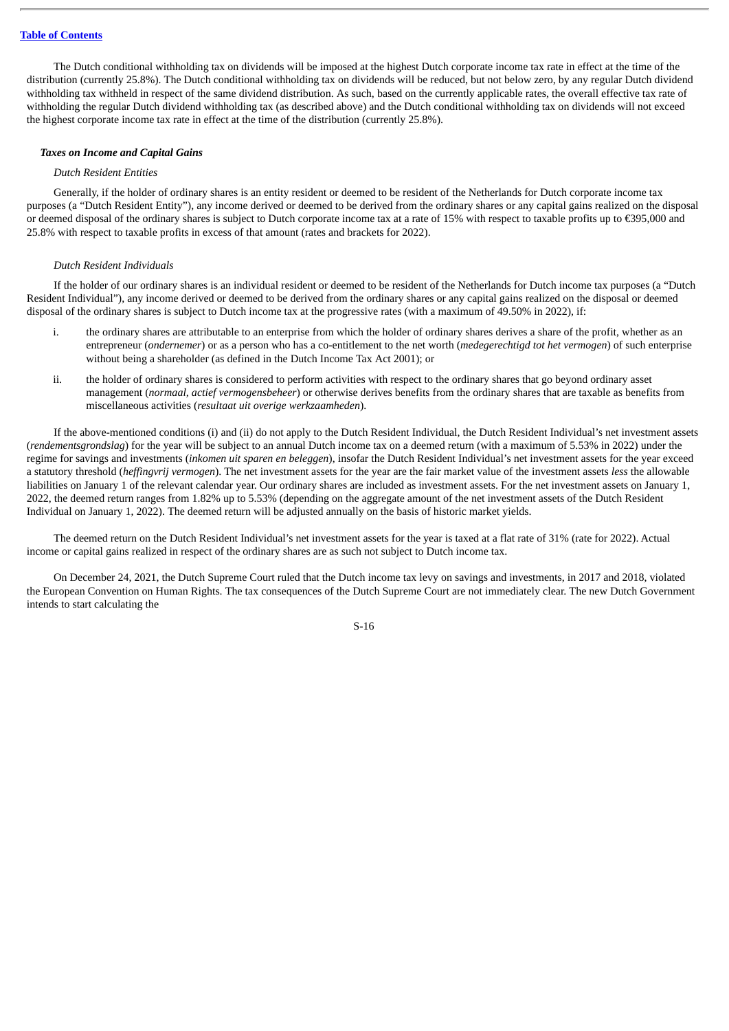The Dutch conditional withholding tax on dividends will be imposed at the highest Dutch corporate income tax rate in effect at the time of the distribution (currently 25.8%). The Dutch conditional withholding tax on dividends will be reduced, but not below zero, by any regular Dutch dividend withholding tax withheld in respect of the same dividend distribution. As such, based on the currently applicable rates, the overall effective tax rate of withholding the regular Dutch dividend withholding tax (as described above) and the Dutch conditional withholding tax on dividends will not exceed the highest corporate income tax rate in effect at the time of the distribution (currently 25.8%).

### *Taxes on Income and Capital Gains*

*Dutch Resident Entities*

Generally, if the holder of ordinary shares is an entity resident or deemed to be resident of the Netherlands for Dutch corporate income tax purposes (a "Dutch Resident Entity"), any income derived or deemed to be derived from the ordinary shares or any capital gains realized on the disposal or deemed disposal of the ordinary shares is subject to Dutch corporate income tax at a rate of 15% with respect to taxable profits up to €395,000 and 25.8% with respect to taxable profits in excess of that amount (rates and brackets for 2022).

*Dutch Resident Individuals*

If the holder of our ordinary shares is an individual resident or deemed to be resident of the Netherlands for Dutch income tax purposes (a "Dutch Resident Individual"), any income derived or deemed to be derived from the ordinary shares or any capital gains realized on the disposal or deemed disposal of the ordinary shares is subject to Dutch income tax at the progressive rates (with a maximum of 49.50% in 2022), if:

i. the ordinary shares are attributable to an enterprise from which the holder of ordinary shares derives a share of the profit, whether as an entrepreneur (*ondernemer*) or as a person who has a co-entitlement to the net worth (*medegerechtigd tot het vermogen*) of such enterprise without being a shareholder (as defined in the Dutch Income Tax Act 2001); or

ii. the holder of ordinary shares is considered to perform activities with respect to the ordinary shares that go beyond ordinary asset management (*normaal, actief vermogensbeheer*) or otherwise derives benefits from the ordinary shares that are taxable as benefits from miscellaneous activities (*resultaat uit overige werkzaamheden*).

If the above-mentioned conditions (i) and (ii) do not apply to the Dutch Resident Individual, the Dutch Resident Individual's net investment assets (*rendementsgrondslag*) for the year will be subject to an annual Dutch income tax on a deemed return (with a maximum of 5.53% in 2022) under the regime for savings and investments (*inkomen uit sparen en beleggen*), insofar the Dutch Resident Individual's net investment assets for the year exceed a statutory threshold (*heffingvrij vermogen*). The net investment assets for the year are the fair market value of the investment assets *less* the allowable liabilities on January 1 of the relevant calendar year. Our ordinary shares are included as investment assets. For the net investment assets on January 1, 2022, the deemed return ranges from 1.82% up to 5.53% (depending on the aggregate amount of the net investment assets of the Dutch Resident Individual on January 1, 2022). The deemed return will be adjusted annually on the basis of historic market yields.

The deemed return on the Dutch Resident Individual's net investment assets for the year is taxed at a flat rate of 31% (rate for 2022). Actual income or capital gains realized in respect of the ordinary shares are as such not subject to Dutch income tax.

On December 24, 2021, the Dutch Supreme Court ruled that the Dutch income tax levy on savings and investments, in 2017 and 2018, violated the European Convention on Human Rights. The tax consequences of the Dutch Supreme Court are not immediately clear. The new Dutch Government intends to start calculating the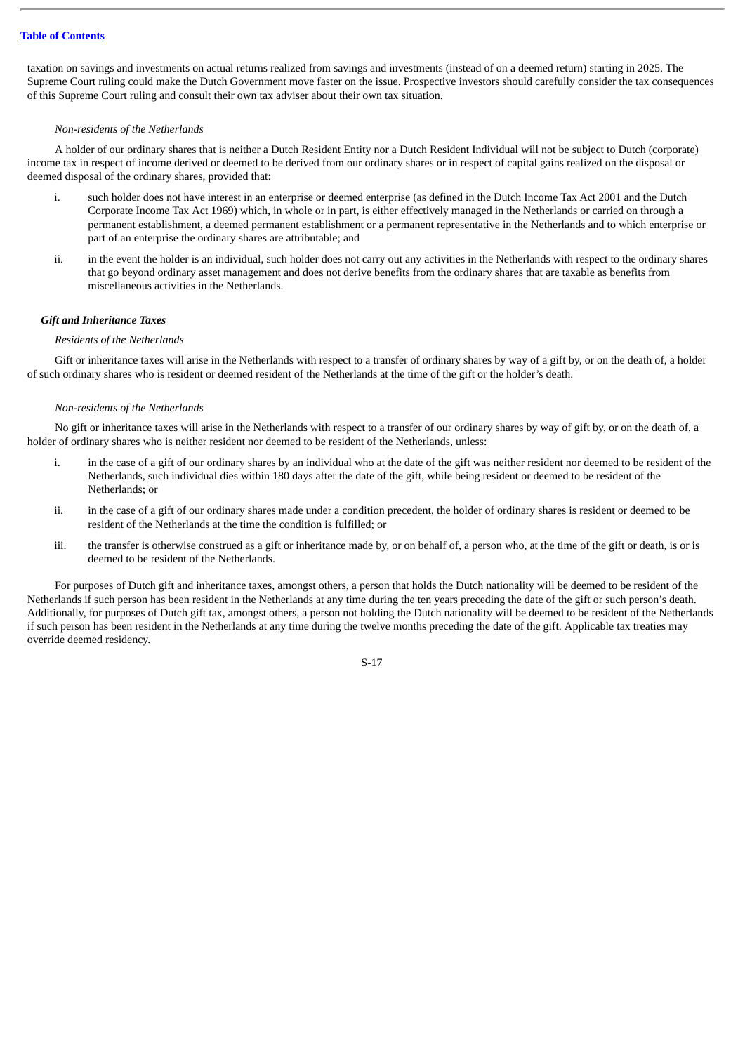taxation on savings and investments on actual returns realized from savings and investments (instead of on a deemed return) starting in 2025. The Supreme Court ruling could make the Dutch Government move faster on the issue. Prospective investors should carefully consider the tax consequences of this Supreme Court ruling and consult their own tax adviser about their own tax situation.

*Non-residents of the Netherlands*

A holder of our ordinary shares that is neither a Dutch Resident Entity nor a Dutch Resident Individual will not be subject to Dutch (corporate) income tax in respect of income derived or deemed to be derived from our ordinary shares or in respect of capital gains realized on the disposal or deemed disposal of the ordinary shares, provided that:

i. such holder does not have interest in an enterprise or deemed enterprise (as defined in the Dutch Income Tax Act 2001 and the Dutch Corporate Income Tax Act 1969) which, in whole or in part, is either effectively managed in the Netherlands or carried on through a permanent establishment, a deemed permanent establishment or a permanent representative in the Netherlands and to which enterprise or part of an enterprise the ordinary shares are attributable; and

ii. in the event the holder is an individual, such holder does not carry out any activities in the Netherlands with respect to the ordinary shares that go beyond ordinary asset management and does not derive benefits from the ordinary shares that are taxable as benefits from miscellaneous activities in the Netherlands.

### *Gift and Inheritance Taxes*

*Residents of the Netherlands*

Gift or inheritance taxes will arise in the Netherlands with respect to a transfer of ordinary shares by way of a gift by, or on the death of, a holder of such ordinary shares who is resident or deemed resident of the Netherlands at the time of the gift or the holder's death.

*Non-residents of the Netherlands*

No gift or inheritance taxes will arise in the Netherlands with respect to a transfer of our ordinary shares by way of gift by, or on the death of, a holder of ordinary shares who is neither resident nor deemed to be resident of the Netherlands, unless:

i. in the case of a gift of our ordinary shares by an individual who at the date of the gift was neither resident nor deemed to be resident of the Netherlands, such individual dies within 180 days after the date of the gift, while being resident or deemed to be resident of the Netherlands; or

ii. in the case of a gift of our ordinary shares made under a condition precedent, the holder of ordinary shares is resident or deemed to be resident of the Netherlands at the time the condition is fulfilled; or

iii. the transfer is otherwise construed as a gift or inheritance made by, or on behalf of, a person who, at the time of the gift or death, is or is deemed to be resident of the Netherlands.

For purposes of Dutch gift and inheritance taxes, amongst others, a person that holds the Dutch nationality will be deemed to be resident of the Netherlands if such person has been resident in the Netherlands at any time during the ten years preceding the date of the gift or such person's death. Additionally, for purposes of Dutch gift tax, amongst others, a person not holding the Dutch nationality will be deemed to be resident of the Netherlands if such person has been resident in the Netherlands at any time during the twelve months preceding the date of the gift. Applicable tax treaties may override deemed residency.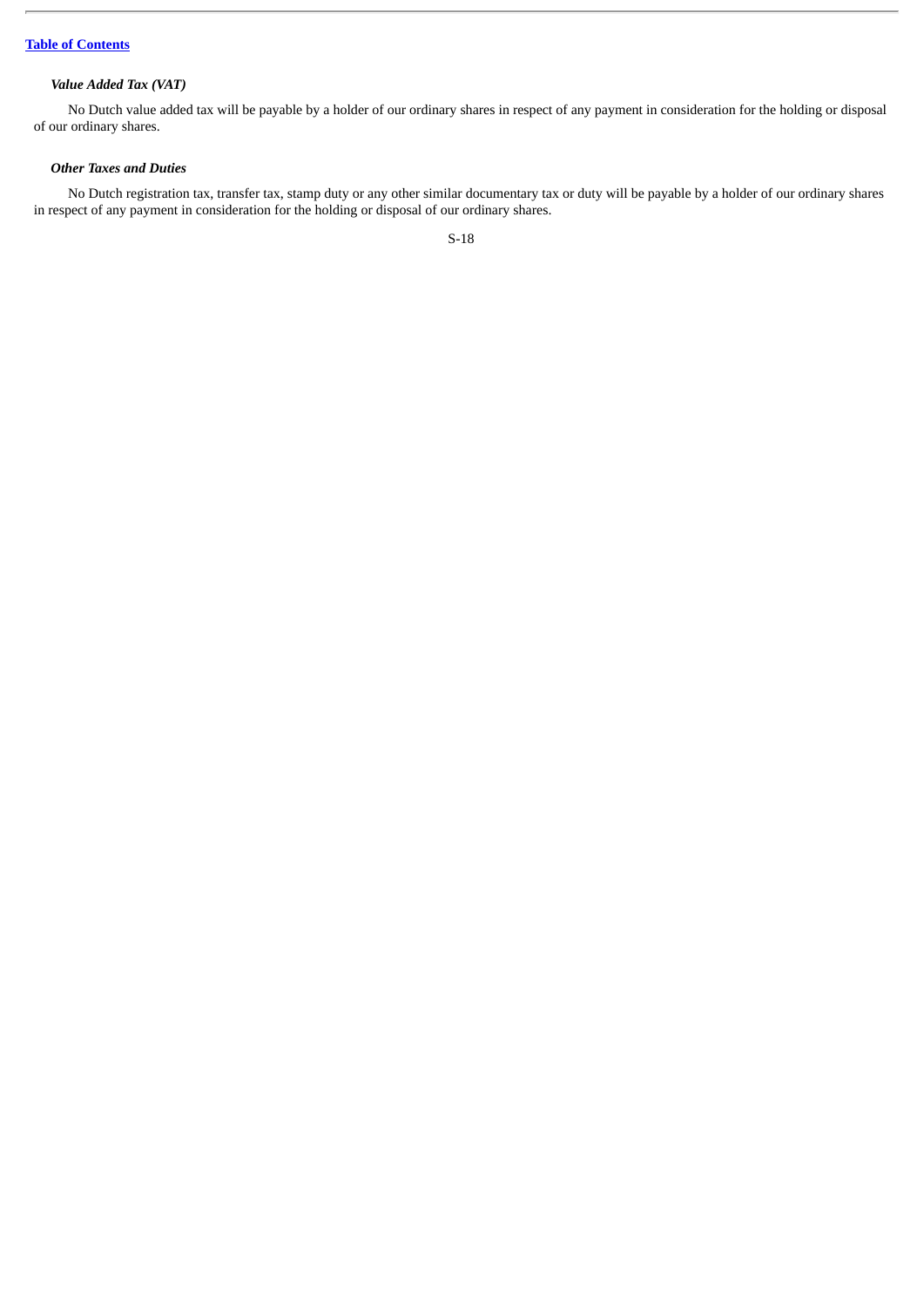***Value Added Tax (VAT)***

No Dutch value added tax will be payable by a holder of our ordinary shares in respect of any payment in consideration for the holding or disposal of our ordinary shares.

***Other Taxes and Duties***

No Dutch registration tax, transfer tax, stamp duty or any other similar documentary tax or duty will be payable by a holder of our ordinary shares in respect of any payment in consideration for the holding or disposal of our ordinary shares.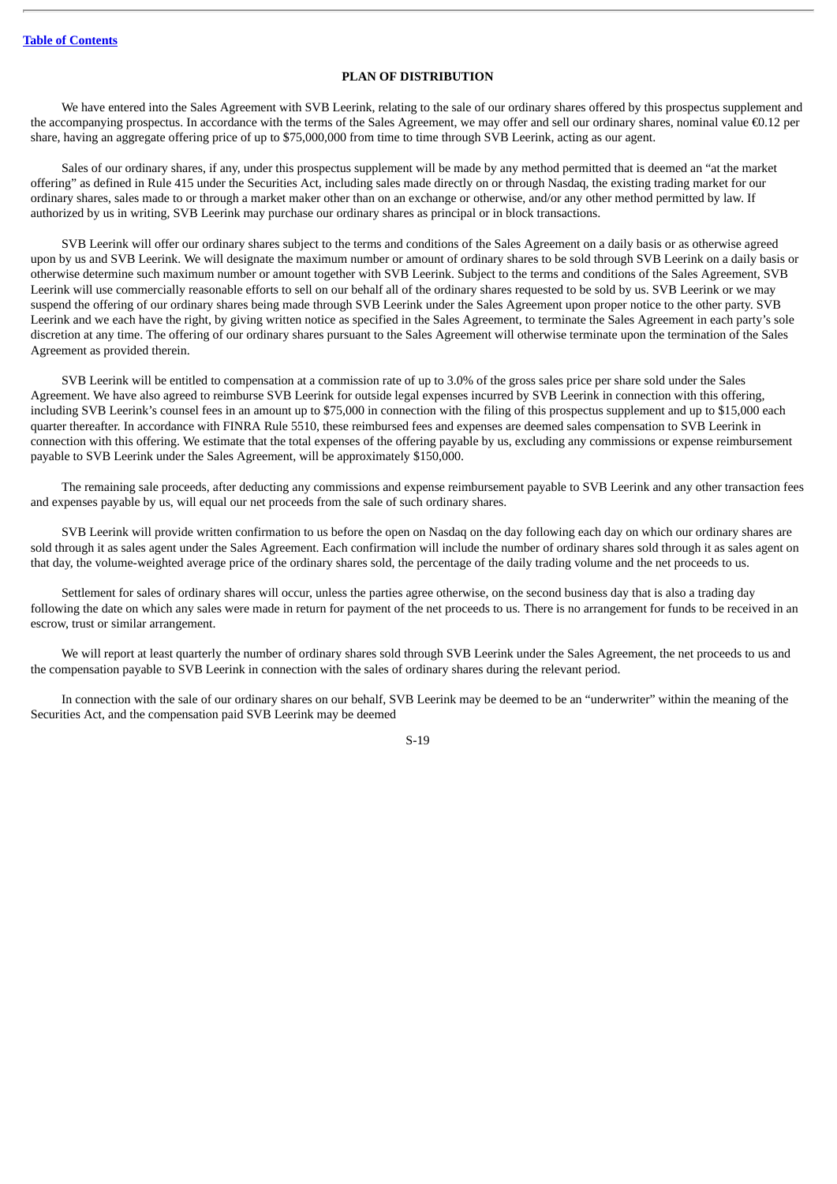## PLAN OF DISTRIBUTION

We have entered into the Sales Agreement with SVB Leerink, relating to the sale of our ordinary shares offered by this prospectus supplement and the accompanying prospectus. In accordance with the terms of the Sales Agreement, we may offer and sell our ordinary shares, nominal value €0.12 per share, having an aggregate offering price of up to $75,000,000 from time to time through SVB Leerink, acting as our agent.

Sales of our ordinary shares, if any, under this prospectus supplement will be made by any method permitted that is deemed an "at the market offering" as defined in Rule 415 under the Securities Act, including sales made directly on or through Nasdaq, the existing trading market for our ordinary shares, sales made to or through a market maker other than on an exchange or otherwise, and/or any other method permitted by law. If authorized by us in writing, SVB Leerink may purchase our ordinary shares as principal or in block transactions.

SVB Leerink will offer our ordinary shares subject to the terms and conditions of the Sales Agreement on a daily basis or as otherwise agreed upon by us and SVB Leerink. We will designate the maximum number or amount of ordinary shares to be sold through SVB Leerink on a daily basis or otherwise determine such maximum number or amount together with SVB Leerink. Subject to the terms and conditions of the Sales Agreement, SVB Leerink will use commercially reasonable efforts to sell on our behalf all of the ordinary shares requested to be sold by us. SVB Leerink or we may suspend the offering of our ordinary shares being made through SVB Leerink under the Sales Agreement upon proper notice to the other party. SVB Leerink and we each have the right, by giving written notice as specified in the Sales Agreement, to terminate the Sales Agreement in each party's sole discretion at any time. The offering of our ordinary shares pursuant to the Sales Agreement will otherwise terminate upon the termination of the Sales Agreement as provided therein.

SVB Leerink will be entitled to compensation at a commission rate of up to 3.0% of the gross sales price per share sold under the Sales Agreement. We have also agreed to reimburse SVB Leerink for outside legal expenses incurred by SVB Leerink in connection with this offering, including SVB Leerink's counsel fees in an amount up to $75,000 in connection with the filing of this prospectus supplement and up to $15,000 each quarter thereafter. In accordance with FINRA Rule 5510, these reimbursed fees and expenses are deemed sales compensation to SVB Leerink in connection with this offering. We estimate that the total expenses of the offering payable by us, excluding any commissions or expense reimbursement payable to SVB Leerink under the Sales Agreement, will be approximately $150,000.

The remaining sale proceeds, after deducting any commissions and expense reimbursement payable to SVB Leerink and any other transaction fees and expenses payable by us, will equal our net proceeds from the sale of such ordinary shares.

SVB Leerink will provide written confirmation to us before the open on Nasdaq on the day following each day on which our ordinary shares are sold through it as sales agent under the Sales Agreement. Each confirmation will include the number of ordinary shares sold through it as sales agent on that day, the volume-weighted average price of the ordinary shares sold, the percentage of the daily trading volume and the net proceeds to us.

Settlement for sales of ordinary shares will occur, unless the parties agree otherwise, on the second business day that is also a trading day following the date on which any sales were made in return for payment of the net proceeds to us. There is no arrangement for funds to be received in an escrow, trust or similar arrangement.

We will report at least quarterly the number of ordinary shares sold through SVB Leerink under the Sales Agreement, the net proceeds to us and the compensation payable to SVB Leerink in connection with the sales of ordinary shares during the relevant period.

In connection with the sale of our ordinary shares on our behalf, SVB Leerink may be deemed to be an "underwriter" within the meaning of the Securities Act, and the compensation paid SVB Leerink may be deemed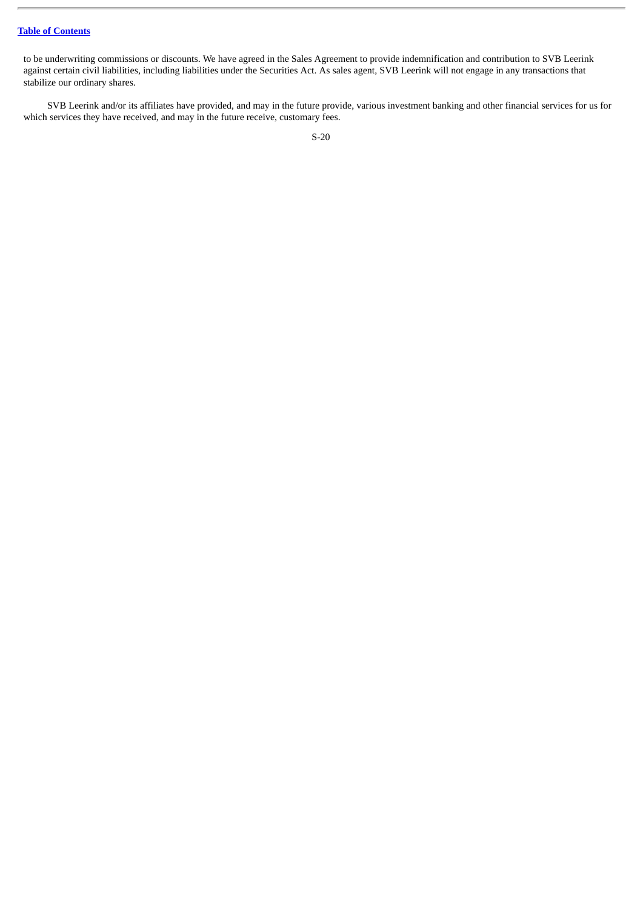to be underwriting commissions or discounts. We have agreed in the Sales Agreement to provide indemnification and contribution to SVB Leerink against certain civil liabilities, including liabilities under the Securities Act. As sales agent, SVB Leerink will not engage in any transactions that stabilize our ordinary shares.

SVB Leerink and/or its affiliates have provided, and may in the future provide, various investment banking and other financial services for us for which services they have received, and may in the future receive, customary fees.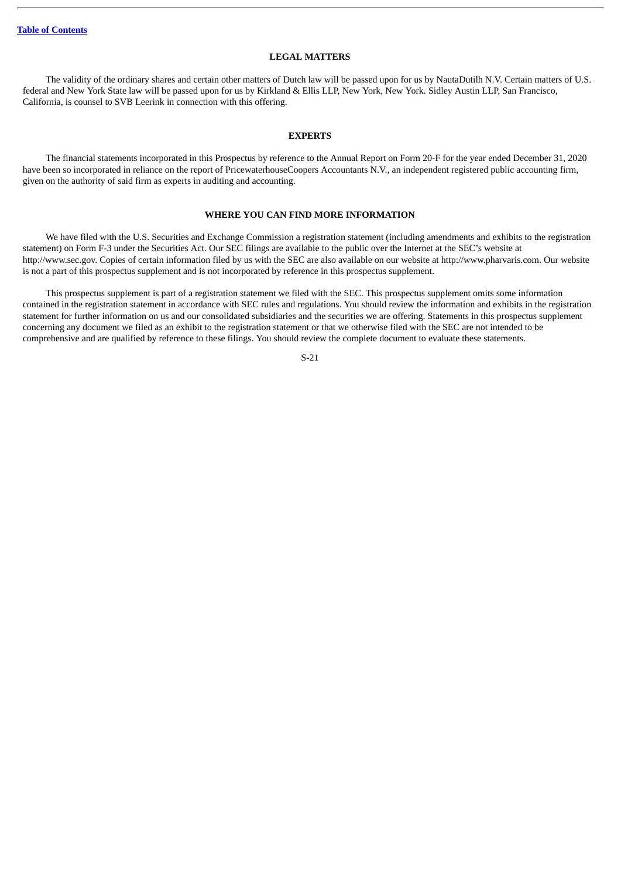## LEGAL MATTERS

The validity of the ordinary shares and certain other matters of Dutch law will be passed upon for us by NautaDutilh N.V. Certain matters of U.S. federal and New York State law will be passed upon for us by Kirkland & Ellis LLP, New York, New York. Sidley Austin LLP, San Francisco, California, is counsel to SVB Leerink in connection with this offering.

## EXPERTS

The financial statements incorporated in this Prospectus by reference to the Annual Report on Form 20-F for the year ended December 31, 2020 have been so incorporated in reliance on the report of PricewaterhouseCoopers Accountants N.V., an independent registered public accounting firm, given on the authority of said firm as experts in auditing and accounting.

## WHERE YOU CAN FIND MORE INFORMATION

We have filed with the U.S. Securities and Exchange Commission a registration statement (including amendments and exhibits to the registration statement) on Form F-3 under the Securities Act. Our SEC filings are available to the public over the Internet at the SEC's website at http://www.sec.gov. Copies of certain information filed by us with the SEC are also available on our website at http://www.pharvaris.com. Our website is not a part of this prospectus supplement and is not incorporated by reference in this prospectus supplement.

This prospectus supplement is part of a registration statement we filed with the SEC. This prospectus supplement omits some information contained in the registration statement in accordance with SEC rules and regulations. You should review the information and exhibits in the registration statement for further information on us and our consolidated subsidiaries and the securities we are offering. Statements in this prospectus supplement concerning any document we filed as an exhibit to the registration statement or that we otherwise filed with the SEC are not intended to be comprehensive and are qualified by reference to these filings. You should review the complete document to evaluate these statements.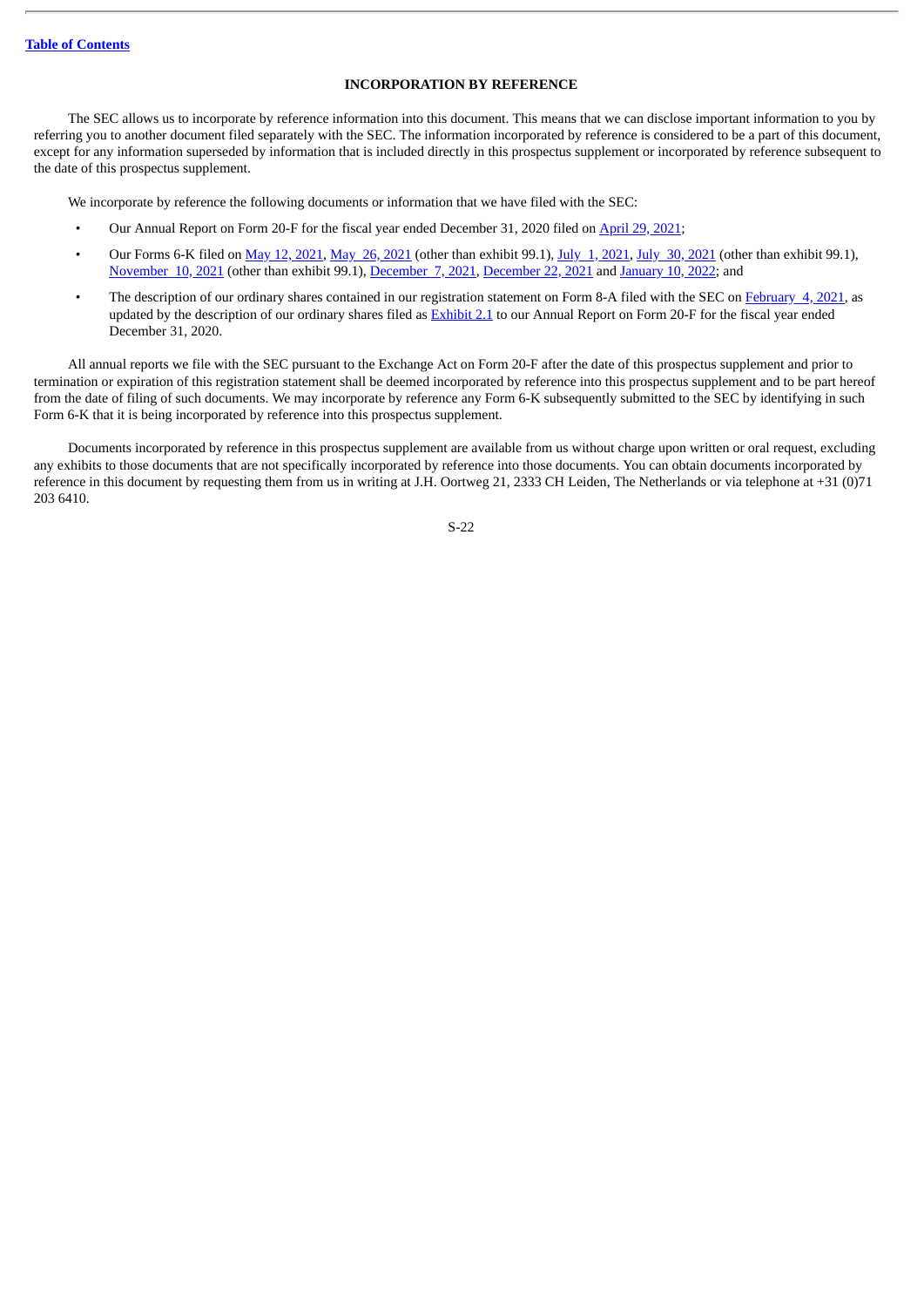## INCORPORATION BY REFERENCE

The SEC allows us to incorporate by reference information into this document. This means that we can disclose important information to you by referring you to another document filed separately with the SEC. The information incorporated by reference is considered to be a part of this document, except for any information superseded by information that is included directly in this prospectus supplement or incorporated by reference subsequent to the date of this prospectus supplement.

We incorporate by reference the following documents or information that we have filed with the SEC:

- Our Annual Report on Form 20-F for the fiscal year ended December 31, 2020 filed on April 29, 2021;
- Our Forms 6-K filed on May 12, 2021, May 26, 2021 (other than exhibit 99.1), July 1, 2021, July 30, 2021 (other than exhibit 99.1), November 10, 2021 (other than exhibit 99.1), December 7, 2021, December 22, 2021 and January 10, 2022; and
- The description of our ordinary shares contained in our registration statement on Form 8-A filed with the SEC on February 4, 2021, as updated by the description of our ordinary shares filed as Exhibit 2.1 to our Annual Report on Form 20-F for the fiscal year ended December 31, 2020.

All annual reports we file with the SEC pursuant to the Exchange Act on Form 20-F after the date of this prospectus supplement and prior to termination or expiration of this registration statement shall be deemed incorporated by reference into this prospectus supplement and to be part hereof from the date of filing of such documents. We may incorporate by reference any Form 6-K subsequently submitted to the SEC by identifying in such Form 6-K that it is being incorporated by reference into this prospectus supplement.

Documents incorporated by reference in this prospectus supplement are available from us without charge upon written or oral request, excluding any exhibits to those documents that are not specifically incorporated by reference into those documents. You can obtain documents incorporated by reference in this document by requesting them from us in writing at J.H. Oortweg 21, 2333 CH Leiden, The Netherlands or via telephone at +31 (0)71 203 6410.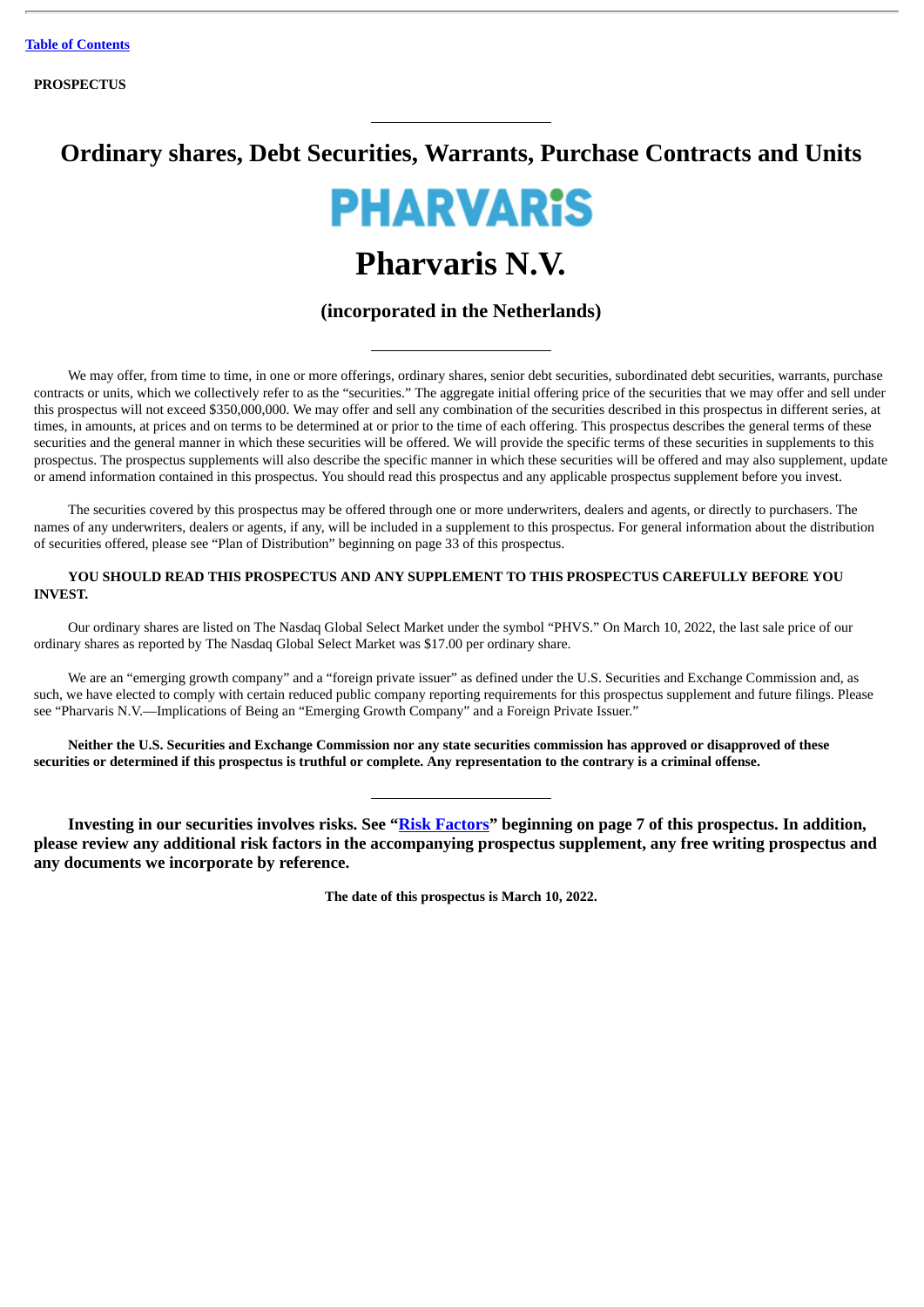[Table of Contents](#)

**PROSPECTUS**

# Ordinary shares, Debt Securities, Warrants, Purchase Contracts and Units

**PHARVARiS**

# Pharvaris N.V.

## (incorporated in the Netherlands)

We may offer, from time to time, in one or more offerings, ordinary shares, senior debt securities, subordinated debt securities, warrants, purchase contracts or units, which we collectively refer to as the "securities." The aggregate initial offering price of the securities that we may offer and sell under this prospectus will not exceed $350,000,000. We may offer and sell any combination of the securities described in this prospectus in different series, at times, in amounts, at prices and on terms to be determined at or prior to the time of each offering. This prospectus describes the general terms of these securities and the general manner in which these securities will be offered. We will provide the specific terms of these securities in supplements to this prospectus. The prospectus supplements will also describe the specific manner in which these securities will be offered and may also supplement, update or amend information contained in this prospectus. You should read this prospectus and any applicable prospectus supplement before you invest.

The securities covered by this prospectus may be offered through one or more underwriters, dealers and agents, or directly to purchasers. The names of any underwriters, dealers or agents, if any, will be included in a supplement to this prospectus. For general information about the distribution of securities offered, please see "Plan of Distribution" beginning on page 33 of this prospectus.

**YOU SHOULD READ THIS PROSPECTUS AND ANY SUPPLEMENT TO THIS PROSPECTUS CAREFULLY BEFORE YOU INVEST.**

Our ordinary shares are listed on The Nasdaq Global Select Market under the symbol "PHVS." On March 10, 2022, the last sale price of our ordinary shares as reported by The Nasdaq Global Select Market was $17.00 per ordinary share.

We are an "emerging growth company" and a "foreign private issuer" as defined under the U.S. Securities and Exchange Commission and, as such, we have elected to comply with certain reduced public company reporting requirements for this prospectus supplement and future filings. Please see "Pharvaris N.V.—Implications of Being an "Emerging Growth Company" and a Foreign Private Issuer."

**Neither the U.S. Securities and Exchange Commission nor any state securities commission has approved or disapproved of these securities or determined if this prospectus is truthful or complete. Any representation to the contrary is a criminal offense.**

**Investing in our securities involves risks. See "[Risk Factors](#)" beginning on page 7 of this prospectus. In addition, please review any additional risk factors in the accompanying prospectus supplement, any free writing prospectus and any documents we incorporate by reference.**

**The date of this prospectus is March 10, 2022.**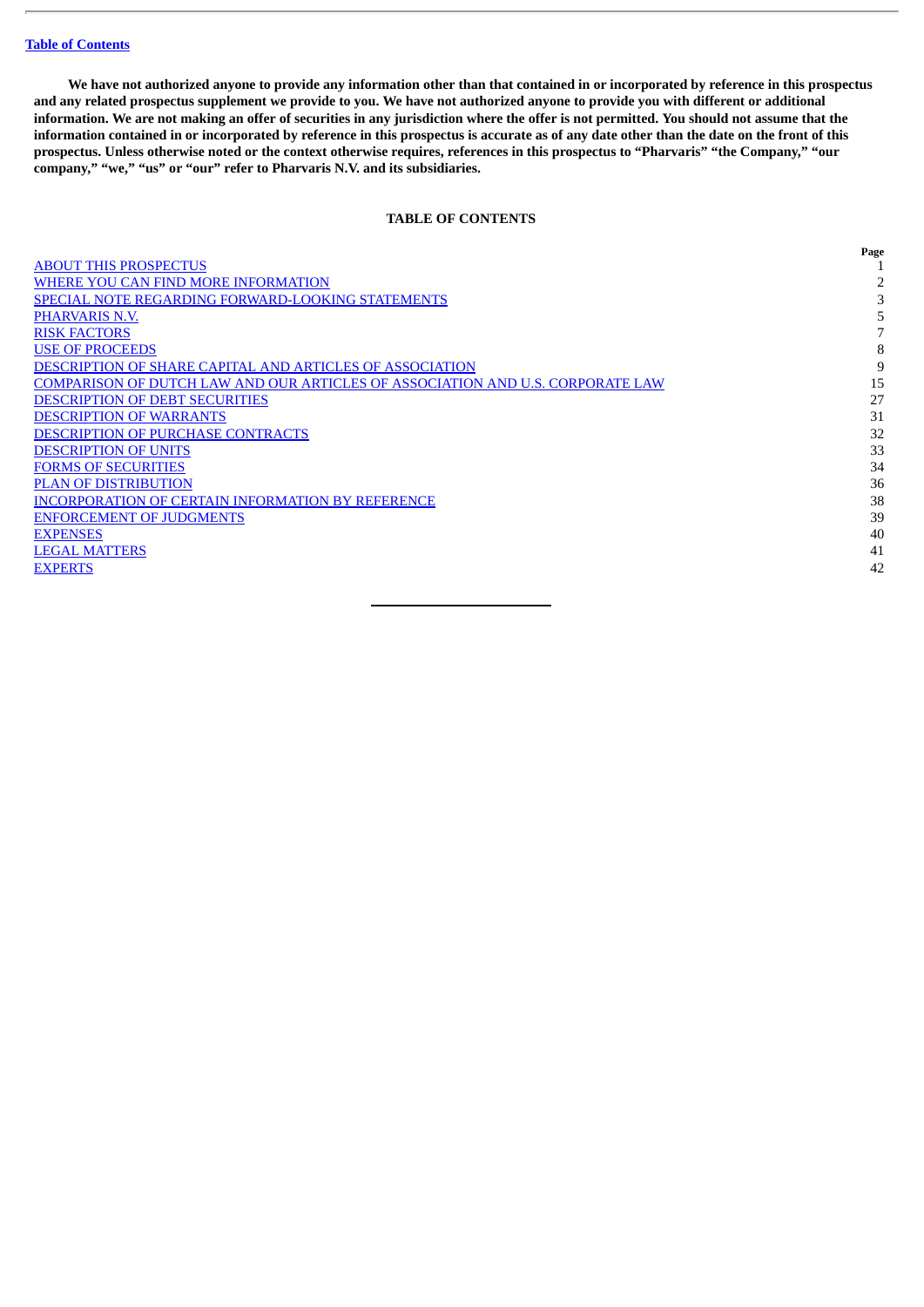[Table of Contents](#)

**We have not authorized anyone to provide any information other than that contained in or incorporated by reference in this prospectus and any related prospectus supplement we provide to you. We have not authorized anyone to provide you with different or additional information. We are not making an offer of securities in any jurisdiction where the offer is not permitted. You should not assume that the information contained in or incorporated by reference in this prospectus is accurate as of any date other than the date on the front of this prospectus. Unless otherwise noted or the context otherwise requires, references in this prospectus to "Pharvaris" "the Company," "our company," "we," "us" or "our" refer to Pharvaris N.V. and its subsidiaries.**

## TABLE OF CONTENTS

| | Page |
|---|---|
| ABOUT THIS PROSPECTUS | 1 |
| WHERE YOU CAN FIND MORE INFORMATION | 2 |
| SPECIAL NOTE REGARDING FORWARD-LOOKING STATEMENTS | 3 |
| PHARVARIS N.V. | 5 |
| RISK FACTORS | 7 |
| USE OF PROCEEDS | 8 |
| DESCRIPTION OF SHARE CAPITAL AND ARTICLES OF ASSOCIATION | 9 |
| COMPARISON OF DUTCH LAW AND OUR ARTICLES OF ASSOCIATION AND U.S. CORPORATE LAW | 15 |
| DESCRIPTION OF DEBT SECURITIES | 27 |
| DESCRIPTION OF WARRANTS | 31 |
| DESCRIPTION OF PURCHASE CONTRACTS | 32 |
| DESCRIPTION OF UNITS | 33 |
| FORMS OF SECURITIES | 34 |
| PLAN OF DISTRIBUTION | 36 |
| INCORPORATION OF CERTAIN INFORMATION BY REFERENCE | 38 |
| ENFORCEMENT OF JUDGMENTS | 39 |
| EXPENSES | 40 |
| LEGAL MATTERS | 41 |
| EXPERTS | 42 |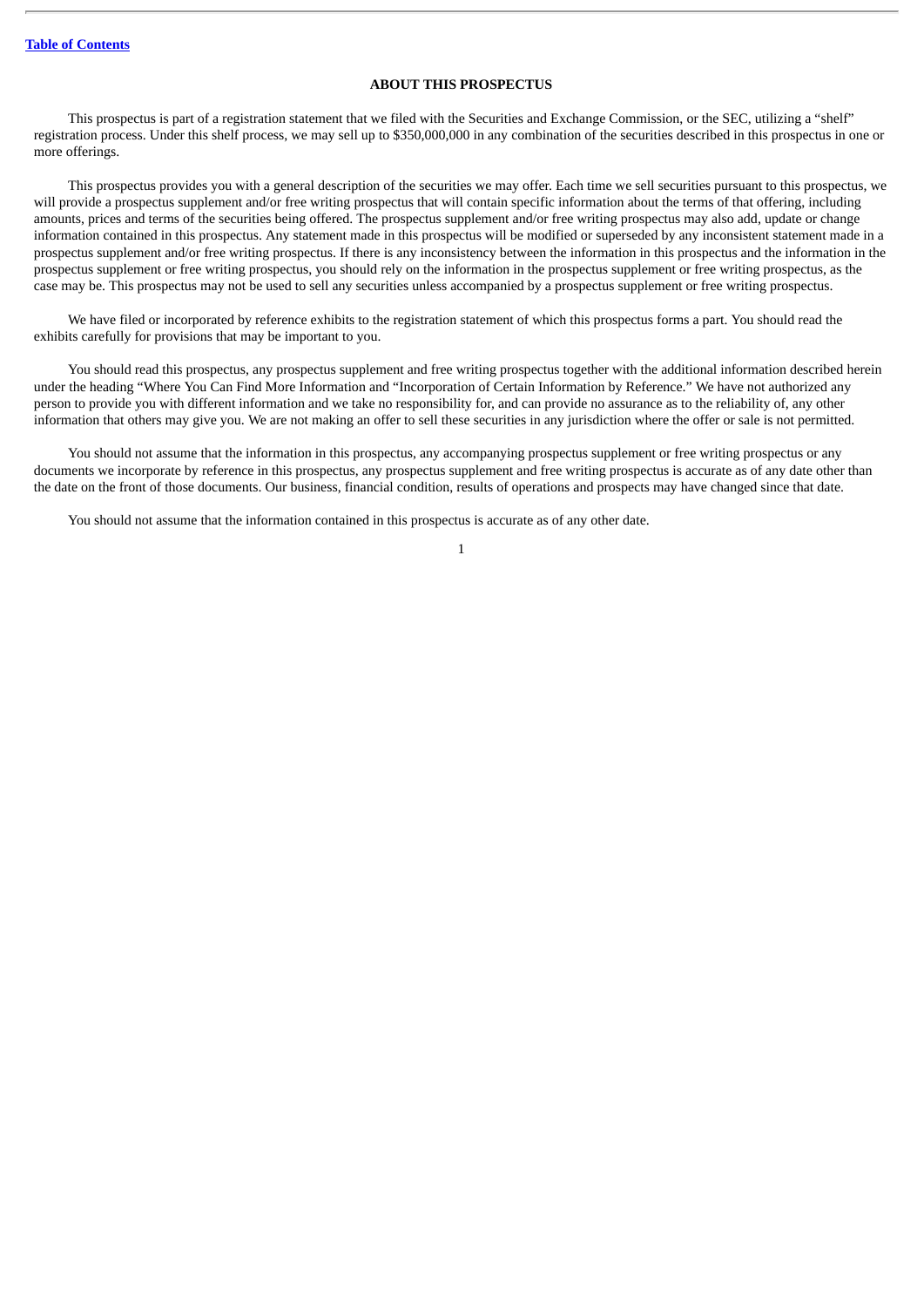## ABOUT THIS PROSPECTUS

This prospectus is part of a registration statement that we filed with the Securities and Exchange Commission, or the SEC, utilizing a "shelf" registration process. Under this shelf process, we may sell up to $350,000,000 in any combination of the securities described in this prospectus in one or more offerings.

This prospectus provides you with a general description of the securities we may offer. Each time we sell securities pursuant to this prospectus, we will provide a prospectus supplement and/or free writing prospectus that will contain specific information about the terms of that offering, including amounts, prices and terms of the securities being offered. The prospectus supplement and/or free writing prospectus may also add, update or change information contained in this prospectus. Any statement made in this prospectus will be modified or superseded by any inconsistent statement made in a prospectus supplement and/or free writing prospectus. If there is any inconsistency between the information in this prospectus and the information in the prospectus supplement or free writing prospectus, you should rely on the information in the prospectus supplement or free writing prospectus, as the case may be. This prospectus may not be used to sell any securities unless accompanied by a prospectus supplement or free writing prospectus.

We have filed or incorporated by reference exhibits to the registration statement of which this prospectus forms a part. You should read the exhibits carefully for provisions that may be important to you.

You should read this prospectus, any prospectus supplement and free writing prospectus together with the additional information described herein under the heading "Where You Can Find More Information and "Incorporation of Certain Information by Reference." We have not authorized any person to provide you with different information and we take no responsibility for, and can provide no assurance as to the reliability of, any other information that others may give you. We are not making an offer to sell these securities in any jurisdiction where the offer or sale is not permitted.

You should not assume that the information in this prospectus, any accompanying prospectus supplement or free writing prospectus or any documents we incorporate by reference in this prospectus, any prospectus supplement and free writing prospectus is accurate as of any date other than the date on the front of those documents. Our business, financial condition, results of operations and prospects may have changed since that date.

You should not assume that the information contained in this prospectus is accurate as of any other date.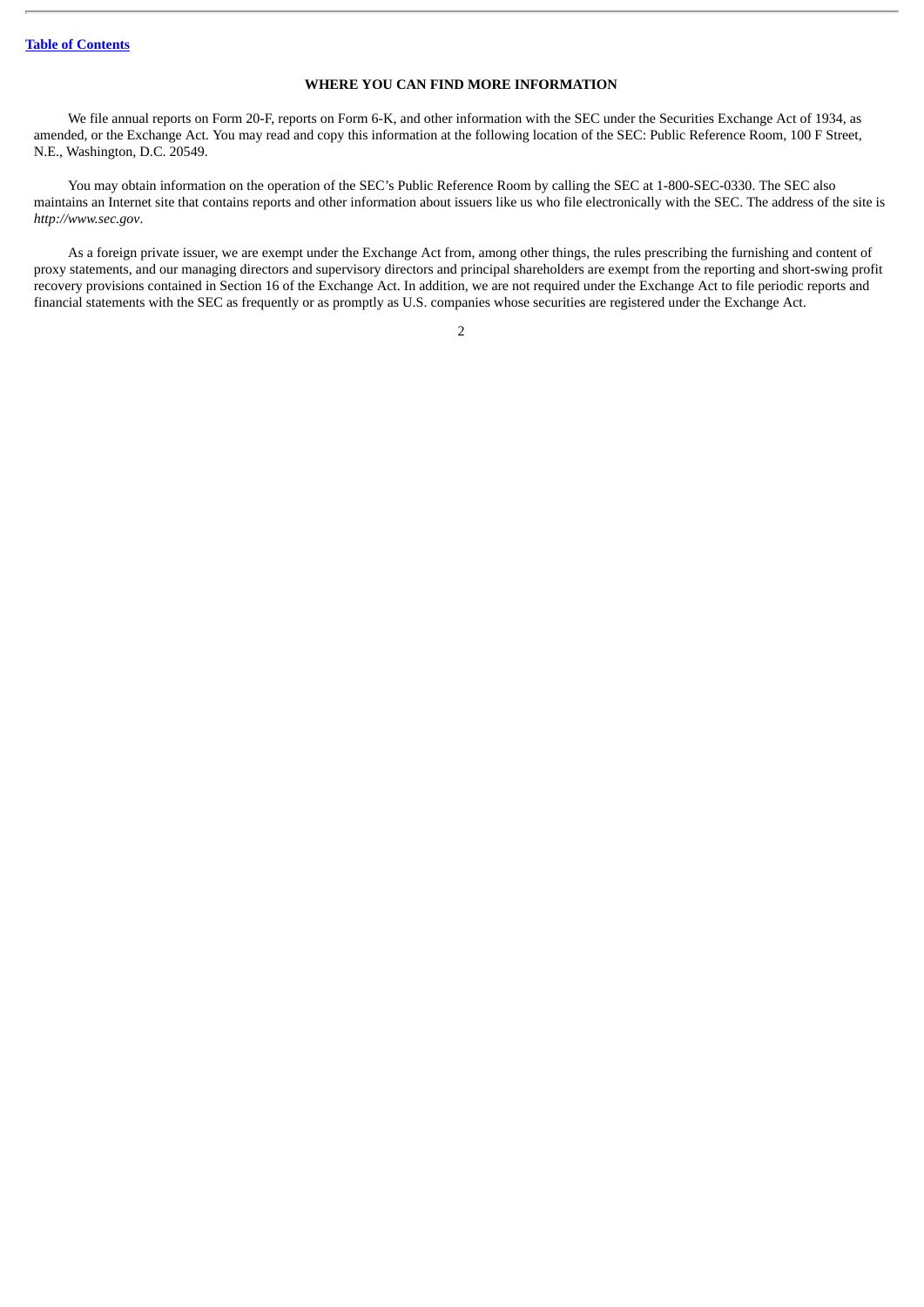## WHERE YOU CAN FIND MORE INFORMATION

We file annual reports on Form 20-F, reports on Form 6-K, and other information with the SEC under the Securities Exchange Act of 1934, as amended, or the Exchange Act. You may read and copy this information at the following location of the SEC: Public Reference Room, 100 F Street, N.E., Washington, D.C. 20549.

You may obtain information on the operation of the SEC's Public Reference Room by calling the SEC at 1-800-SEC-0330. The SEC also maintains an Internet site that contains reports and other information about issuers like us who file electronically with the SEC. The address of the site is *http://www.sec.gov*.

As a foreign private issuer, we are exempt under the Exchange Act from, among other things, the rules prescribing the furnishing and content of proxy statements, and our managing directors and supervisory directors and principal shareholders are exempt from the reporting and short-swing profit recovery provisions contained in Section 16 of the Exchange Act. In addition, we are not required under the Exchange Act to file periodic reports and financial statements with the SEC as frequently or as promptly as U.S. companies whose securities are registered under the Exchange Act.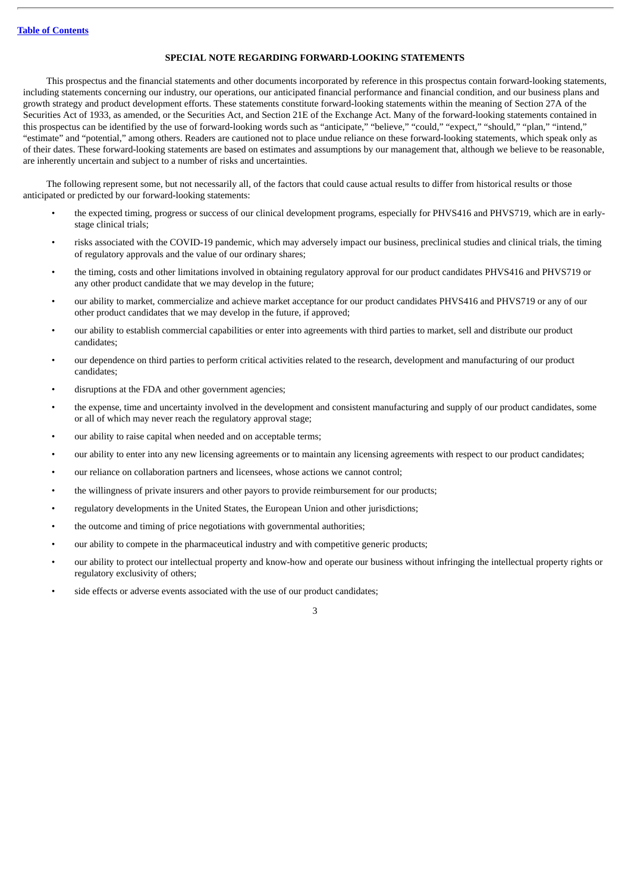## SPECIAL NOTE REGARDING FORWARD-LOOKING STATEMENTS

This prospectus and the financial statements and other documents incorporated by reference in this prospectus contain forward-looking statements, including statements concerning our industry, our operations, our anticipated financial performance and financial condition, and our business plans and growth strategy and product development efforts. These statements constitute forward-looking statements within the meaning of Section 27A of the Securities Act of 1933, as amended, or the Securities Act, and Section 21E of the Exchange Act. Many of the forward-looking statements contained in this prospectus can be identified by the use of forward-looking words such as "anticipate," "believe," "could," "expect," "should," "plan," "intend," "estimate" and "potential," among others. Readers are cautioned not to place undue reliance on these forward-looking statements, which speak only as of their dates. These forward-looking statements are based on estimates and assumptions by our management that, although we believe to be reasonable, are inherently uncertain and subject to a number of risks and uncertainties.

The following represent some, but not necessarily all, of the factors that could cause actual results to differ from historical results or those anticipated or predicted by our forward-looking statements:

- the expected timing, progress or success of our clinical development programs, especially for PHVS416 and PHVS719, which are in early-stage clinical trials;
- risks associated with the COVID-19 pandemic, which may adversely impact our business, preclinical studies and clinical trials, the timing of regulatory approvals and the value of our ordinary shares;
- the timing, costs and other limitations involved in obtaining regulatory approval for our product candidates PHVS416 and PHVS719 or any other product candidate that we may develop in the future;
- our ability to market, commercialize and achieve market acceptance for our product candidates PHVS416 and PHVS719 or any of our other product candidates that we may develop in the future, if approved;
- our ability to establish commercial capabilities or enter into agreements with third parties to market, sell and distribute our product candidates;
- our dependence on third parties to perform critical activities related to the research, development and manufacturing of our product candidates;
- disruptions at the FDA and other government agencies;
- the expense, time and uncertainty involved in the development and consistent manufacturing and supply of our product candidates, some or all of which may never reach the regulatory approval stage;
- our ability to raise capital when needed and on acceptable terms;
- our ability to enter into any new licensing agreements or to maintain any licensing agreements with respect to our product candidates;
- our reliance on collaboration partners and licensees, whose actions we cannot control;
- the willingness of private insurers and other payors to provide reimbursement for our products;
- regulatory developments in the United States, the European Union and other jurisdictions;
- the outcome and timing of price negotiations with governmental authorities;
- our ability to compete in the pharmaceutical industry and with competitive generic products;
- our ability to protect our intellectual property and know-how and operate our business without infringing the intellectual property rights or regulatory exclusivity of others;
- side effects or adverse events associated with the use of our product candidates;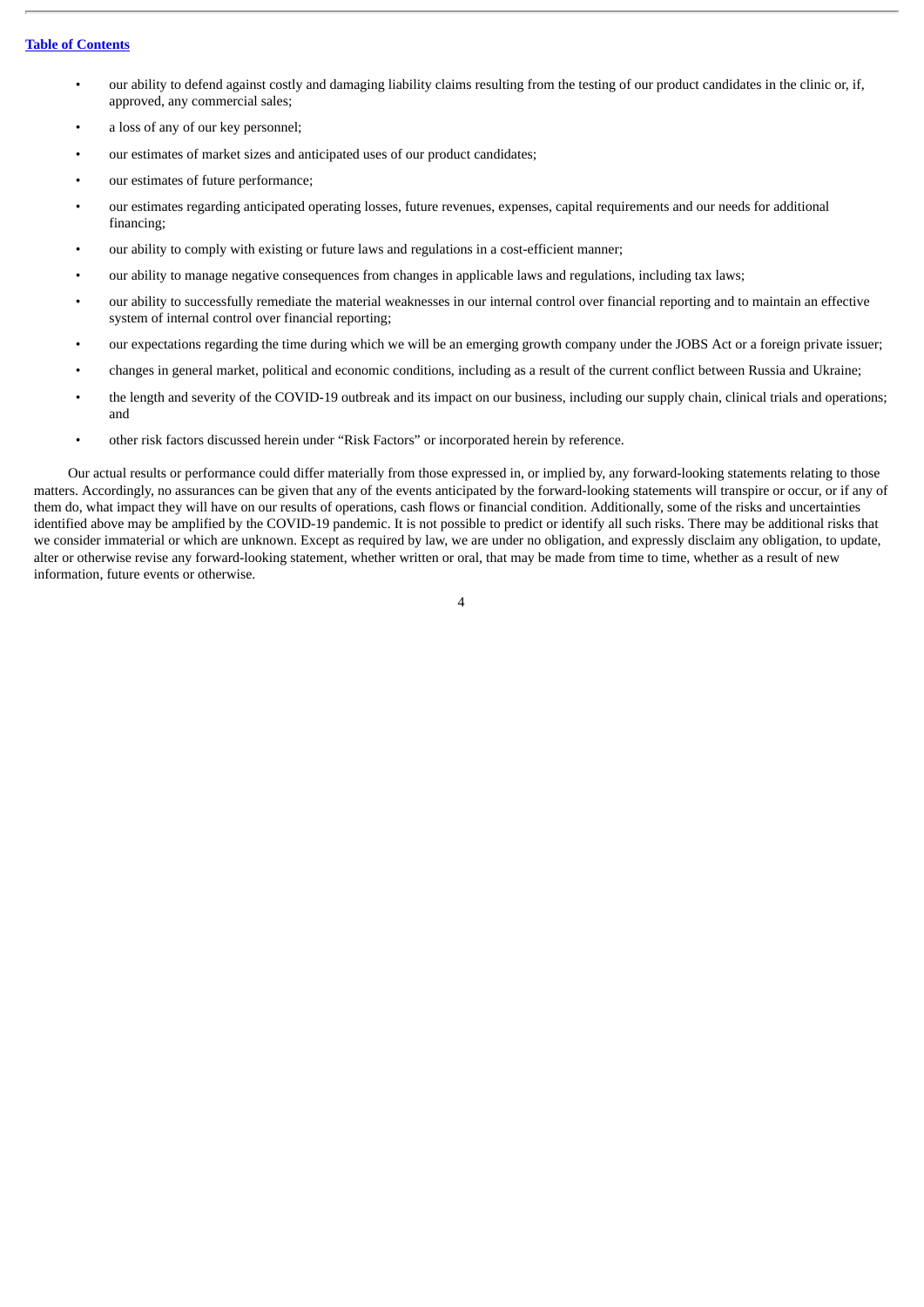- our ability to defend against costly and damaging liability claims resulting from the testing of our product candidates in the clinic or, if, approved, any commercial sales;
- a loss of any of our key personnel;
- our estimates of market sizes and anticipated uses of our product candidates;
- our estimates of future performance;
- our estimates regarding anticipated operating losses, future revenues, expenses, capital requirements and our needs for additional financing;
- our ability to comply with existing or future laws and regulations in a cost-efficient manner;
- our ability to manage negative consequences from changes in applicable laws and regulations, including tax laws;
- our ability to successfully remediate the material weaknesses in our internal control over financial reporting and to maintain an effective system of internal control over financial reporting;
- our expectations regarding the time during which we will be an emerging growth company under the JOBS Act or a foreign private issuer;
- changes in general market, political and economic conditions, including as a result of the current conflict between Russia and Ukraine;
- the length and severity of the COVID-19 outbreak and its impact on our business, including our supply chain, clinical trials and operations; and
- other risk factors discussed herein under "Risk Factors" or incorporated herein by reference.

Our actual results or performance could differ materially from those expressed in, or implied by, any forward-looking statements relating to those matters. Accordingly, no assurances can be given that any of the events anticipated by the forward-looking statements will transpire or occur, or if any of them do, what impact they will have on our results of operations, cash flows or financial condition. Additionally, some of the risks and uncertainties identified above may be amplified by the COVID-19 pandemic. It is not possible to predict or identify all such risks. There may be additional risks that we consider immaterial or which are unknown. Except as required by law, we are under no obligation, and expressly disclaim any obligation, to update, alter or otherwise revise any forward-looking statement, whether written or oral, that may be made from time to time, whether as a result of new information, future events or otherwise.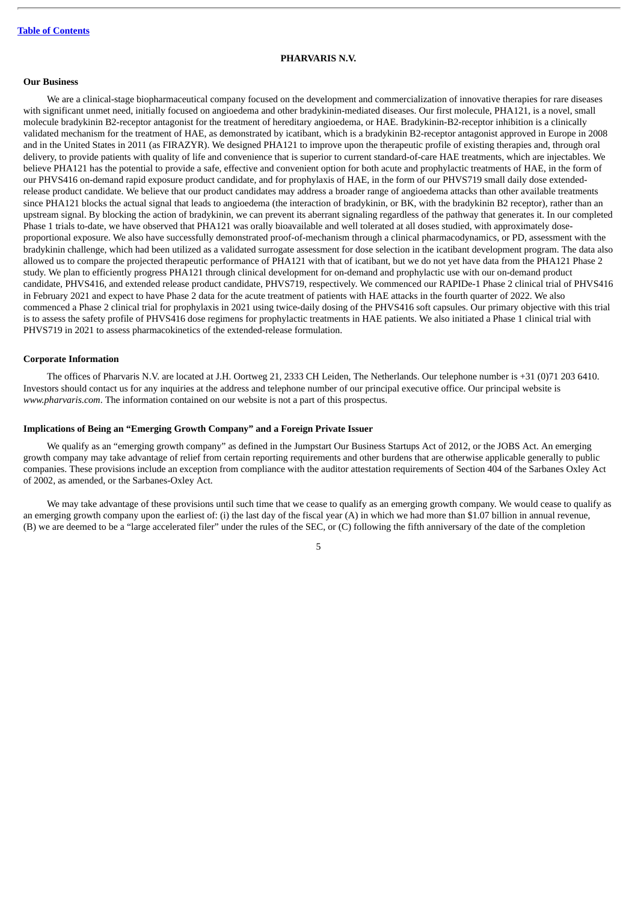[Table of Contents](#)

## PHARVARIS N.V.

### Our Business

We are a clinical-stage biopharmaceutical company focused on the development and commercialization of innovative therapies for rare diseases with significant unmet need, initially focused on angioedema and other bradykinin-mediated diseases. Our first molecule, PHA121, is a novel, small molecule bradykinin B2-receptor antagonist for the treatment of hereditary angioedema, or HAE. Bradykinin-B2-receptor inhibition is a clinically validated mechanism for the treatment of HAE, as demonstrated by icatibant, which is a bradykinin B2-receptor antagonist approved in Europe in 2008 and in the United States in 2011 (as FIRAZYR). We designed PHA121 to improve upon the therapeutic profile of existing therapies and, through oral delivery, to provide patients with quality of life and convenience that is superior to current standard-of-care HAE treatments, which are injectables. We believe PHA121 has the potential to provide a safe, effective and convenient option for both acute and prophylactic treatments of HAE, in the form of our PHVS416 on-demand rapid exposure product candidate, and for prophylaxis of HAE, in the form of our PHVS719 small daily dose extended-release product candidate. We believe that our product candidates may address a broader range of angioedema attacks than other available treatments since PHA121 blocks the actual signal that leads to angioedema (the interaction of bradykinin, or BK, with the bradykinin B2 receptor), rather than an upstream signal. By blocking the action of bradykinin, we can prevent its aberrant signaling regardless of the pathway that generates it. In our completed Phase 1 trials to-date, we have observed that PHA121 was orally bioavailable and well tolerated at all doses studied, with approximately dose-proportional exposure. We also have successfully demonstrated proof-of-mechanism through a clinical pharmacodynamics, or PD, assessment with the bradykinin challenge, which had been utilized as a validated surrogate assessment for dose selection in the icatibant development program. The data also allowed us to compare the projected therapeutic performance of PHA121 with that of icatibant, but we do not yet have data from the PHA121 Phase 2 study. We plan to efficiently progress PHA121 through clinical development for on-demand and prophylactic use with our on-demand product candidate, PHVS416, and extended release product candidate, PHVS719, respectively. We commenced our RAPIDe-1 Phase 2 clinical trial of PHVS416 in February 2021 and expect to have Phase 2 data for the acute treatment of patients with HAE attacks in the fourth quarter of 2022. We also commenced a Phase 2 clinical trial for prophylaxis in 2021 using twice-daily dosing of the PHVS416 soft capsules. Our primary objective with this trial is to assess the safety profile of PHVS416 dose regimens for prophylactic treatments in HAE patients. We also initiated a Phase 1 clinical trial with PHVS719 in 2021 to assess pharmacokinetics of the extended-release formulation.

### Corporate Information

The offices of Pharvaris N.V. are located at J.H. Oortweg 21, 2333 CH Leiden, The Netherlands. Our telephone number is +31 (0)71 203 6410. Investors should contact us for any inquiries at the address and telephone number of our principal executive office. Our principal website is *www.pharvaris.com*. The information contained on our website is not a part of this prospectus.

### Implications of Being an "Emerging Growth Company" and a Foreign Private Issuer

We qualify as an "emerging growth company" as defined in the Jumpstart Our Business Startups Act of 2012, or the JOBS Act. An emerging growth company may take advantage of relief from certain reporting requirements and other burdens that are otherwise applicable generally to public companies. These provisions include an exception from compliance with the auditor attestation requirements of Section 404 of the Sarbanes Oxley Act of 2002, as amended, or the Sarbanes-Oxley Act.

We may take advantage of these provisions until such time that we cease to qualify as an emerging growth company. We would cease to qualify as an emerging growth company upon the earliest of: (i) the last day of the fiscal year (A) in which we had more than $1.07 billion in annual revenue, (B) we are deemed to be a "large accelerated filer" under the rules of the SEC, or (C) following the fifth anniversary of the date of the completion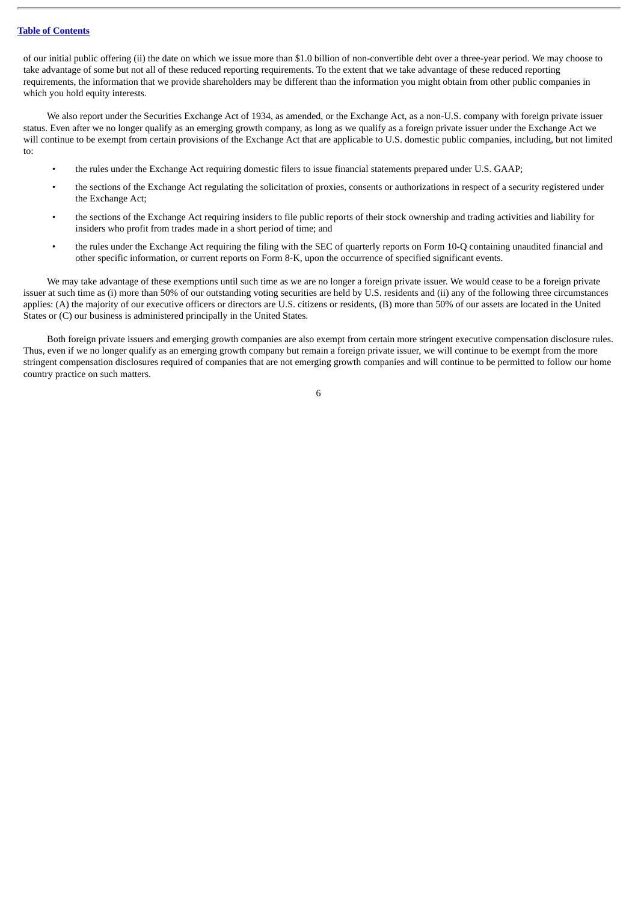of our initial public offering (ii) the date on which we issue more than $1.0 billion of non-convertible debt over a three-year period. We may choose to take advantage of some but not all of these reduced reporting requirements. To the extent that we take advantage of these reduced reporting requirements, the information that we provide shareholders may be different than the information you might obtain from other public companies in which you hold equity interests.

We also report under the Securities Exchange Act of 1934, as amended, or the Exchange Act, as a non-U.S. company with foreign private issuer status. Even after we no longer qualify as an emerging growth company, as long as we qualify as a foreign private issuer under the Exchange Act we will continue to be exempt from certain provisions of the Exchange Act that are applicable to U.S. domestic public companies, including, but not limited to:

- the rules under the Exchange Act requiring domestic filers to issue financial statements prepared under U.S. GAAP;
- the sections of the Exchange Act regulating the solicitation of proxies, consents or authorizations in respect of a security registered under the Exchange Act;
- the sections of the Exchange Act requiring insiders to file public reports of their stock ownership and trading activities and liability for insiders who profit from trades made in a short period of time; and
- the rules under the Exchange Act requiring the filing with the SEC of quarterly reports on Form 10-Q containing unaudited financial and other specific information, or current reports on Form 8-K, upon the occurrence of specified significant events.

We may take advantage of these exemptions until such time as we are no longer a foreign private issuer. We would cease to be a foreign private issuer at such time as (i) more than 50% of our outstanding voting securities are held by U.S. residents and (ii) any of the following three circumstances applies: (A) the majority of our executive officers or directors are U.S. citizens or residents, (B) more than 50% of our assets are located in the United States or (C) our business is administered principally in the United States.

Both foreign private issuers and emerging growth companies are also exempt from certain more stringent executive compensation disclosure rules. Thus, even if we no longer qualify as an emerging growth company but remain a foreign private issuer, we will continue to be exempt from the more stringent compensation disclosures required of companies that are not emerging growth companies and will continue to be permitted to follow our home country practice on such matters.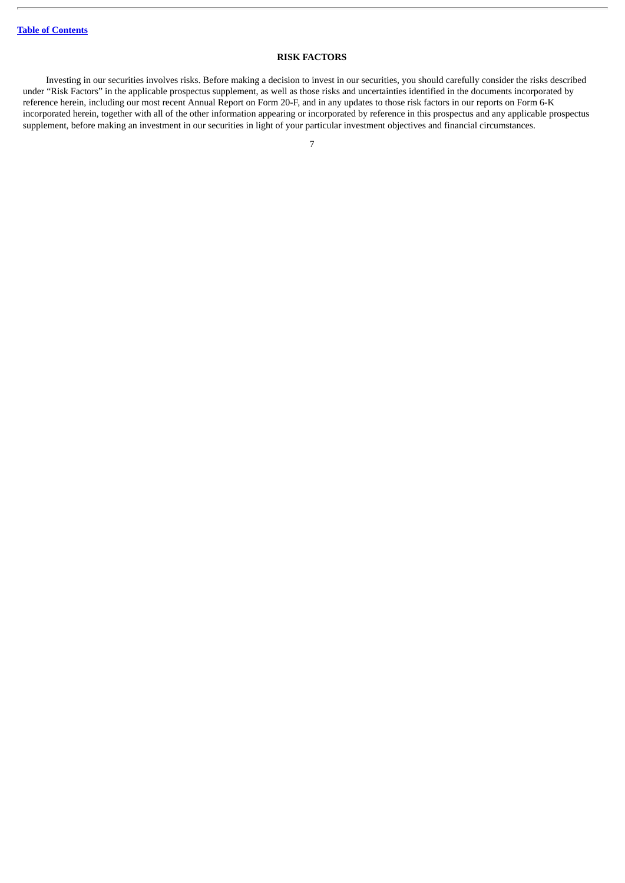## RISK FACTORS

Investing in our securities involves risks. Before making a decision to invest in our securities, you should carefully consider the risks described under "Risk Factors" in the applicable prospectus supplement, as well as those risks and uncertainties identified in the documents incorporated by reference herein, including our most recent Annual Report on Form 20-F, and in any updates to those risk factors in our reports on Form 6-K incorporated herein, together with all of the other information appearing or incorporated by reference in this prospectus and any applicable prospectus supplement, before making an investment in our securities in light of your particular investment objectives and financial circumstances.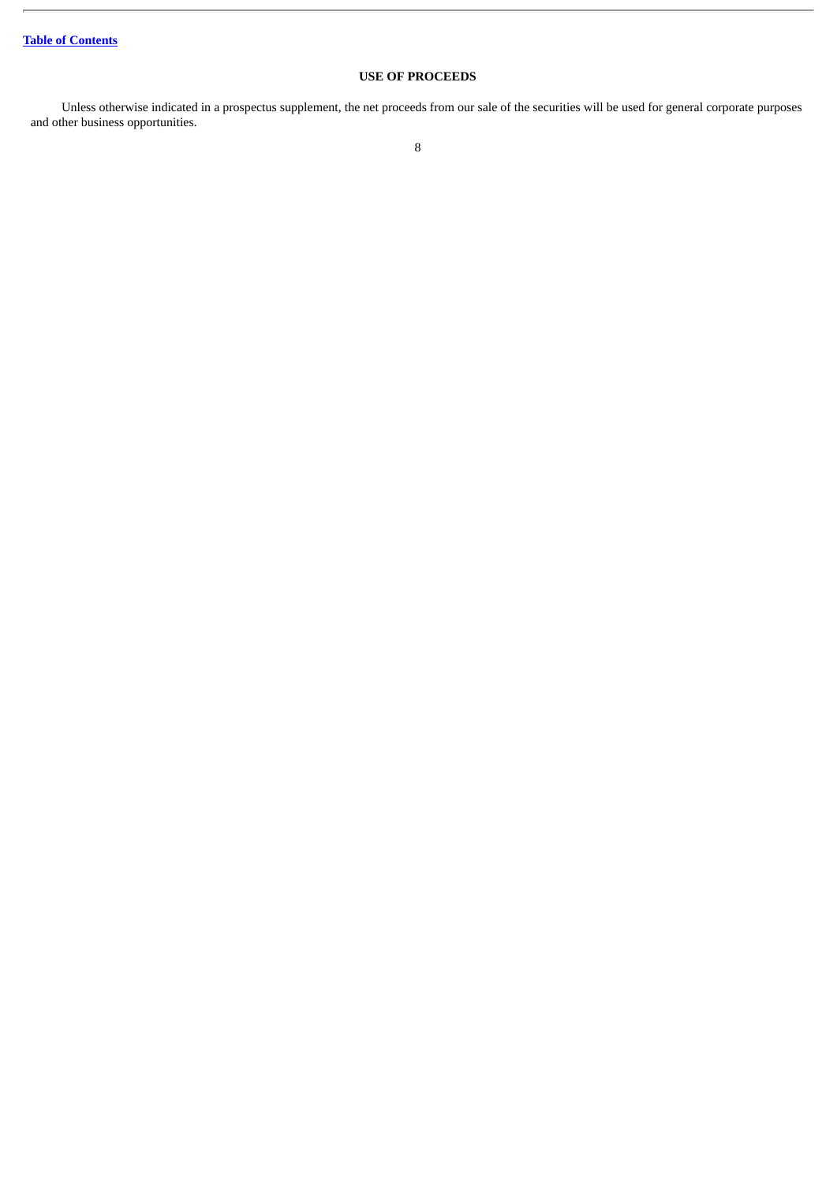## USE OF PROCEEDS

Unless otherwise indicated in a prospectus supplement, the net proceeds from our sale of the securities will be used for general corporate purposes and other business opportunities.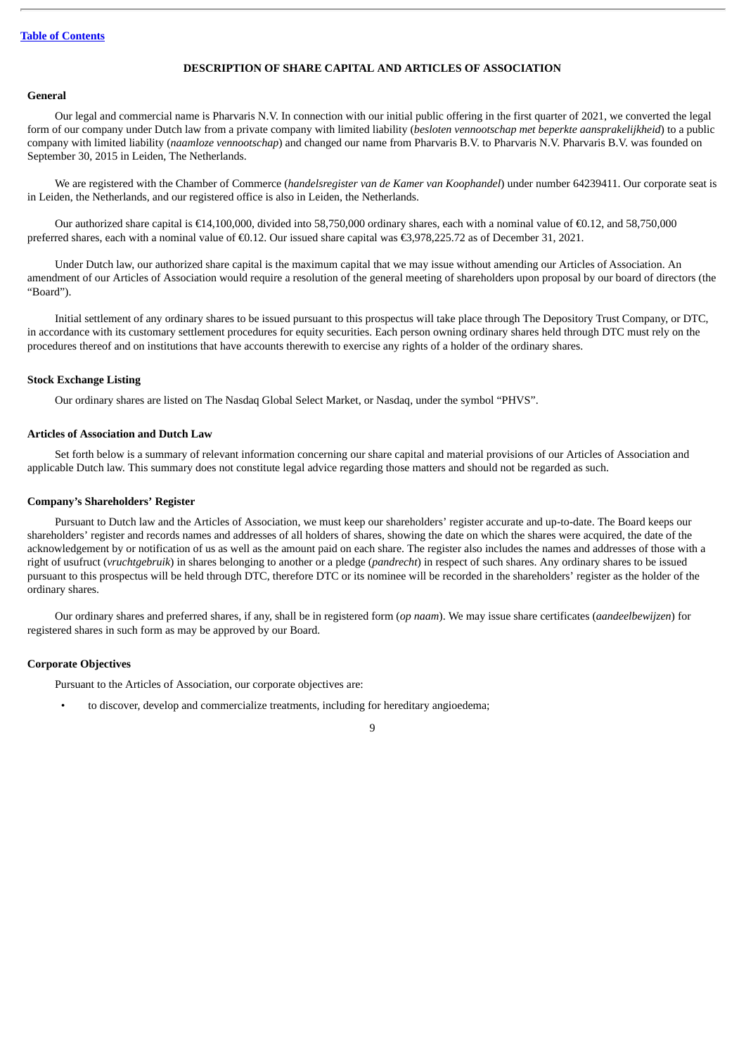[Table of Contents](#)

## DESCRIPTION OF SHARE CAPITAL AND ARTICLES OF ASSOCIATION

### General

Our legal and commercial name is Pharvaris N.V. In connection with our initial public offering in the first quarter of 2021, we converted the legal form of our company under Dutch law from a private company with limited liability (*besloten vennootschap met beperkte aansprakelijkheid*) to a public company with limited liability (*naamloze vennootschap*) and changed our name from Pharvaris B.V. to Pharvaris N.V. Pharvaris B.V. was founded on September 30, 2015 in Leiden, The Netherlands.

We are registered with the Chamber of Commerce (*handelsregister van de Kamer van Koophandel*) under number 64239411. Our corporate seat is in Leiden, the Netherlands, and our registered office is also in Leiden, the Netherlands.

Our authorized share capital is €14,100,000, divided into 58,750,000 ordinary shares, each with a nominal value of €0.12, and 58,750,000 preferred shares, each with a nominal value of €0.12. Our issued share capital was €3,978,225.72 as of December 31, 2021.

Under Dutch law, our authorized share capital is the maximum capital that we may issue without amending our Articles of Association. An amendment of our Articles of Association would require a resolution of the general meeting of shareholders upon proposal by our board of directors (the "Board").

Initial settlement of any ordinary shares to be issued pursuant to this prospectus will take place through The Depository Trust Company, or DTC, in accordance with its customary settlement procedures for equity securities. Each person owning ordinary shares held through DTC must rely on the procedures thereof and on institutions that have accounts therewith to exercise any rights of a holder of the ordinary shares.

### Stock Exchange Listing

Our ordinary shares are listed on The Nasdaq Global Select Market, or Nasdaq, under the symbol "PHVS".

### Articles of Association and Dutch Law

Set forth below is a summary of relevant information concerning our share capital and material provisions of our Articles of Association and applicable Dutch law. This summary does not constitute legal advice regarding those matters and should not be regarded as such.

### Company's Shareholders' Register

Pursuant to Dutch law and the Articles of Association, we must keep our shareholders' register accurate and up-to-date. The Board keeps our shareholders' register and records names and addresses of all holders of shares, showing the date on which the shares were acquired, the date of the acknowledgement by or notification of us as well as the amount paid on each share. The register also includes the names and addresses of those with a right of usufruct (*vruchtgebruik*) in shares belonging to another or a pledge (*pandrecht*) in respect of such shares. Any ordinary shares to be issued pursuant to this prospectus will be held through DTC, therefore DTC or its nominee will be recorded in the shareholders' register as the holder of the ordinary shares.

Our ordinary shares and preferred shares, if any, shall be in registered form (*op naam*). We may issue share certificates (*aandeelbewijzen*) for registered shares in such form as may be approved by our Board.

### Corporate Objectives

Pursuant to the Articles of Association, our corporate objectives are:

- to discover, develop and commercialize treatments, including for hereditary angioedema;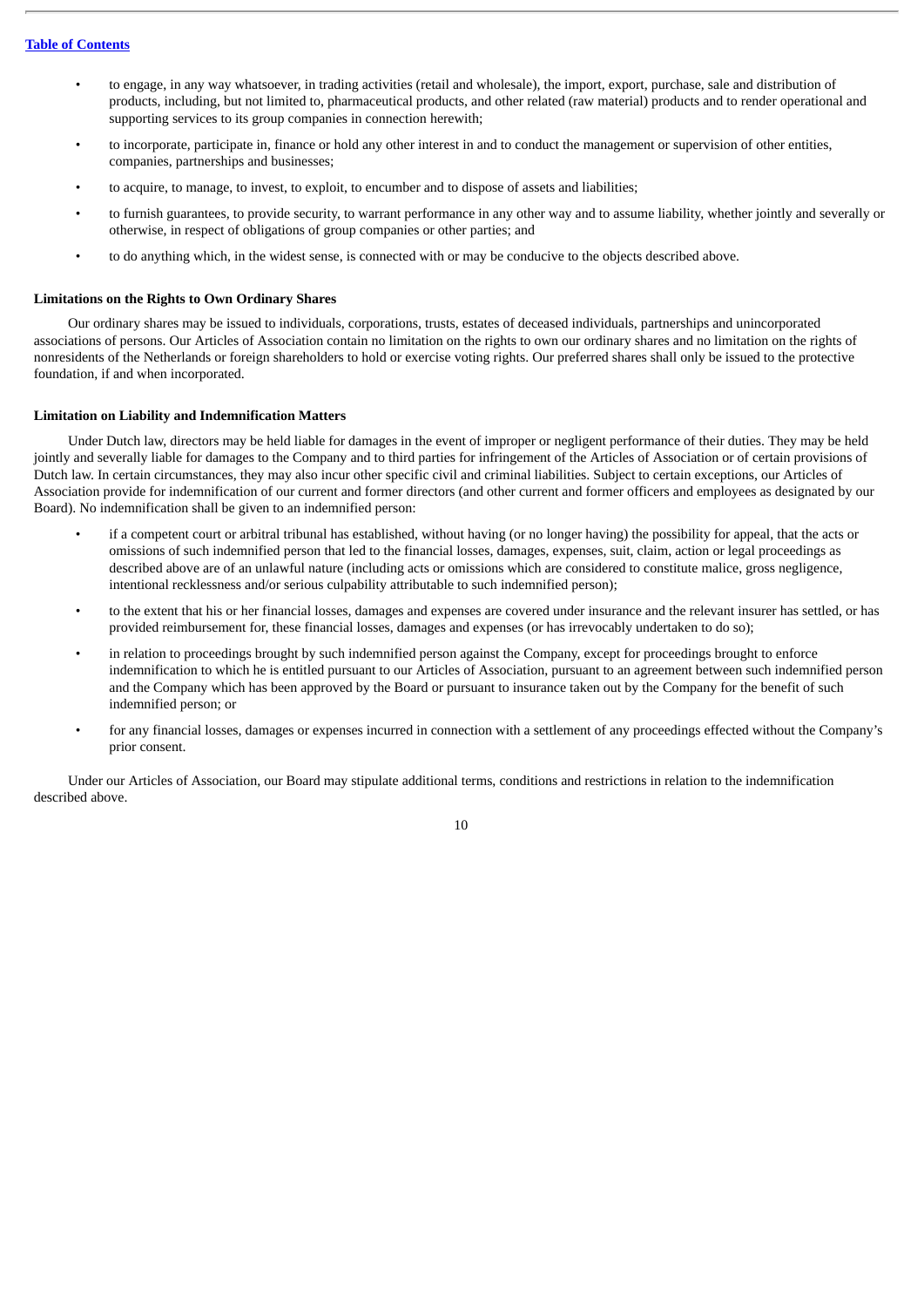- to engage, in any way whatsoever, in trading activities (retail and wholesale), the import, export, purchase, sale and distribution of products, including, but not limited to, pharmaceutical products, and other related (raw material) products and to render operational and supporting services to its group companies in connection herewith;
- to incorporate, participate in, finance or hold any other interest in and to conduct the management or supervision of other entities, companies, partnerships and businesses;
- to acquire, to manage, to invest, to exploit, to encumber and to dispose of assets and liabilities;
- to furnish guarantees, to provide security, to warrant performance in any other way and to assume liability, whether jointly and severally or otherwise, in respect of obligations of group companies or other parties; and
- to do anything which, in the widest sense, is connected with or may be conducive to the objects described above.

**Limitations on the Rights to Own Ordinary Shares**

Our ordinary shares may be issued to individuals, corporations, trusts, estates of deceased individuals, partnerships and unincorporated associations of persons. Our Articles of Association contain no limitation on the rights to own our ordinary shares and no limitation on the rights of nonresidents of the Netherlands or foreign shareholders to hold or exercise voting rights. Our preferred shares shall only be issued to the protective foundation, if and when incorporated.

**Limitation on Liability and Indemnification Matters**

Under Dutch law, directors may be held liable for damages in the event of improper or negligent performance of their duties. They may be held jointly and severally liable for damages to the Company and to third parties for infringement of the Articles of Association or of certain provisions of Dutch law. In certain circumstances, they may also incur other specific civil and criminal liabilities. Subject to certain exceptions, our Articles of Association provide for indemnification of our current and former directors (and other current and former officers and employees as designated by our Board). No indemnification shall be given to an indemnified person:

- if a competent court or arbitral tribunal has established, without having (or no longer having) the possibility for appeal, that the acts or omissions of such indemnified person that led to the financial losses, damages, expenses, suit, claim, action or legal proceedings as described above are of an unlawful nature (including acts or omissions which are considered to constitute malice, gross negligence, intentional recklessness and/or serious culpability attributable to such indemnified person);
- to the extent that his or her financial losses, damages and expenses are covered under insurance and the relevant insurer has settled, or has provided reimbursement for, these financial losses, damages and expenses (or has irrevocably undertaken to do so);
- in relation to proceedings brought by such indemnified person against the Company, except for proceedings brought to enforce indemnification to which he is entitled pursuant to our Articles of Association, pursuant to an agreement between such indemnified person and the Company which has been approved by the Board or pursuant to insurance taken out by the Company for the benefit of such indemnified person; or
- for any financial losses, damages or expenses incurred in connection with a settlement of any proceedings effected without the Company's prior consent.

Under our Articles of Association, our Board may stipulate additional terms, conditions and restrictions in relation to the indemnification described above.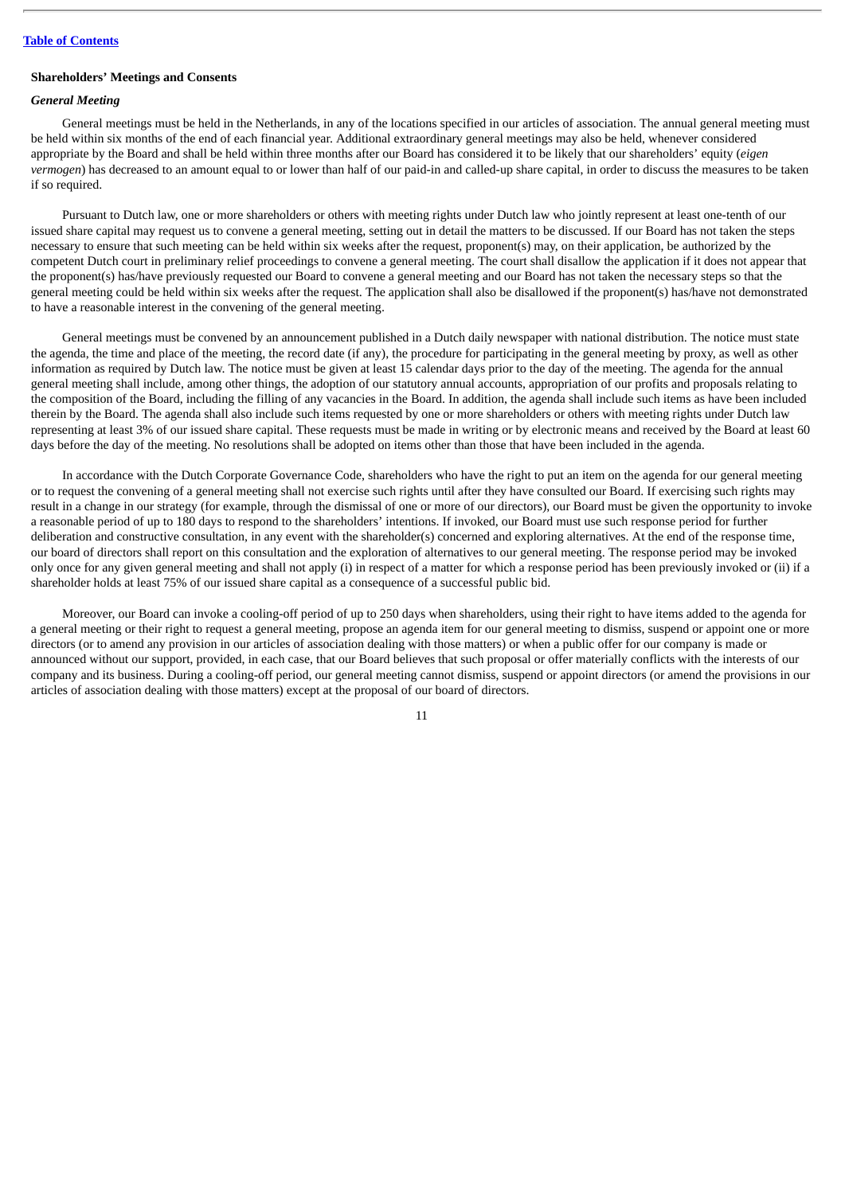### Shareholders' Meetings and Consents

#### *General Meeting*

General meetings must be held in the Netherlands, in any of the locations specified in our articles of association. The annual general meeting must be held within six months of the end of each financial year. Additional extraordinary general meetings may also be held, whenever considered appropriate by the Board and shall be held within three months after our Board has considered it to be likely that our shareholders' equity (*eigen vermogen*) has decreased to an amount equal to or lower than half of our paid-in and called-up share capital, in order to discuss the measures to be taken if so required.

Pursuant to Dutch law, one or more shareholders or others with meeting rights under Dutch law who jointly represent at least one-tenth of our issued share capital may request us to convene a general meeting, setting out in detail the matters to be discussed. If our Board has not taken the steps necessary to ensure that such meeting can be held within six weeks after the request, proponent(s) may, on their application, be authorized by the competent Dutch court in preliminary relief proceedings to convene a general meeting. The court shall disallow the application if it does not appear that the proponent(s) has/have previously requested our Board to convene a general meeting and our Board has not taken the necessary steps so that the general meeting could be held within six weeks after the request. The application shall also be disallowed if the proponent(s) has/have not demonstrated to have a reasonable interest in the convening of the general meeting.

General meetings must be convened by an announcement published in a Dutch daily newspaper with national distribution. The notice must state the agenda, the time and place of the meeting, the record date (if any), the procedure for participating in the general meeting by proxy, as well as other information as required by Dutch law. The notice must be given at least 15 calendar days prior to the day of the meeting. The agenda for the annual general meeting shall include, among other things, the adoption of our statutory annual accounts, appropriation of our profits and proposals relating to the composition of the Board, including the filling of any vacancies in the Board. In addition, the agenda shall include such items as have been included therein by the Board. The agenda shall also include such items requested by one or more shareholders or others with meeting rights under Dutch law representing at least 3% of our issued share capital. These requests must be made in writing or by electronic means and received by the Board at least 60 days before the day of the meeting. No resolutions shall be adopted on items other than those that have been included in the agenda.

In accordance with the Dutch Corporate Governance Code, shareholders who have the right to put an item on the agenda for our general meeting or to request the convening of a general meeting shall not exercise such rights until after they have consulted our Board. If exercising such rights may result in a change in our strategy (for example, through the dismissal of one or more of our directors), our Board must be given the opportunity to invoke a reasonable period of up to 180 days to respond to the shareholders' intentions. If invoked, our Board must use such response period for further deliberation and constructive consultation, in any event with the shareholder(s) concerned and exploring alternatives. At the end of the response time, our board of directors shall report on this consultation and the exploration of alternatives to our general meeting. The response period may be invoked only once for any given general meeting and shall not apply (i) in respect of a matter for which a response period has been previously invoked or (ii) if a shareholder holds at least 75% of our issued share capital as a consequence of a successful public bid.

Moreover, our Board can invoke a cooling-off period of up to 250 days when shareholders, using their right to have items added to the agenda for a general meeting or their right to request a general meeting, propose an agenda item for our general meeting to dismiss, suspend or appoint one or more directors (or to amend any provision in our articles of association dealing with those matters) or when a public offer for our company is made or announced without our support, provided, in each case, that our Board believes that such proposal or offer materially conflicts with the interests of our company and its business. During a cooling-off period, our general meeting cannot dismiss, suspend or appoint directors (or amend the provisions in our articles of association dealing with those matters) except at the proposal of our board of directors.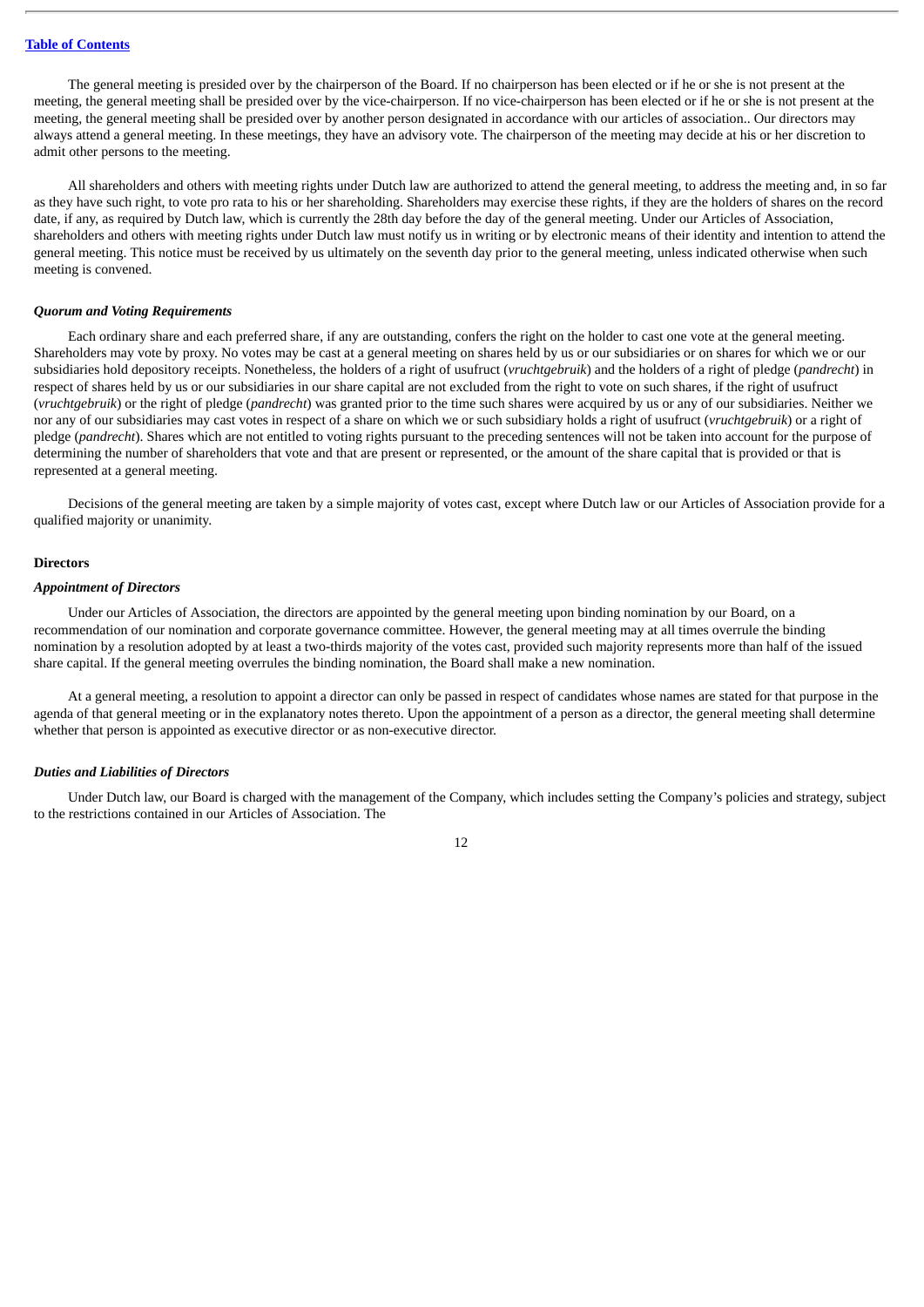The general meeting is presided over by the chairperson of the Board. If no chairperson has been elected or if he or she is not present at the meeting, the general meeting shall be presided over by the vice-chairperson. If no vice-chairperson has been elected or if he or she is not present at the meeting, the general meeting shall be presided over by another person designated in accordance with our articles of association.. Our directors may always attend a general meeting. In these meetings, they have an advisory vote. The chairperson of the meeting may decide at his or her discretion to admit other persons to the meeting.

All shareholders and others with meeting rights under Dutch law are authorized to attend the general meeting, to address the meeting and, in so far as they have such right, to vote pro rata to his or her shareholding. Shareholders may exercise these rights, if they are the holders of shares on the record date, if any, as required by Dutch law, which is currently the 28th day before the day of the general meeting. Under our Articles of Association, shareholders and others with meeting rights under Dutch law must notify us in writing or by electronic means of their identity and intention to attend the general meeting. This notice must be received by us ultimately on the seventh day prior to the general meeting, unless indicated otherwise when such meeting is convened.

### *Quorum and Voting Requirements*

Each ordinary share and each preferred share, if any are outstanding, confers the right on the holder to cast one vote at the general meeting. Shareholders may vote by proxy. No votes may be cast at a general meeting on shares held by us or our subsidiaries or on shares for which we or our subsidiaries hold depository receipts. Nonetheless, the holders of a right of usufruct (*vruchtgebruik*) and the holders of a right of pledge (*pandrecht*) in respect of shares held by us or our subsidiaries in our share capital are not excluded from the right to vote on such shares, if the right of usufruct (*vruchtgebruik*) or the right of pledge (*pandrecht*) was granted prior to the time such shares were acquired by us or any of our subsidiaries. Neither we nor any of our subsidiaries may cast votes in respect of a share on which we or such subsidiary holds a right of usufruct (*vruchtgebruik*) or a right of pledge (*pandrecht*). Shares which are not entitled to voting rights pursuant to the preceding sentences will not be taken into account for the purpose of determining the number of shareholders that vote and that are present or represented, or the amount of the share capital that is provided or that is represented at a general meeting.

Decisions of the general meeting are taken by a simple majority of votes cast, except where Dutch law or our Articles of Association provide for a qualified majority or unanimity.

## Directors

### *Appointment of Directors*

Under our Articles of Association, the directors are appointed by the general meeting upon binding nomination by our Board, on a recommendation of our nomination and corporate governance committee. However, the general meeting may at all times overrule the binding nomination by a resolution adopted by at least a two-thirds majority of the votes cast, provided such majority represents more than half of the issued share capital. If the general meeting overrules the binding nomination, the Board shall make a new nomination.

At a general meeting, a resolution to appoint a director can only be passed in respect of candidates whose names are stated for that purpose in the agenda of that general meeting or in the explanatory notes thereto. Upon the appointment of a person as a director, the general meeting shall determine whether that person is appointed as executive director or as non-executive director.

### *Duties and Liabilities of Directors*

Under Dutch law, our Board is charged with the management of the Company, which includes setting the Company's policies and strategy, subject to the restrictions contained in our Articles of Association. The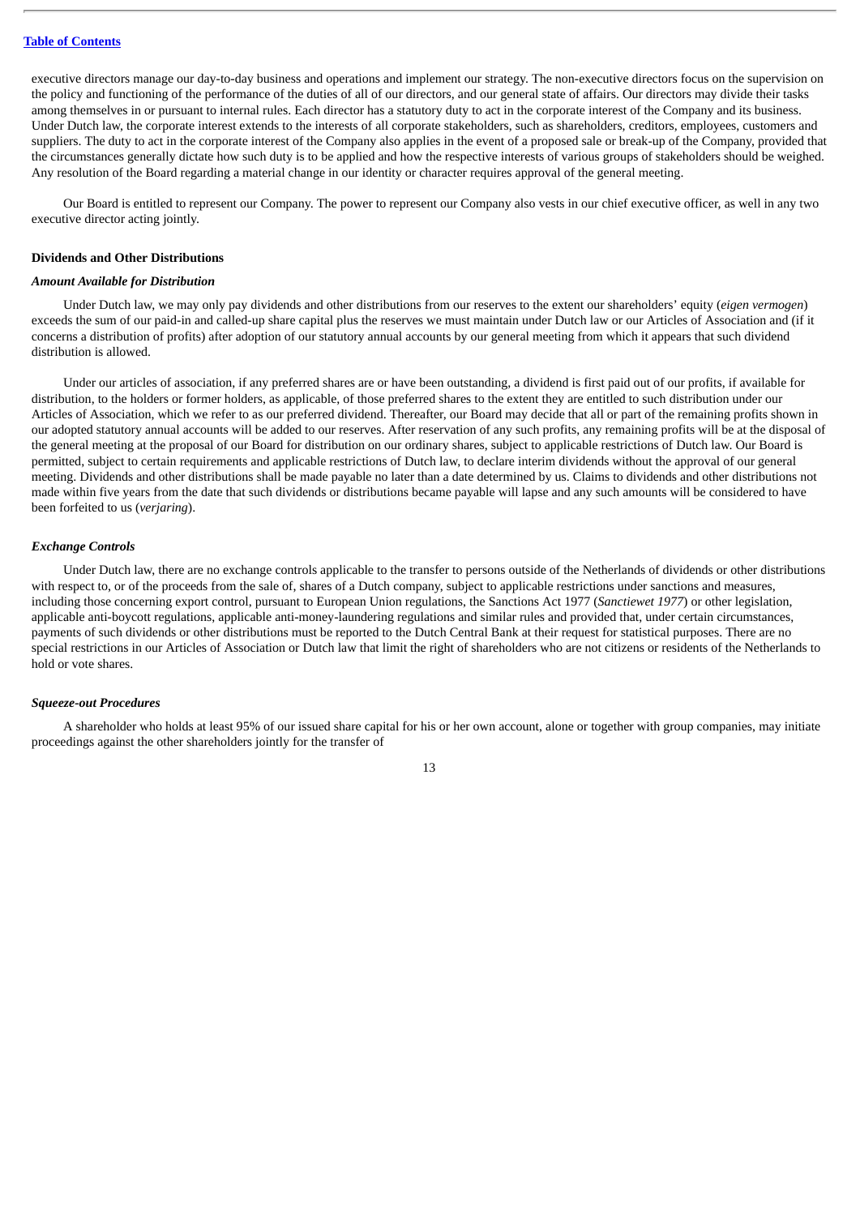executive directors manage our day-to-day business and operations and implement our strategy. The non-executive directors focus on the supervision on the policy and functioning of the performance of the duties of all of our directors, and our general state of affairs. Our directors may divide their tasks among themselves in or pursuant to internal rules. Each director has a statutory duty to act in the corporate interest of the Company and its business. Under Dutch law, the corporate interest extends to the interests of all corporate stakeholders, such as shareholders, creditors, employees, customers and suppliers. The duty to act in the corporate interest of the Company also applies in the event of a proposed sale or break-up of the Company, provided that the circumstances generally dictate how such duty is to be applied and how the respective interests of various groups of stakeholders should be weighed. Any resolution of the Board regarding a material change in our identity or character requires approval of the general meeting.

Our Board is entitled to represent our Company. The power to represent our Company also vests in our chief executive officer, as well in any two executive director acting jointly.

### Dividends and Other Distributions

#### *Amount Available for Distribution*

Under Dutch law, we may only pay dividends and other distributions from our reserves to the extent our shareholders' equity (*eigen vermogen*) exceeds the sum of our paid-in and called-up share capital plus the reserves we must maintain under Dutch law or our Articles of Association and (if it concerns a distribution of profits) after adoption of our statutory annual accounts by our general meeting from which it appears that such dividend distribution is allowed.

Under our articles of association, if any preferred shares are or have been outstanding, a dividend is first paid out of our profits, if available for distribution, to the holders or former holders, as applicable, of those preferred shares to the extent they are entitled to such distribution under our Articles of Association, which we refer to as our preferred dividend. Thereafter, our Board may decide that all or part of the remaining profits shown in our adopted statutory annual accounts will be added to our reserves. After reservation of any such profits, any remaining profits will be at the disposal of the general meeting at the proposal of our Board for distribution on our ordinary shares, subject to applicable restrictions of Dutch law. Our Board is permitted, subject to certain requirements and applicable restrictions of Dutch law, to declare interim dividends without the approval of our general meeting. Dividends and other distributions shall be made payable no later than a date determined by us. Claims to dividends and other distributions not made within five years from the date that such dividends or distributions became payable will lapse and any such amounts will be considered to have been forfeited to us (*verjaring*).

#### *Exchange Controls*

Under Dutch law, there are no exchange controls applicable to the transfer to persons outside of the Netherlands of dividends or other distributions with respect to, or of the proceeds from the sale of, shares of a Dutch company, subject to applicable restrictions under sanctions and measures, including those concerning export control, pursuant to European Union regulations, the Sanctions Act 1977 (*Sanctiewet 1977*) or other legislation, applicable anti-boycott regulations, applicable anti-money-laundering regulations and similar rules and provided that, under certain circumstances, payments of such dividends or other distributions must be reported to the Dutch Central Bank at their request for statistical purposes. There are no special restrictions in our Articles of Association or Dutch law that limit the right of shareholders who are not citizens or residents of the Netherlands to hold or vote shares.

#### *Squeeze-out Procedures*

A shareholder who holds at least 95% of our issued share capital for his or her own account, alone or together with group companies, may initiate proceedings against the other shareholders jointly for the transfer of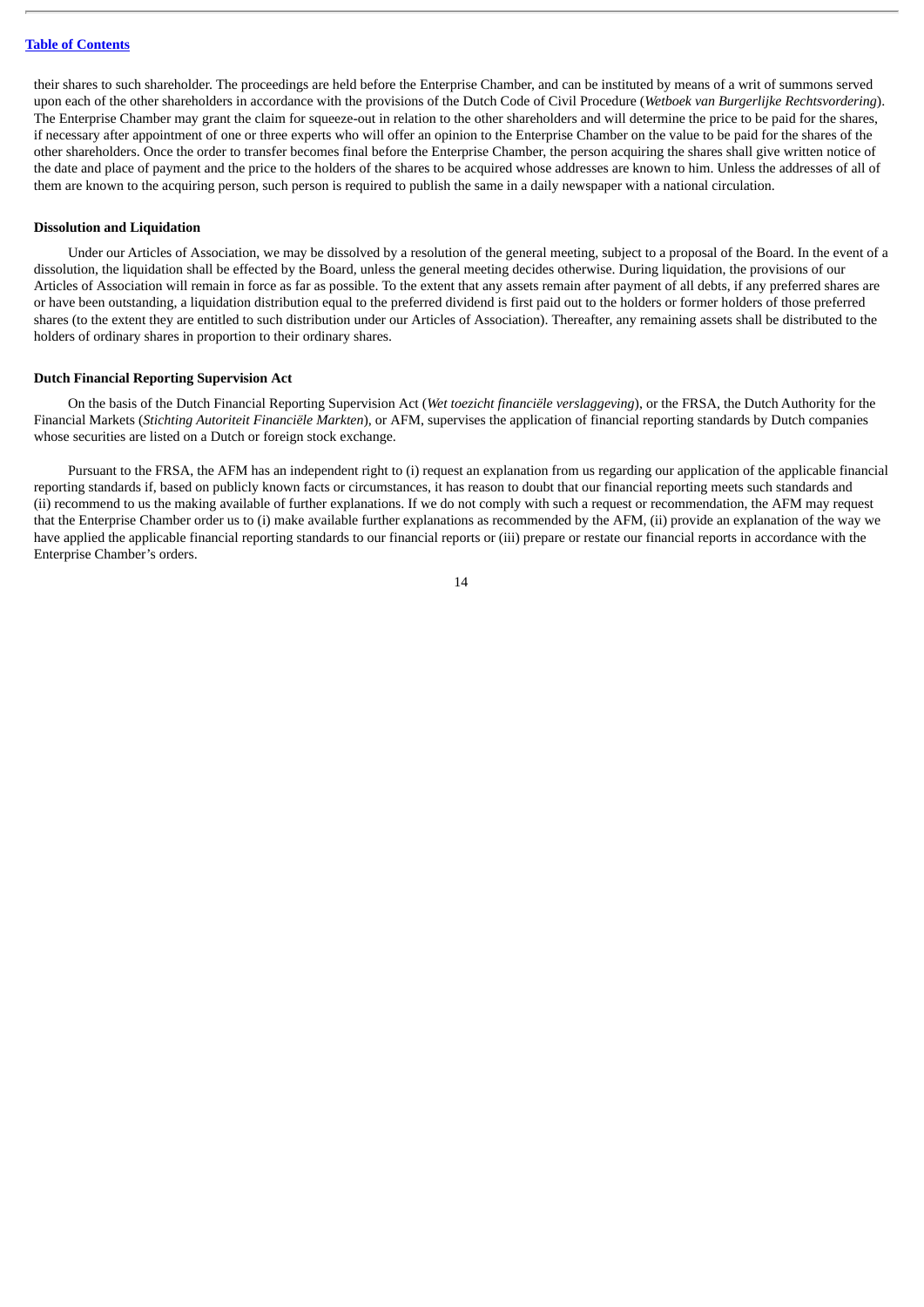their shares to such shareholder. The proceedings are held before the Enterprise Chamber, and can be instituted by means of a writ of summons served upon each of the other shareholders in accordance with the provisions of the Dutch Code of Civil Procedure (*Wetboek van Burgerlijke Rechtsvordering*). The Enterprise Chamber may grant the claim for squeeze-out in relation to the other shareholders and will determine the price to be paid for the shares, if necessary after appointment of one or three experts who will offer an opinion to the Enterprise Chamber on the value to be paid for the shares of the other shareholders. Once the order to transfer becomes final before the Enterprise Chamber, the person acquiring the shares shall give written notice of the date and place of payment and the price to the holders of the shares to be acquired whose addresses are known to him. Unless the addresses of all of them are known to the acquiring person, such person is required to publish the same in a daily newspaper with a national circulation.

**Dissolution and Liquidation**

Under our Articles of Association, we may be dissolved by a resolution of the general meeting, subject to a proposal of the Board. In the event of a dissolution, the liquidation shall be effected by the Board, unless the general meeting decides otherwise. During liquidation, the provisions of our Articles of Association will remain in force as far as possible. To the extent that any assets remain after payment of all debts, if any preferred shares are or have been outstanding, a liquidation distribution equal to the preferred dividend is first paid out to the holders or former holders of those preferred shares (to the extent they are entitled to such distribution under our Articles of Association). Thereafter, any remaining assets shall be distributed to the holders of ordinary shares in proportion to their ordinary shares.

**Dutch Financial Reporting Supervision Act**

On the basis of the Dutch Financial Reporting Supervision Act (*Wet toezicht financiële verslaggeving*), or the FRSA, the Dutch Authority for the Financial Markets (*Stichting Autoriteit Financiële Markten*), or AFM, supervises the application of financial reporting standards by Dutch companies whose securities are listed on a Dutch or foreign stock exchange.

Pursuant to the FRSA, the AFM has an independent right to (i) request an explanation from us regarding our application of the applicable financial reporting standards if, based on publicly known facts or circumstances, it has reason to doubt that our financial reporting meets such standards and (ii) recommend to us the making available of further explanations. If we do not comply with such a request or recommendation, the AFM may request that the Enterprise Chamber order us to (i) make available further explanations as recommended by the AFM, (ii) provide an explanation of the way we have applied the applicable financial reporting standards to our financial reports or (iii) prepare or restate our financial reports in accordance with the Enterprise Chamber's orders.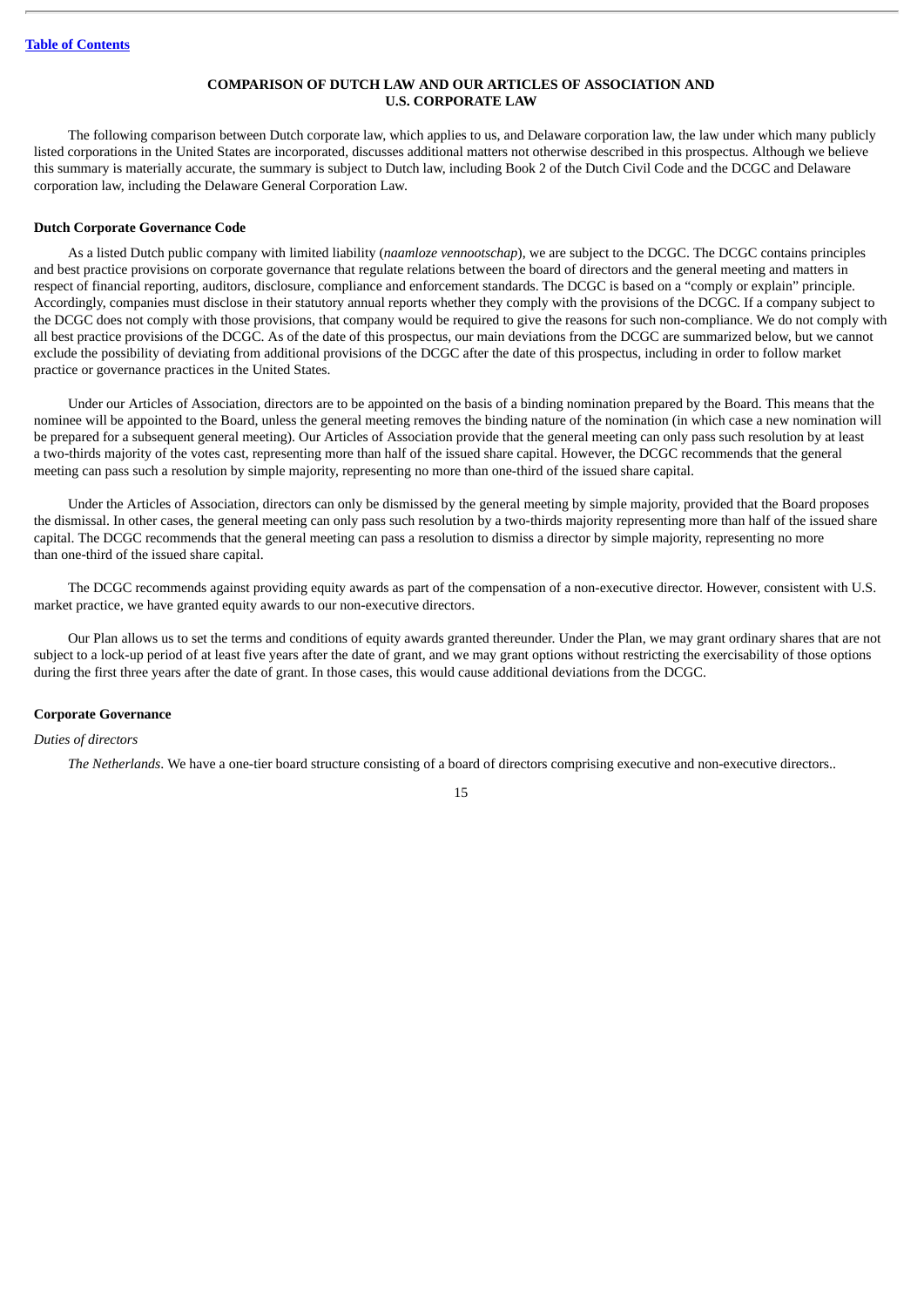## COMPARISON OF DUTCH LAW AND OUR ARTICLES OF ASSOCIATION AND U.S. CORPORATE LAW

The following comparison between Dutch corporate law, which applies to us, and Delaware corporation law, the law under which many publicly listed corporations in the United States are incorporated, discusses additional matters not otherwise described in this prospectus. Although we believe this summary is materially accurate, the summary is subject to Dutch law, including Book 2 of the Dutch Civil Code and the DCGC and Delaware corporation law, including the Delaware General Corporation Law.

### Dutch Corporate Governance Code

As a listed Dutch public company with limited liability (*naamloze vennootschap*), we are subject to the DCGC. The DCGC contains principles and best practice provisions on corporate governance that regulate relations between the board of directors and the general meeting and matters in respect of financial reporting, auditors, disclosure, compliance and enforcement standards. The DCGC is based on a "comply or explain" principle. Accordingly, companies must disclose in their statutory annual reports whether they comply with the provisions of the DCGC. If a company subject to the DCGC does not comply with those provisions, that company would be required to give the reasons for such non-compliance. We do not comply with all best practice provisions of the DCGC. As of the date of this prospectus, our main deviations from the DCGC are summarized below, but we cannot exclude the possibility of deviating from additional provisions of the DCGC after the date of this prospectus, including in order to follow market practice or governance practices in the United States.

Under our Articles of Association, directors are to be appointed on the basis of a binding nomination prepared by the Board. This means that the nominee will be appointed to the Board, unless the general meeting removes the binding nature of the nomination (in which case a new nomination will be prepared for a subsequent general meeting). Our Articles of Association provide that the general meeting can only pass such resolution by at least a two-thirds majority of the votes cast, representing more than half of the issued share capital. However, the DCGC recommends that the general meeting can pass such a resolution by simple majority, representing no more than one-third of the issued share capital.

Under the Articles of Association, directors can only be dismissed by the general meeting by simple majority, provided that the Board proposes the dismissal. In other cases, the general meeting can only pass such resolution by a two-thirds majority representing more than half of the issued share capital. The DCGC recommends that the general meeting can pass a resolution to dismiss a director by simple majority, representing no more than one-third of the issued share capital.

The DCGC recommends against providing equity awards as part of the compensation of a non-executive director. However, consistent with U.S. market practice, we have granted equity awards to our non-executive directors.

Our Plan allows us to set the terms and conditions of equity awards granted thereunder. Under the Plan, we may grant ordinary shares that are not subject to a lock-up period of at least five years after the date of grant, and we may grant options without restricting the exercisability of those options during the first three years after the date of grant. In those cases, this would cause additional deviations from the DCGC.

### Corporate Governance

*Duties of directors*

*The Netherlands*. We have a one-tier board structure consisting of a board of directors comprising executive and non-executive directors..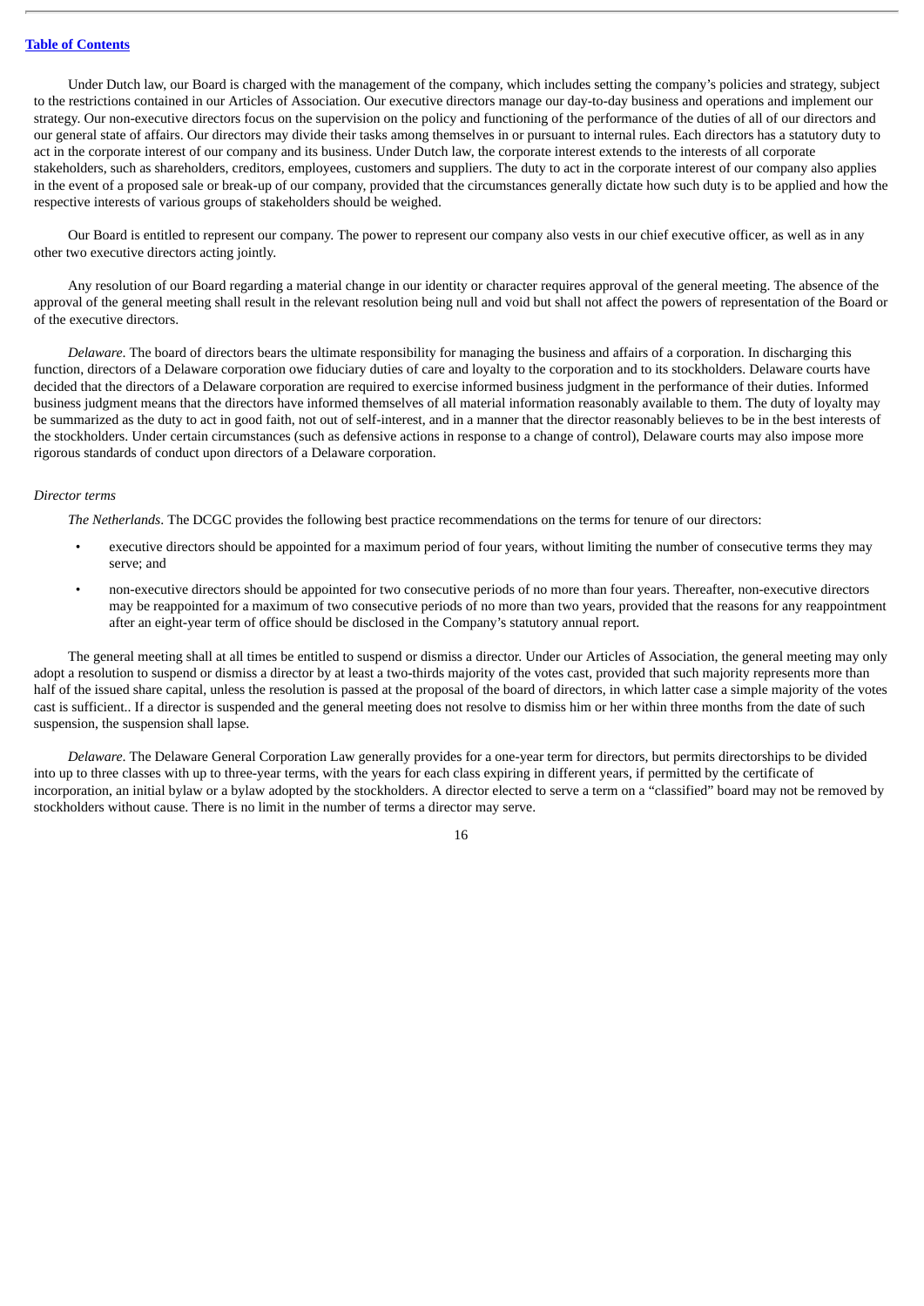Under Dutch law, our Board is charged with the management of the company, which includes setting the company's policies and strategy, subject to the restrictions contained in our Articles of Association. Our executive directors manage our day-to-day business and operations and implement our strategy. Our non-executive directors focus on the supervision on the policy and functioning of the performance of the duties of all of our directors and our general state of affairs. Our directors may divide their tasks among themselves in or pursuant to internal rules. Each directors has a statutory duty to act in the corporate interest of our company and its business. Under Dutch law, the corporate interest extends to the interests of all corporate stakeholders, such as shareholders, creditors, employees, customers and suppliers. The duty to act in the corporate interest of our company also applies in the event of a proposed sale or break-up of our company, provided that the circumstances generally dictate how such duty is to be applied and how the respective interests of various groups of stakeholders should be weighed.

Our Board is entitled to represent our company. The power to represent our company also vests in our chief executive officer, as well as in any other two executive directors acting jointly.

Any resolution of our Board regarding a material change in our identity or character requires approval of the general meeting. The absence of the approval of the general meeting shall result in the relevant resolution being null and void but shall not affect the powers of representation of the Board or of the executive directors.

*Delaware*. The board of directors bears the ultimate responsibility for managing the business and affairs of a corporation. In discharging this function, directors of a Delaware corporation owe fiduciary duties of care and loyalty to the corporation and to its stockholders. Delaware courts have decided that the directors of a Delaware corporation are required to exercise informed business judgment in the performance of their duties. Informed business judgment means that the directors have informed themselves of all material information reasonably available to them. The duty of loyalty may be summarized as the duty to act in good faith, not out of self-interest, and in a manner that the director reasonably believes to be in the best interests of the stockholders. Under certain circumstances (such as defensive actions in response to a change of control), Delaware courts may also impose more rigorous standards of conduct upon directors of a Delaware corporation.

*Director terms*

*The Netherlands*. The DCGC provides the following best practice recommendations on the terms for tenure of our directors:

- executive directors should be appointed for a maximum period of four years, without limiting the number of consecutive terms they may serve; and
- non-executive directors should be appointed for two consecutive periods of no more than four years. Thereafter, non-executive directors may be reappointed for a maximum of two consecutive periods of no more than two years, provided that the reasons for any reappointment after an eight-year term of office should be disclosed in the Company's statutory annual report.

The general meeting shall at all times be entitled to suspend or dismiss a director. Under our Articles of Association, the general meeting may only adopt a resolution to suspend or dismiss a director by at least a two-thirds majority of the votes cast, provided that such majority represents more than half of the issued share capital, unless the resolution is passed at the proposal of the board of directors, in which latter case a simple majority of the votes cast is sufficient.. If a director is suspended and the general meeting does not resolve to dismiss him or her within three months from the date of such suspension, the suspension shall lapse.

*Delaware*. The Delaware General Corporation Law generally provides for a one-year term for directors, but permits directorships to be divided into up to three classes with up to three-year terms, with the years for each class expiring in different years, if permitted by the certificate of incorporation, an initial bylaw or a bylaw adopted by the stockholders. A director elected to serve a term on a "classified" board may not be removed by stockholders without cause. There is no limit in the number of terms a director may serve.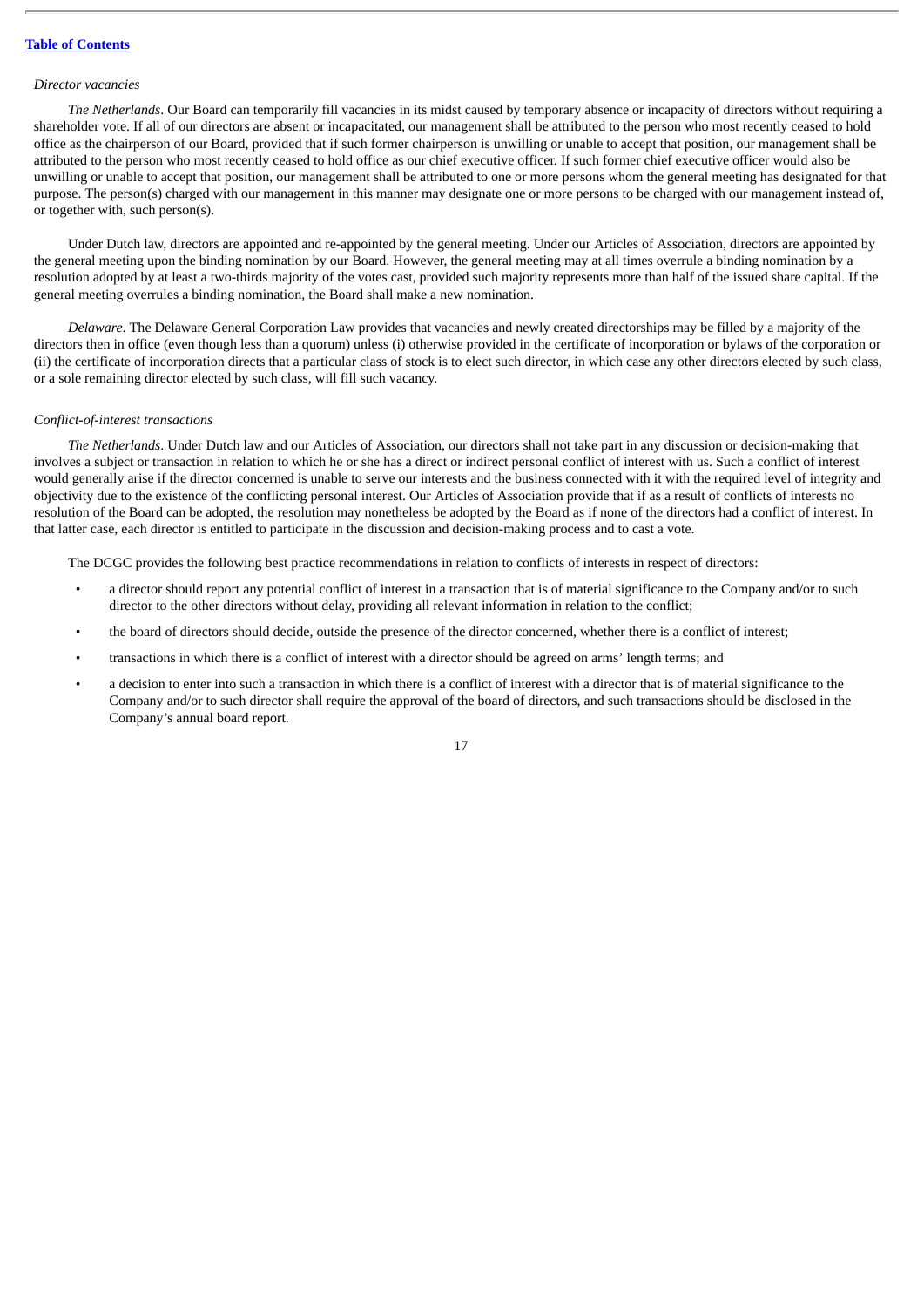*Director vacancies*

*The Netherlands*. Our Board can temporarily fill vacancies in its midst caused by temporary absence or incapacity of directors without requiring a shareholder vote. If all of our directors are absent or incapacitated, our management shall be attributed to the person who most recently ceased to hold office as the chairperson of our Board, provided that if such former chairperson is unwilling or unable to accept that position, our management shall be attributed to the person who most recently ceased to hold office as our chief executive officer. If such former chief executive officer would also be unwilling or unable to accept that position, our management shall be attributed to one or more persons whom the general meeting has designated for that purpose. The person(s) charged with our management in this manner may designate one or more persons to be charged with our management instead of, or together with, such person(s).

Under Dutch law, directors are appointed and re-appointed by the general meeting. Under our Articles of Association, directors are appointed by the general meeting upon the binding nomination by our Board. However, the general meeting may at all times overrule a binding nomination by a resolution adopted by at least a two-thirds majority of the votes cast, provided such majority represents more than half of the issued share capital. If the general meeting overrules a binding nomination, the Board shall make a new nomination.

*Delaware*. The Delaware General Corporation Law provides that vacancies and newly created directorships may be filled by a majority of the directors then in office (even though less than a quorum) unless (i) otherwise provided in the certificate of incorporation or bylaws of the corporation or (ii) the certificate of incorporation directs that a particular class of stock is to elect such director, in which case any other directors elected by such class, or a sole remaining director elected by such class, will fill such vacancy.

*Conflict-of-interest transactions*

*The Netherlands*. Under Dutch law and our Articles of Association, our directors shall not take part in any discussion or decision-making that involves a subject or transaction in relation to which he or she has a direct or indirect personal conflict of interest with us. Such a conflict of interest would generally arise if the director concerned is unable to serve our interests and the business connected with it with the required level of integrity and objectivity due to the existence of the conflicting personal interest. Our Articles of Association provide that if as a result of conflicts of interests no resolution of the Board can be adopted, the resolution may nonetheless be adopted by the Board as if none of the directors had a conflict of interest. In that latter case, each director is entitled to participate in the discussion and decision-making process and to cast a vote.

The DCGC provides the following best practice recommendations in relation to conflicts of interests in respect of directors:

- a director should report any potential conflict of interest in a transaction that is of material significance to the Company and/or to such director to the other directors without delay, providing all relevant information in relation to the conflict;
- the board of directors should decide, outside the presence of the director concerned, whether there is a conflict of interest;
- transactions in which there is a conflict of interest with a director should be agreed on arms' length terms; and
- a decision to enter into such a transaction in which there is a conflict of interest with a director that is of material significance to the Company and/or to such director shall require the approval of the board of directors, and such transactions should be disclosed in the Company's annual board report.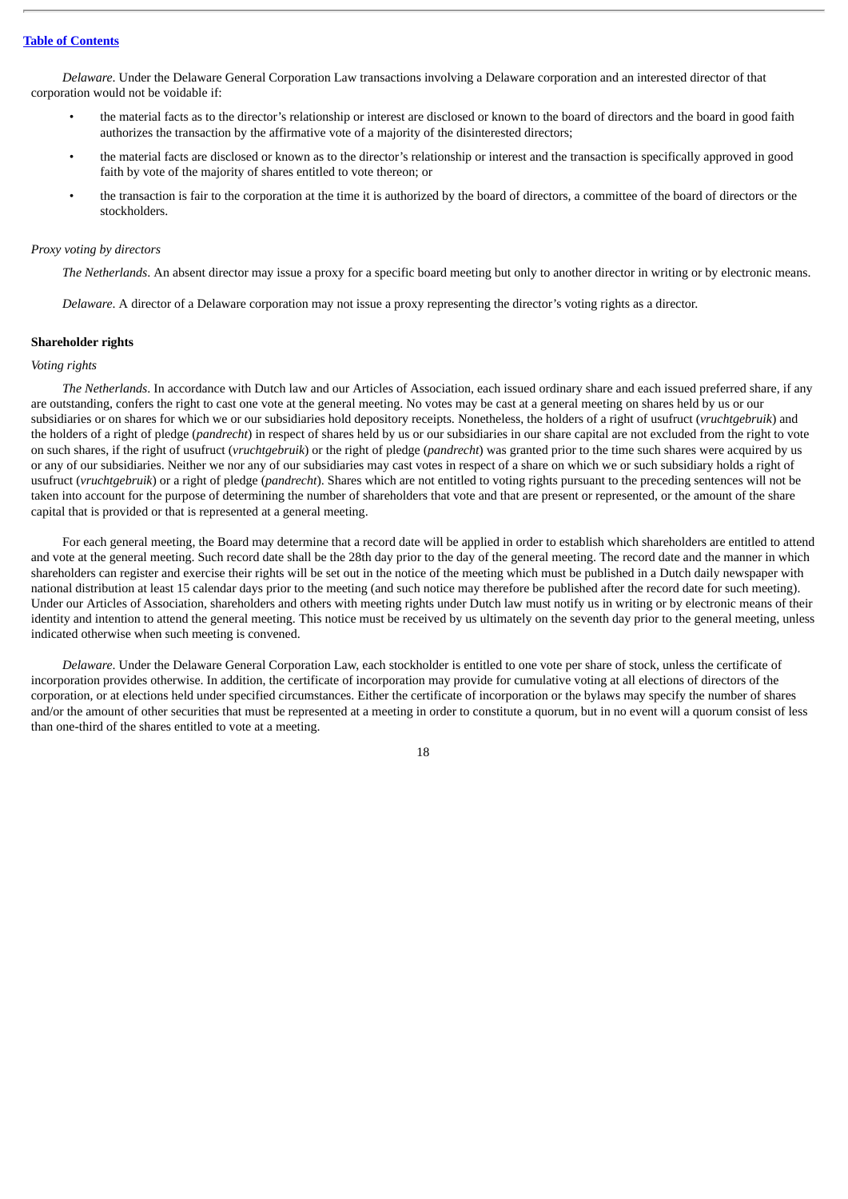*Delaware*. Under the Delaware General Corporation Law transactions involving a Delaware corporation and an interested director of that corporation would not be voidable if:

- the material facts as to the director's relationship or interest are disclosed or known to the board of directors and the board in good faith authorizes the transaction by the affirmative vote of a majority of the disinterested directors;
- the material facts are disclosed or known as to the director's relationship or interest and the transaction is specifically approved in good faith by vote of the majority of shares entitled to vote thereon; or
- the transaction is fair to the corporation at the time it is authorized by the board of directors, a committee of the board of directors or the stockholders.

*Proxy voting by directors*

*The Netherlands*. An absent director may issue a proxy for a specific board meeting but only to another director in writing or by electronic means.

*Delaware*. A director of a Delaware corporation may not issue a proxy representing the director's voting rights as a director.

**Shareholder rights**

*Voting rights*

*The Netherlands*. In accordance with Dutch law and our Articles of Association, each issued ordinary share and each issued preferred share, if any are outstanding, confers the right to cast one vote at the general meeting. No votes may be cast at a general meeting on shares held by us or our subsidiaries or on shares for which we or our subsidiaries hold depository receipts. Nonetheless, the holders of a right of usufruct (*vruchtgebruik*) and the holders of a right of pledge (*pandrecht*) in respect of shares held by us or our subsidiaries in our share capital are not excluded from the right to vote on such shares, if the right of usufruct (*vruchtgebruik*) or the right of pledge (*pandrecht*) was granted prior to the time such shares were acquired by us or any of our subsidiaries. Neither we nor any of our subsidiaries may cast votes in respect of a share on which we or such subsidiary holds a right of usufruct (*vruchtgebruik*) or a right of pledge (*pandrecht*). Shares which are not entitled to voting rights pursuant to the preceding sentences will not be taken into account for the purpose of determining the number of shareholders that vote and that are present or represented, or the amount of the share capital that is provided or that is represented at a general meeting.

For each general meeting, the Board may determine that a record date will be applied in order to establish which shareholders are entitled to attend and vote at the general meeting. Such record date shall be the 28th day prior to the day of the general meeting. The record date and the manner in which shareholders can register and exercise their rights will be set out in the notice of the meeting which must be published in a Dutch daily newspaper with national distribution at least 15 calendar days prior to the meeting (and such notice may therefore be published after the record date for such meeting). Under our Articles of Association, shareholders and others with meeting rights under Dutch law must notify us in writing or by electronic means of their identity and intention to attend the general meeting. This notice must be received by us ultimately on the seventh day prior to the general meeting, unless indicated otherwise when such meeting is convened.

*Delaware*. Under the Delaware General Corporation Law, each stockholder is entitled to one vote per share of stock, unless the certificate of incorporation provides otherwise. In addition, the certificate of incorporation may provide for cumulative voting at all elections of directors of the corporation, or at elections held under specified circumstances. Either the certificate of incorporation or the bylaws may specify the number of shares and/or the amount of other securities that must be represented at a meeting in order to constitute a quorum, but in no event will a quorum consist of less than one-third of the shares entitled to vote at a meeting.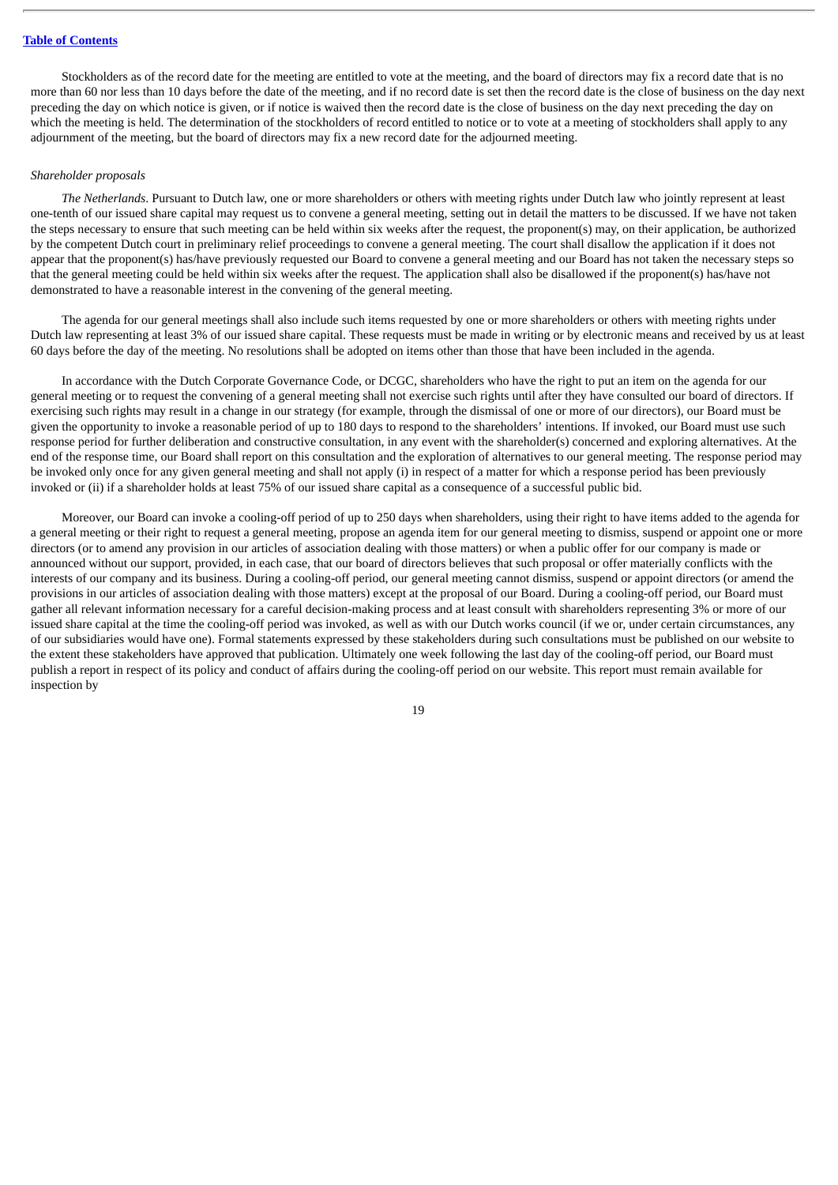Stockholders as of the record date for the meeting are entitled to vote at the meeting, and the board of directors may fix a record date that is no more than 60 nor less than 10 days before the date of the meeting, and if no record date is set then the record date is the close of business on the day next preceding the day on which notice is given, or if notice is waived then the record date is the close of business on the day next preceding the day on which the meeting is held. The determination of the stockholders of record entitled to notice or to vote at a meeting of stockholders shall apply to any adjournment of the meeting, but the board of directors may fix a new record date for the adjourned meeting.

*Shareholder proposals*

*The Netherlands*. Pursuant to Dutch law, one or more shareholders or others with meeting rights under Dutch law who jointly represent at least one-tenth of our issued share capital may request us to convene a general meeting, setting out in detail the matters to be discussed. If we have not taken the steps necessary to ensure that such meeting can be held within six weeks after the request, the proponent(s) may, on their application, be authorized by the competent Dutch court in preliminary relief proceedings to convene a general meeting. The court shall disallow the application if it does not appear that the proponent(s) has/have previously requested our Board to convene a general meeting and our Board has not taken the necessary steps so that the general meeting could be held within six weeks after the request. The application shall also be disallowed if the proponent(s) has/have not demonstrated to have a reasonable interest in the convening of the general meeting.

The agenda for our general meetings shall also include such items requested by one or more shareholders or others with meeting rights under Dutch law representing at least 3% of our issued share capital. These requests must be made in writing or by electronic means and received by us at least 60 days before the day of the meeting. No resolutions shall be adopted on items other than those that have been included in the agenda.

In accordance with the Dutch Corporate Governance Code, or DCGC, shareholders who have the right to put an item on the agenda for our general meeting or to request the convening of a general meeting shall not exercise such rights until after they have consulted our board of directors. If exercising such rights may result in a change in our strategy (for example, through the dismissal of one or more of our directors), our Board must be given the opportunity to invoke a reasonable period of up to 180 days to respond to the shareholders' intentions. If invoked, our Board must use such response period for further deliberation and constructive consultation, in any event with the shareholder(s) concerned and exploring alternatives. At the end of the response time, our Board shall report on this consultation and the exploration of alternatives to our general meeting. The response period may be invoked only once for any given general meeting and shall not apply (i) in respect of a matter for which a response period has been previously invoked or (ii) if a shareholder holds at least 75% of our issued share capital as a consequence of a successful public bid.

Moreover, our Board can invoke a cooling-off period of up to 250 days when shareholders, using their right to have items added to the agenda for a general meeting or their right to request a general meeting, propose an agenda item for our general meeting to dismiss, suspend or appoint one or more directors (or to amend any provision in our articles of association dealing with those matters) or when a public offer for our company is made or announced without our support, provided, in each case, that our board of directors believes that such proposal or offer materially conflicts with the interests of our company and its business. During a cooling-off period, our general meeting cannot dismiss, suspend or appoint directors (or amend the provisions in our articles of association dealing with those matters) except at the proposal of our Board. During a cooling-off period, our Board must gather all relevant information necessary for a careful decision-making process and at least consult with shareholders representing 3% or more of our issued share capital at the time the cooling-off period was invoked, as well as with our Dutch works council (if we or, under certain circumstances, any of our subsidiaries would have one). Formal statements expressed by these stakeholders during such consultations must be published on our website to the extent these stakeholders have approved that publication. Ultimately one week following the last day of the cooling-off period, our Board must publish a report in respect of its policy and conduct of affairs during the cooling-off period on our website. This report must remain available for inspection by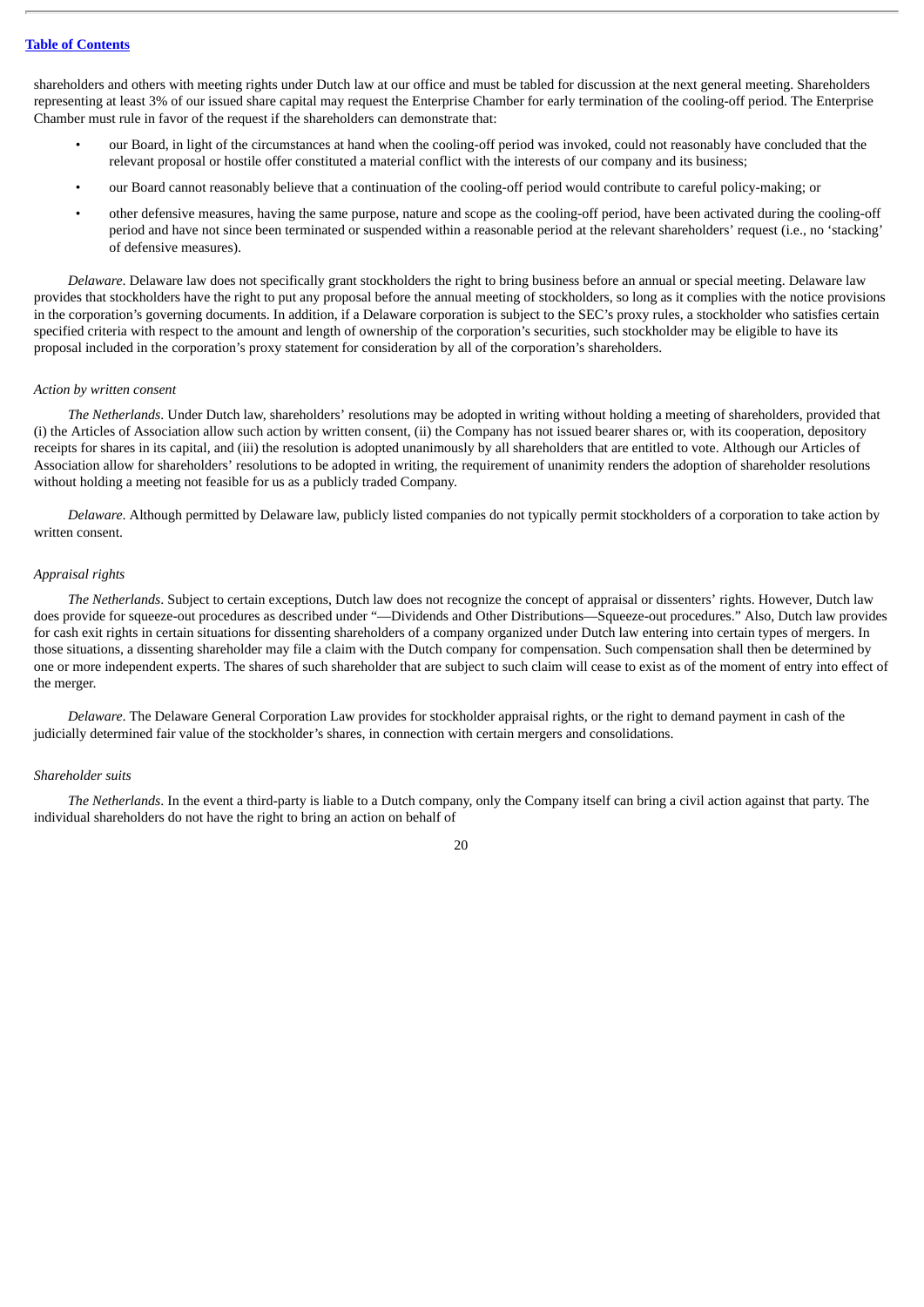shareholders and others with meeting rights under Dutch law at our office and must be tabled for discussion at the next general meeting. Shareholders representing at least 3% of our issued share capital may request the Enterprise Chamber for early termination of the cooling-off period. The Enterprise Chamber must rule in favor of the request if the shareholders can demonstrate that:

- our Board, in light of the circumstances at hand when the cooling-off period was invoked, could not reasonably have concluded that the relevant proposal or hostile offer constituted a material conflict with the interests of our company and its business;
- our Board cannot reasonably believe that a continuation of the cooling-off period would contribute to careful policy-making; or
- other defensive measures, having the same purpose, nature and scope as the cooling-off period, have been activated during the cooling-off period and have not since been terminated or suspended within a reasonable period at the relevant shareholders' request (i.e., no 'stacking' of defensive measures).

*Delaware*. Delaware law does not specifically grant stockholders the right to bring business before an annual or special meeting. Delaware law provides that stockholders have the right to put any proposal before the annual meeting of stockholders, so long as it complies with the notice provisions in the corporation's governing documents. In addition, if a Delaware corporation is subject to the SEC's proxy rules, a stockholder who satisfies certain specified criteria with respect to the amount and length of ownership of the corporation's securities, such stockholder may be eligible to have its proposal included in the corporation's proxy statement for consideration by all of the corporation's shareholders.

*Action by written consent*

*The Netherlands*. Under Dutch law, shareholders' resolutions may be adopted in writing without holding a meeting of shareholders, provided that (i) the Articles of Association allow such action by written consent, (ii) the Company has not issued bearer shares or, with its cooperation, depository receipts for shares in its capital, and (iii) the resolution is adopted unanimously by all shareholders that are entitled to vote. Although our Articles of Association allow for shareholders' resolutions to be adopted in writing, the requirement of unanimity renders the adoption of shareholder resolutions without holding a meeting not feasible for us as a publicly traded Company.

*Delaware*. Although permitted by Delaware law, publicly listed companies do not typically permit stockholders of a corporation to take action by written consent.

*Appraisal rights*

*The Netherlands*. Subject to certain exceptions, Dutch law does not recognize the concept of appraisal or dissenters' rights. However, Dutch law does provide for squeeze-out procedures as described under "—Dividends and Other Distributions—Squeeze-out procedures." Also, Dutch law provides for cash exit rights in certain situations for dissenting shareholders of a company organized under Dutch law entering into certain types of mergers. In those situations, a dissenting shareholder may file a claim with the Dutch company for compensation. Such compensation shall then be determined by one or more independent experts. The shares of such shareholder that are subject to such claim will cease to exist as of the moment of entry into effect of the merger.

*Delaware*. The Delaware General Corporation Law provides for stockholder appraisal rights, or the right to demand payment in cash of the judicially determined fair value of the stockholder's shares, in connection with certain mergers and consolidations.

*Shareholder suits*

*The Netherlands*. In the event a third-party is liable to a Dutch company, only the Company itself can bring a civil action against that party. The individual shareholders do not have the right to bring an action on behalf of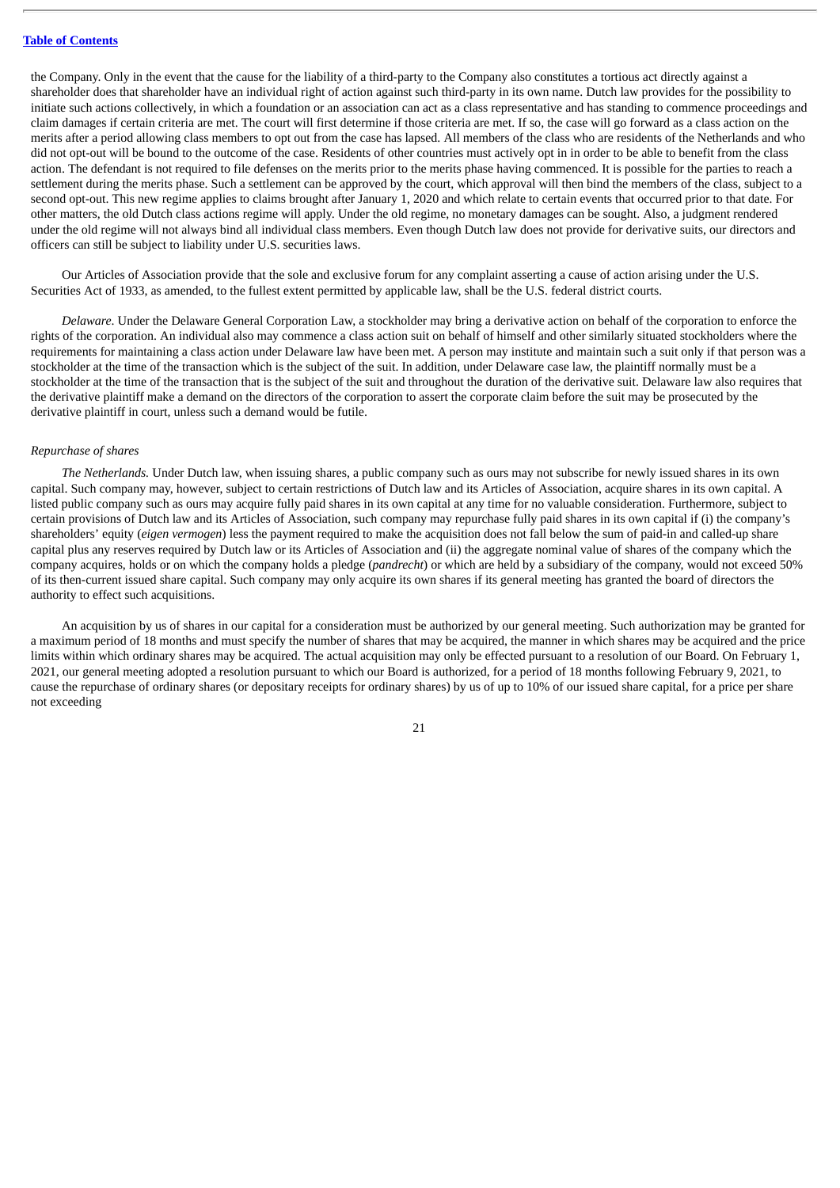the Company. Only in the event that the cause for the liability of a third-party to the Company also constitutes a tortious act directly against a shareholder does that shareholder have an individual right of action against such third-party in its own name. Dutch law provides for the possibility to initiate such actions collectively, in which a foundation or an association can act as a class representative and has standing to commence proceedings and claim damages if certain criteria are met. The court will first determine if those criteria are met. If so, the case will go forward as a class action on the merits after a period allowing class members to opt out from the case has lapsed. All members of the class who are residents of the Netherlands and who did not opt-out will be bound to the outcome of the case. Residents of other countries must actively opt in in order to be able to benefit from the class action. The defendant is not required to file defenses on the merits prior to the merits phase having commenced. It is possible for the parties to reach a settlement during the merits phase. Such a settlement can be approved by the court, which approval will then bind the members of the class, subject to a second opt-out. This new regime applies to claims brought after January 1, 2020 and which relate to certain events that occurred prior to that date. For other matters, the old Dutch class actions regime will apply. Under the old regime, no monetary damages can be sought. Also, a judgment rendered under the old regime will not always bind all individual class members. Even though Dutch law does not provide for derivative suits, our directors and officers can still be subject to liability under U.S. securities laws.

Our Articles of Association provide that the sole and exclusive forum for any complaint asserting a cause of action arising under the U.S. Securities Act of 1933, as amended, to the fullest extent permitted by applicable law, shall be the U.S. federal district courts.

*Delaware*. Under the Delaware General Corporation Law, a stockholder may bring a derivative action on behalf of the corporation to enforce the rights of the corporation. An individual also may commence a class action suit on behalf of himself and other similarly situated stockholders where the requirements for maintaining a class action under Delaware law have been met. A person may institute and maintain such a suit only if that person was a stockholder at the time of the transaction which is the subject of the suit. In addition, under Delaware case law, the plaintiff normally must be a stockholder at the time of the transaction that is the subject of the suit and throughout the duration of the derivative suit. Delaware law also requires that the derivative plaintiff make a demand on the directors of the corporation to assert the corporate claim before the suit may be prosecuted by the derivative plaintiff in court, unless such a demand would be futile.

*Repurchase of shares*

*The Netherlands.* Under Dutch law, when issuing shares, a public company such as ours may not subscribe for newly issued shares in its own capital. Such company may, however, subject to certain restrictions of Dutch law and its Articles of Association, acquire shares in its own capital. A listed public company such as ours may acquire fully paid shares in its own capital at any time for no valuable consideration. Furthermore, subject to certain provisions of Dutch law and its Articles of Association, such company may repurchase fully paid shares in its own capital if (i) the company's shareholders' equity (*eigen vermogen*) less the payment required to make the acquisition does not fall below the sum of paid-in and called-up share capital plus any reserves required by Dutch law or its Articles of Association and (ii) the aggregate nominal value of shares of the company which the company acquires, holds or on which the company holds a pledge (*pandrecht*) or which are held by a subsidiary of the company, would not exceed 50% of its then-current issued share capital. Such company may only acquire its own shares if its general meeting has granted the board of directors the authority to effect such acquisitions.

An acquisition by us of shares in our capital for a consideration must be authorized by our general meeting. Such authorization may be granted for a maximum period of 18 months and must specify the number of shares that may be acquired, the manner in which shares may be acquired and the price limits within which ordinary shares may be acquired. The actual acquisition may only be effected pursuant to a resolution of our Board. On February 1, 2021, our general meeting adopted a resolution pursuant to which our Board is authorized, for a period of 18 months following February 9, 2021, to cause the repurchase of ordinary shares (or depositary receipts for ordinary shares) by us of up to 10% of our issued share capital, for a price per share not exceeding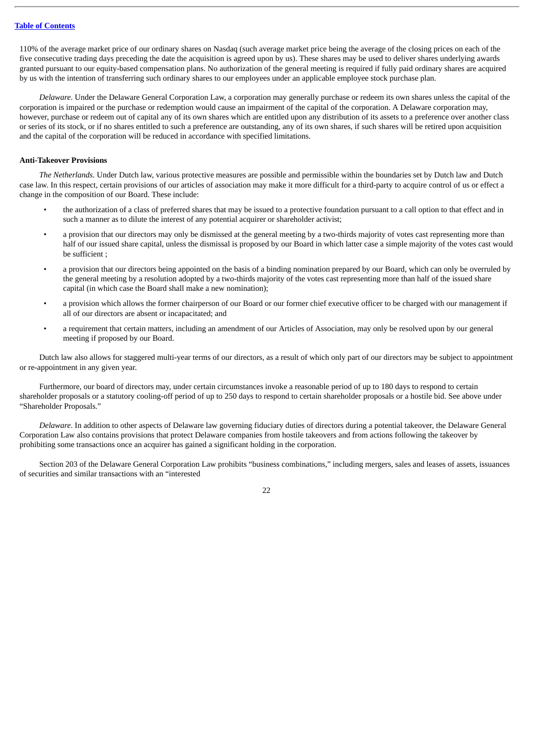110% of the average market price of our ordinary shares on Nasdaq (such average market price being the average of the closing prices on each of the five consecutive trading days preceding the date the acquisition is agreed upon by us). These shares may be used to deliver shares underlying awards granted pursuant to our equity-based compensation plans. No authorization of the general meeting is required if fully paid ordinary shares are acquired by us with the intention of transferring such ordinary shares to our employees under an applicable employee stock purchase plan.

*Delaware*. Under the Delaware General Corporation Law, a corporation may generally purchase or redeem its own shares unless the capital of the corporation is impaired or the purchase or redemption would cause an impairment of the capital of the corporation. A Delaware corporation may, however, purchase or redeem out of capital any of its own shares which are entitled upon any distribution of its assets to a preference over another class or series of its stock, or if no shares entitled to such a preference are outstanding, any of its own shares, if such shares will be retired upon acquisition and the capital of the corporation will be reduced in accordance with specified limitations.

**Anti-Takeover Provisions**

*The Netherlands*. Under Dutch law, various protective measures are possible and permissible within the boundaries set by Dutch law and Dutch case law. In this respect, certain provisions of our articles of association may make it more difficult for a third-party to acquire control of us or effect a change in the composition of our Board. These include:

- the authorization of a class of preferred shares that may be issued to a protective foundation pursuant to a call option to that effect and in such a manner as to dilute the interest of any potential acquirer or shareholder activist;
- a provision that our directors may only be dismissed at the general meeting by a two-thirds majority of votes cast representing more than half of our issued share capital, unless the dismissal is proposed by our Board in which latter case a simple majority of the votes cast would be sufficient ;
- a provision that our directors being appointed on the basis of a binding nomination prepared by our Board, which can only be overruled by the general meeting by a resolution adopted by a two-thirds majority of the votes cast representing more than half of the issued share capital (in which case the Board shall make a new nomination);
- a provision which allows the former chairperson of our Board or our former chief executive officer to be charged with our management if all of our directors are absent or incapacitated; and
- a requirement that certain matters, including an amendment of our Articles of Association, may only be resolved upon by our general meeting if proposed by our Board.

Dutch law also allows for staggered multi-year terms of our directors, as a result of which only part of our directors may be subject to appointment or re-appointment in any given year.

Furthermore, our board of directors may, under certain circumstances invoke a reasonable period of up to 180 days to respond to certain shareholder proposals or a statutory cooling-off period of up to 250 days to respond to certain shareholder proposals or a hostile bid. See above under "Shareholder Proposals."

*Delaware*. In addition to other aspects of Delaware law governing fiduciary duties of directors during a potential takeover, the Delaware General Corporation Law also contains provisions that protect Delaware companies from hostile takeovers and from actions following the takeover by prohibiting some transactions once an acquirer has gained a significant holding in the corporation.

Section 203 of the Delaware General Corporation Law prohibits "business combinations," including mergers, sales and leases of assets, issuances of securities and similar transactions with an "interested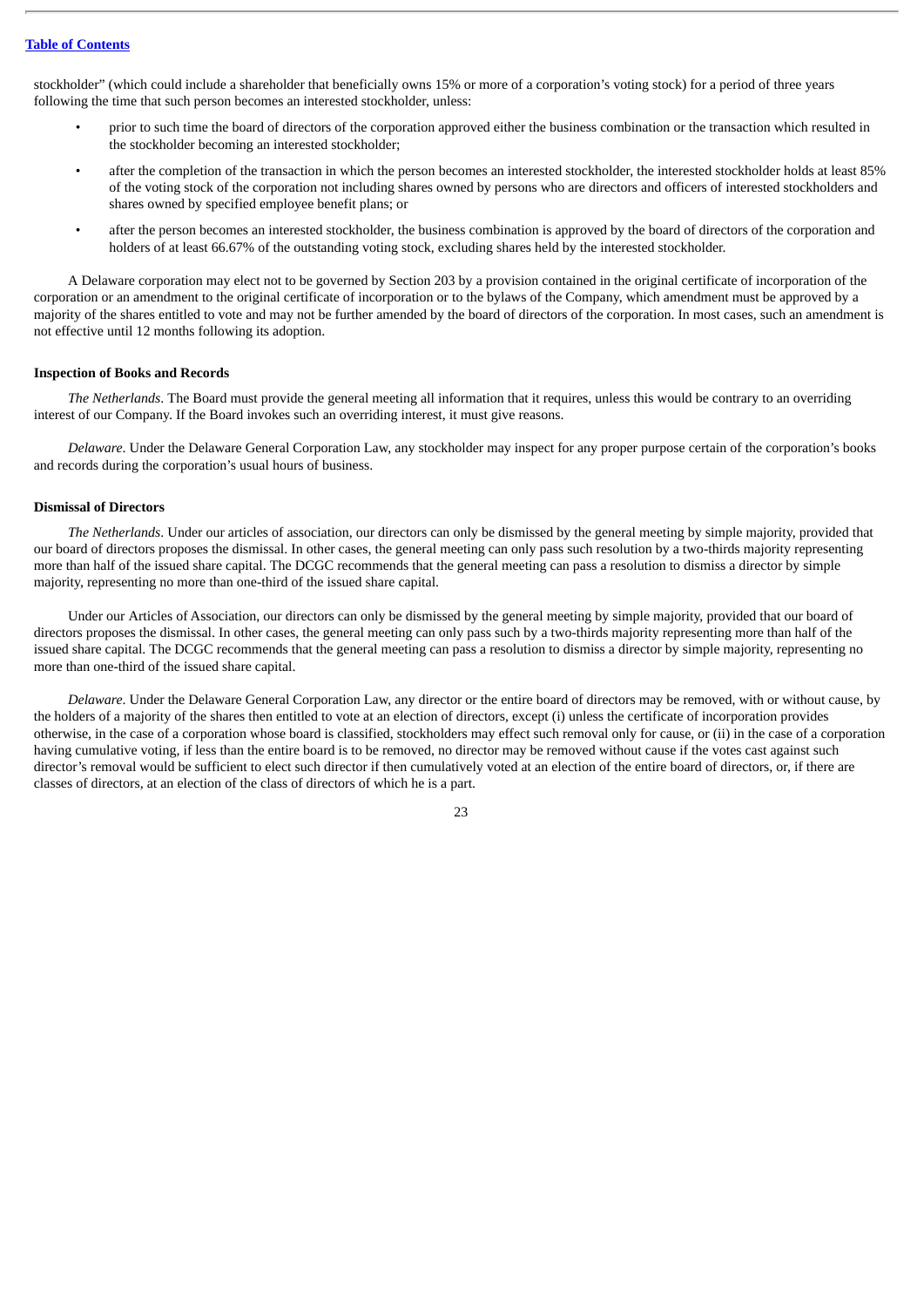stockholder" (which could include a shareholder that beneficially owns 15% or more of a corporation's voting stock) for a period of three years following the time that such person becomes an interested stockholder, unless:

- prior to such time the board of directors of the corporation approved either the business combination or the transaction which resulted in the stockholder becoming an interested stockholder;
- after the completion of the transaction in which the person becomes an interested stockholder, the interested stockholder holds at least 85% of the voting stock of the corporation not including shares owned by persons who are directors and officers of interested stockholders and shares owned by specified employee benefit plans; or
- after the person becomes an interested stockholder, the business combination is approved by the board of directors of the corporation and holders of at least 66.67% of the outstanding voting stock, excluding shares held by the interested stockholder.

A Delaware corporation may elect not to be governed by Section 203 by a provision contained in the original certificate of incorporation of the corporation or an amendment to the original certificate of incorporation or to the bylaws of the Company, which amendment must be approved by a majority of the shares entitled to vote and may not be further amended by the board of directors of the corporation. In most cases, such an amendment is not effective until 12 months following its adoption.

**Inspection of Books and Records**

*The Netherlands*. The Board must provide the general meeting all information that it requires, unless this would be contrary to an overriding interest of our Company. If the Board invokes such an overriding interest, it must give reasons.

*Delaware*. Under the Delaware General Corporation Law, any stockholder may inspect for any proper purpose certain of the corporation's books and records during the corporation's usual hours of business.

**Dismissal of Directors**

*The Netherlands*. Under our articles of association, our directors can only be dismissed by the general meeting by simple majority, provided that our board of directors proposes the dismissal. In other cases, the general meeting can only pass such resolution by a two-thirds majority representing more than half of the issued share capital. The DCGC recommends that the general meeting can pass a resolution to dismiss a director by simple majority, representing no more than one-third of the issued share capital.

Under our Articles of Association, our directors can only be dismissed by the general meeting by simple majority, provided that our board of directors proposes the dismissal. In other cases, the general meeting can only pass such by a two-thirds majority representing more than half of the issued share capital. The DCGC recommends that the general meeting can pass a resolution to dismiss a director by simple majority, representing no more than one-third of the issued share capital.

*Delaware*. Under the Delaware General Corporation Law, any director or the entire board of directors may be removed, with or without cause, by the holders of a majority of the shares then entitled to vote at an election of directors, except (i) unless the certificate of incorporation provides otherwise, in the case of a corporation whose board is classified, stockholders may effect such removal only for cause, or (ii) in the case of a corporation having cumulative voting, if less than the entire board is to be removed, no director may be removed without cause if the votes cast against such director's removal would be sufficient to elect such director if then cumulatively voted at an election of the entire board of directors, or, if there are classes of directors, at an election of the class of directors of which he is a part.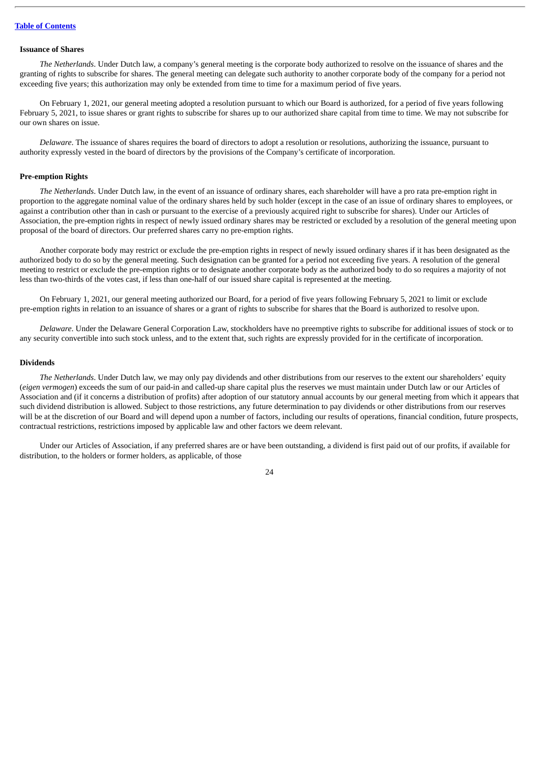### Issuance of Shares

*The Netherlands*. Under Dutch law, a company's general meeting is the corporate body authorized to resolve on the issuance of shares and the granting of rights to subscribe for shares. The general meeting can delegate such authority to another corporate body of the company for a period not exceeding five years; this authorization may only be extended from time to time for a maximum period of five years.

On February 1, 2021, our general meeting adopted a resolution pursuant to which our Board is authorized, for a period of five years following February 5, 2021, to issue shares or grant rights to subscribe for shares up to our authorized share capital from time to time. We may not subscribe for our own shares on issue.

*Delaware*. The issuance of shares requires the board of directors to adopt a resolution or resolutions, authorizing the issuance, pursuant to authority expressly vested in the board of directors by the provisions of the Company's certificate of incorporation.

### Pre-emption Rights

*The Netherlands*. Under Dutch law, in the event of an issuance of ordinary shares, each shareholder will have a pro rata pre-emption right in proportion to the aggregate nominal value of the ordinary shares held by such holder (except in the case of an issue of ordinary shares to employees, or against a contribution other than in cash or pursuant to the exercise of a previously acquired right to subscribe for shares). Under our Articles of Association, the pre-emption rights in respect of newly issued ordinary shares may be restricted or excluded by a resolution of the general meeting upon proposal of the board of directors. Our preferred shares carry no pre-emption rights.

Another corporate body may restrict or exclude the pre-emption rights in respect of newly issued ordinary shares if it has been designated as the authorized body to do so by the general meeting. Such designation can be granted for a period not exceeding five years. A resolution of the general meeting to restrict or exclude the pre-emption rights or to designate another corporate body as the authorized body to do so requires a majority of not less than two-thirds of the votes cast, if less than one-half of our issued share capital is represented at the meeting.

On February 1, 2021, our general meeting authorized our Board, for a period of five years following February 5, 2021 to limit or exclude pre-emption rights in relation to an issuance of shares or a grant of rights to subscribe for shares that the Board is authorized to resolve upon.

*Delaware*. Under the Delaware General Corporation Law, stockholders have no preemptive rights to subscribe for additional issues of stock or to any security convertible into such stock unless, and to the extent that, such rights are expressly provided for in the certificate of incorporation.

### Dividends

*The Netherlands*. Under Dutch law, we may only pay dividends and other distributions from our reserves to the extent our shareholders' equity (*eigen vermogen*) exceeds the sum of our paid-in and called-up share capital plus the reserves we must maintain under Dutch law or our Articles of Association and (if it concerns a distribution of profits) after adoption of our statutory annual accounts by our general meeting from which it appears that such dividend distribution is allowed. Subject to those restrictions, any future determination to pay dividends or other distributions from our reserves will be at the discretion of our Board and will depend upon a number of factors, including our results of operations, financial condition, future prospects, contractual restrictions, restrictions imposed by applicable law and other factors we deem relevant.

Under our Articles of Association, if any preferred shares are or have been outstanding, a dividend is first paid out of our profits, if available for distribution, to the holders or former holders, as applicable, of those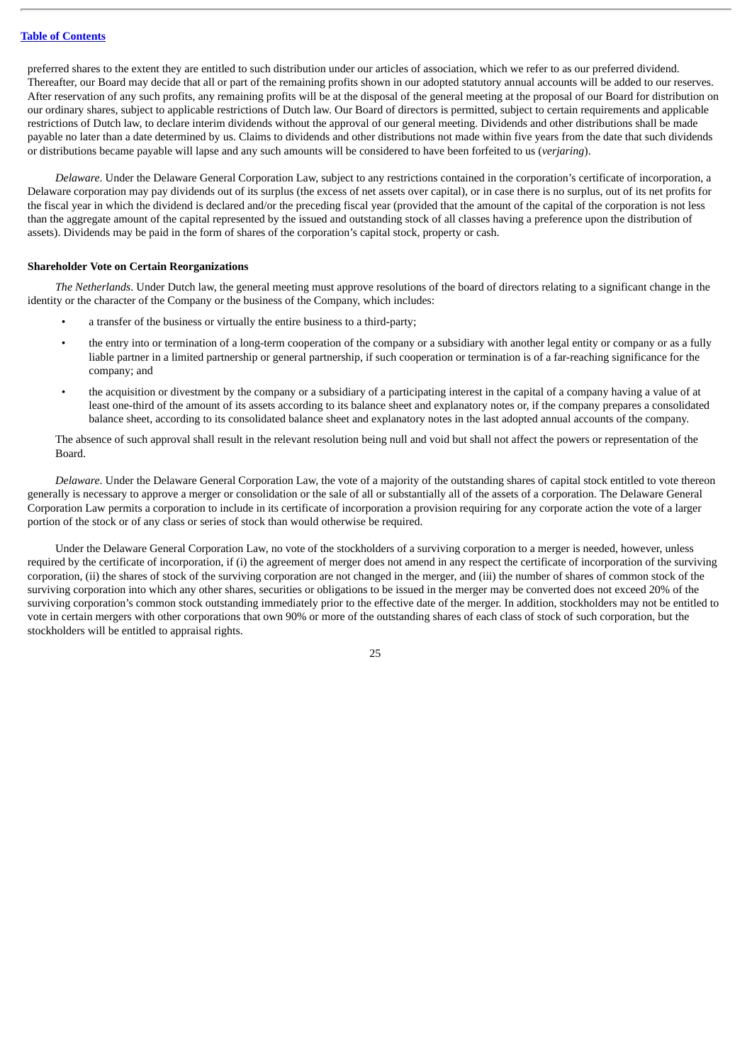preferred shares to the extent they are entitled to such distribution under our articles of association, which we refer to as our preferred dividend. Thereafter, our Board may decide that all or part of the remaining profits shown in our adopted statutory annual accounts will be added to our reserves. After reservation of any such profits, any remaining profits will be at the disposal of the general meeting at the proposal of our Board for distribution on our ordinary shares, subject to applicable restrictions of Dutch law. Our Board of directors is permitted, subject to certain requirements and applicable restrictions of Dutch law, to declare interim dividends without the approval of our general meeting. Dividends and other distributions shall be made payable no later than a date determined by us. Claims to dividends and other distributions not made within five years from the date that such dividends or distributions became payable will lapse and any such amounts will be considered to have been forfeited to us (*verjaring*).

*Delaware*. Under the Delaware General Corporation Law, subject to any restrictions contained in the corporation's certificate of incorporation, a Delaware corporation may pay dividends out of its surplus (the excess of net assets over capital), or in case there is no surplus, out of its net profits for the fiscal year in which the dividend is declared and/or the preceding fiscal year (provided that the amount of the capital of the corporation is not less than the aggregate amount of the capital represented by the issued and outstanding stock of all classes having a preference upon the distribution of assets). Dividends may be paid in the form of shares of the corporation's capital stock, property or cash.

**Shareholder Vote on Certain Reorganizations**

*The Netherlands*. Under Dutch law, the general meeting must approve resolutions of the board of directors relating to a significant change in the identity or the character of the Company or the business of the Company, which includes:

- a transfer of the business or virtually the entire business to a third-party;
- the entry into or termination of a long-term cooperation of the company or a subsidiary with another legal entity or company or as a fully liable partner in a limited partnership or general partnership, if such cooperation or termination is of a far-reaching significance for the company; and
- the acquisition or divestment by the company or a subsidiary of a participating interest in the capital of a company having a value of at least one-third of the amount of its assets according to its balance sheet and explanatory notes or, if the company prepares a consolidated balance sheet, according to its consolidated balance sheet and explanatory notes in the last adopted annual accounts of the company.

The absence of such approval shall result in the relevant resolution being null and void but shall not affect the powers or representation of the Board.

*Delaware*. Under the Delaware General Corporation Law, the vote of a majority of the outstanding shares of capital stock entitled to vote thereon generally is necessary to approve a merger or consolidation or the sale of all or substantially all of the assets of a corporation. The Delaware General Corporation Law permits a corporation to include in its certificate of incorporation a provision requiring for any corporate action the vote of a larger portion of the stock or of any class or series of stock than would otherwise be required.

Under the Delaware General Corporation Law, no vote of the stockholders of a surviving corporation to a merger is needed, however, unless required by the certificate of incorporation, if (i) the agreement of merger does not amend in any respect the certificate of incorporation of the surviving corporation, (ii) the shares of stock of the surviving corporation are not changed in the merger, and (iii) the number of shares of common stock of the surviving corporation into which any other shares, securities or obligations to be issued in the merger may be converted does not exceed 20% of the surviving corporation's common stock outstanding immediately prior to the effective date of the merger. In addition, stockholders may not be entitled to vote in certain mergers with other corporations that own 90% or more of the outstanding shares of each class of stock of such corporation, but the stockholders will be entitled to appraisal rights.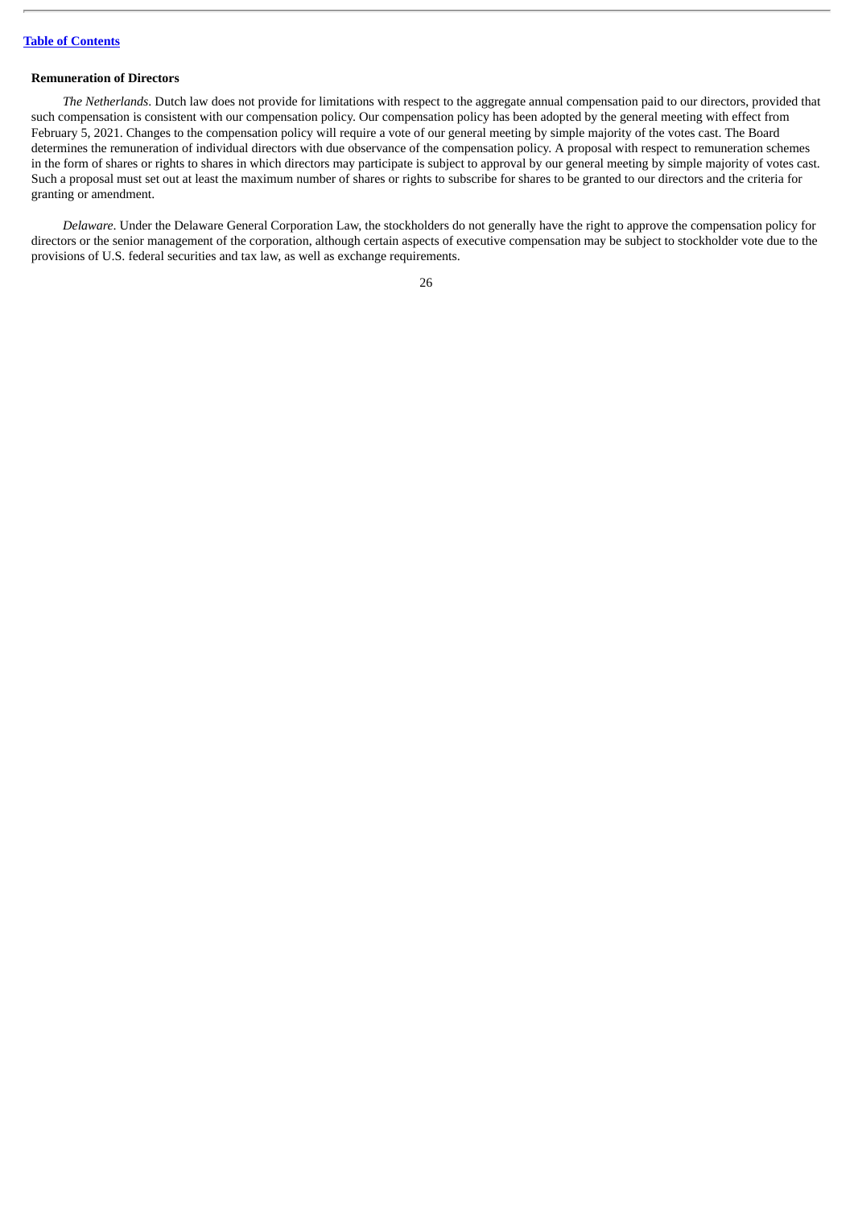**Remuneration of Directors**

*The Netherlands*. Dutch law does not provide for limitations with respect to the aggregate annual compensation paid to our directors, provided that such compensation is consistent with our compensation policy. Our compensation policy has been adopted by the general meeting with effect from February 5, 2021. Changes to the compensation policy will require a vote of our general meeting by simple majority of the votes cast. The Board determines the remuneration of individual directors with due observance of the compensation policy. A proposal with respect to remuneration schemes in the form of shares or rights to shares in which directors may participate is subject to approval by our general meeting by simple majority of votes cast. Such a proposal must set out at least the maximum number of shares or rights to subscribe for shares to be granted to our directors and the criteria for granting or amendment.

*Delaware*. Under the Delaware General Corporation Law, the stockholders do not generally have the right to approve the compensation policy for directors or the senior management of the corporation, although certain aspects of executive compensation may be subject to stockholder vote due to the provisions of U.S. federal securities and tax law, as well as exchange requirements.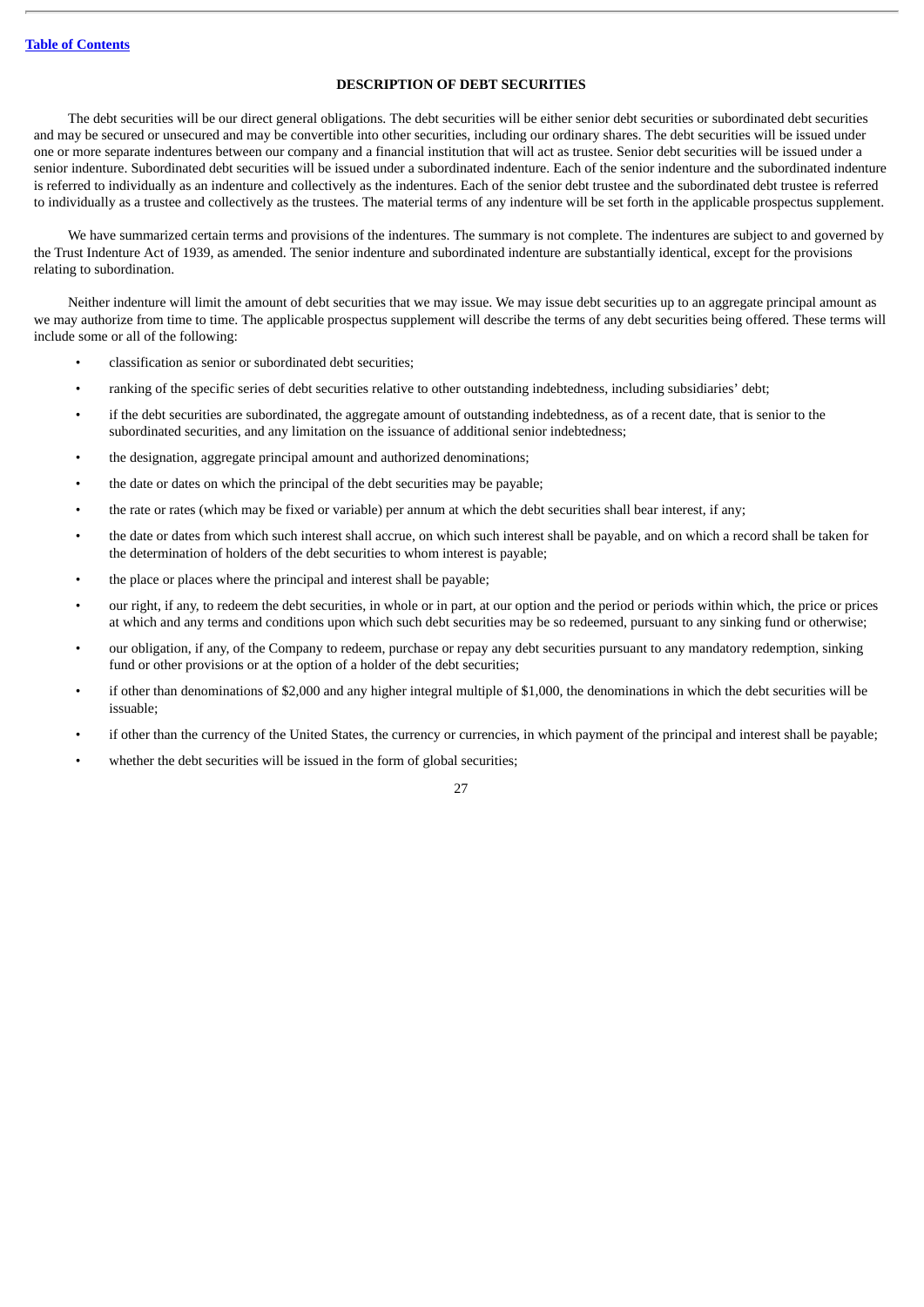## DESCRIPTION OF DEBT SECURITIES

The debt securities will be our direct general obligations. The debt securities will be either senior debt securities or subordinated debt securities and may be secured or unsecured and may be convertible into other securities, including our ordinary shares. The debt securities will be issued under one or more separate indentures between our company and a financial institution that will act as trustee. Senior debt securities will be issued under a senior indenture. Subordinated debt securities will be issued under a subordinated indenture. Each of the senior indenture and the subordinated indenture is referred to individually as an indenture and collectively as the indentures. Each of the senior debt trustee and the subordinated debt trustee is referred to individually as a trustee and collectively as the trustees. The material terms of any indenture will be set forth in the applicable prospectus supplement.

We have summarized certain terms and provisions of the indentures. The summary is not complete. The indentures are subject to and governed by the Trust Indenture Act of 1939, as amended. The senior indenture and subordinated indenture are substantially identical, except for the provisions relating to subordination.

Neither indenture will limit the amount of debt securities that we may issue. We may issue debt securities up to an aggregate principal amount as we may authorize from time to time. The applicable prospectus supplement will describe the terms of any debt securities being offered. These terms will include some or all of the following:

- classification as senior or subordinated debt securities;
- ranking of the specific series of debt securities relative to other outstanding indebtedness, including subsidiaries' debt;
- if the debt securities are subordinated, the aggregate amount of outstanding indebtedness, as of a recent date, that is senior to the subordinated securities, and any limitation on the issuance of additional senior indebtedness;
- the designation, aggregate principal amount and authorized denominations;
- the date or dates on which the principal of the debt securities may be payable;
- the rate or rates (which may be fixed or variable) per annum at which the debt securities shall bear interest, if any;
- the date or dates from which such interest shall accrue, on which such interest shall be payable, and on which a record shall be taken for the determination of holders of the debt securities to whom interest is payable;
- the place or places where the principal and interest shall be payable;
- our right, if any, to redeem the debt securities, in whole or in part, at our option and the period or periods within which, the price or prices at which and any terms and conditions upon which such debt securities may be so redeemed, pursuant to any sinking fund or otherwise;
- our obligation, if any, of the Company to redeem, purchase or repay any debt securities pursuant to any mandatory redemption, sinking fund or other provisions or at the option of a holder of the debt securities;
- if other than denominations of $2,000 and any higher integral multiple of $1,000, the denominations in which the debt securities will be issuable;
- if other than the currency of the United States, the currency or currencies, in which payment of the principal and interest shall be payable;
- whether the debt securities will be issued in the form of global securities;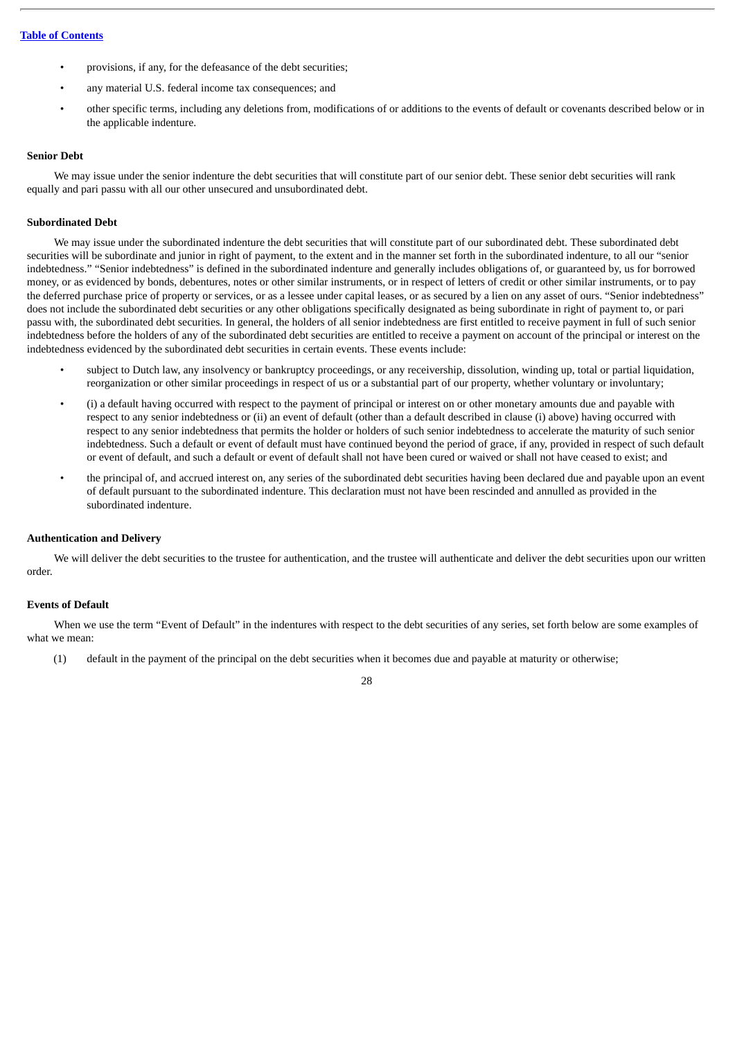- provisions, if any, for the defeasance of the debt securities;
- any material U.S. federal income tax consequences; and
- other specific terms, including any deletions from, modifications of or additions to the events of default or covenants described below or in the applicable indenture.

**Senior Debt**

We may issue under the senior indenture the debt securities that will constitute part of our senior debt. These senior debt securities will rank equally and pari passu with all our other unsecured and unsubordinated debt.

**Subordinated Debt**

We may issue under the subordinated indenture the debt securities that will constitute part of our subordinated debt. These subordinated debt securities will be subordinate and junior in right of payment, to the extent and in the manner set forth in the subordinated indenture, to all our "senior indebtedness." "Senior indebtedness" is defined in the subordinated indenture and generally includes obligations of, or guaranteed by, us for borrowed money, or as evidenced by bonds, debentures, notes or other similar instruments, or in respect of letters of credit or other similar instruments, or to pay the deferred purchase price of property or services, or as a lessee under capital leases, or as secured by a lien on any asset of ours. "Senior indebtedness" does not include the subordinated debt securities or any other obligations specifically designated as being subordinate in right of payment to, or pari passu with, the subordinated debt securities. In general, the holders of all senior indebtedness are first entitled to receive payment in full of such senior indebtedness before the holders of any of the subordinated debt securities are entitled to receive a payment on account of the principal or interest on the indebtedness evidenced by the subordinated debt securities in certain events. These events include:

- subject to Dutch law, any insolvency or bankruptcy proceedings, or any receivership, dissolution, winding up, total or partial liquidation, reorganization or other similar proceedings in respect of us or a substantial part of our property, whether voluntary or involuntary;
- (i) a default having occurred with respect to the payment of principal or interest on or other monetary amounts due and payable with respect to any senior indebtedness or (ii) an event of default (other than a default described in clause (i) above) having occurred with respect to any senior indebtedness that permits the holder or holders of such senior indebtedness to accelerate the maturity of such senior indebtedness. Such a default or event of default must have continued beyond the period of grace, if any, provided in respect of such default or event of default, and such a default or event of default shall not have been cured or waived or shall not have ceased to exist; and
- the principal of, and accrued interest on, any series of the subordinated debt securities having been declared due and payable upon an event of default pursuant to the subordinated indenture. This declaration must not have been rescinded and annulled as provided in the subordinated indenture.

**Authentication and Delivery**

We will deliver the debt securities to the trustee for authentication, and the trustee will authenticate and deliver the debt securities upon our written order.

**Events of Default**

When we use the term "Event of Default" in the indentures with respect to the debt securities of any series, set forth below are some examples of what we mean:

(1) default in the payment of the principal on the debt securities when it becomes due and payable at maturity or otherwise;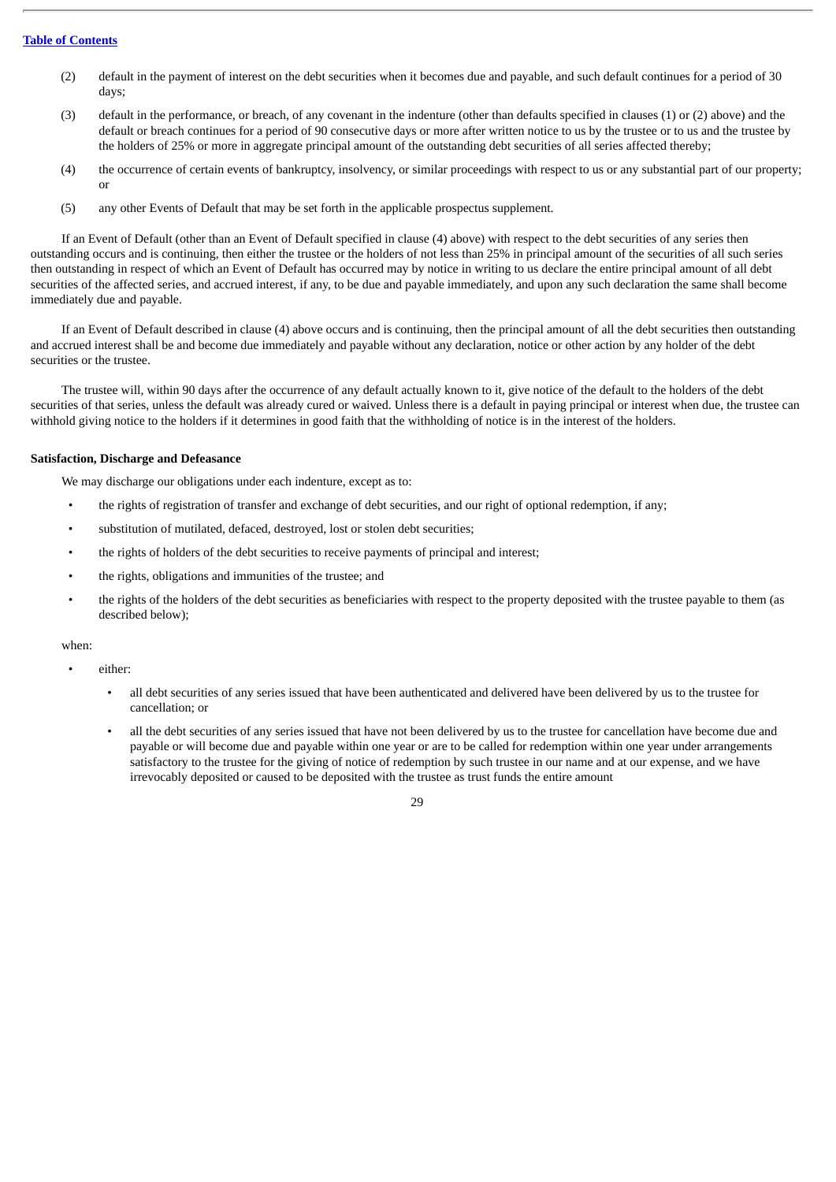(2) default in the payment of interest on the debt securities when it becomes due and payable, and such default continues for a period of 30 days;

(3) default in the performance, or breach, of any covenant in the indenture (other than defaults specified in clauses (1) or (2) above) and the default or breach continues for a period of 90 consecutive days or more after written notice to us by the trustee or to us and the trustee by the holders of 25% or more in aggregate principal amount of the outstanding debt securities of all series affected thereby;

(4) the occurrence of certain events of bankruptcy, insolvency, or similar proceedings with respect to us or any substantial part of our property; or

(5) any other Events of Default that may be set forth in the applicable prospectus supplement.

If an Event of Default (other than an Event of Default specified in clause (4) above) with respect to the debt securities of any series then outstanding occurs and is continuing, then either the trustee or the holders of not less than 25% in principal amount of the securities of all such series then outstanding in respect of which an Event of Default has occurred may by notice in writing to us declare the entire principal amount of all debt securities of the affected series, and accrued interest, if any, to be due and payable immediately, and upon any such declaration the same shall become immediately due and payable.

If an Event of Default described in clause (4) above occurs and is continuing, then the principal amount of all the debt securities then outstanding and accrued interest shall be and become due immediately and payable without any declaration, notice or other action by any holder of the debt securities or the trustee.

The trustee will, within 90 days after the occurrence of any default actually known to it, give notice of the default to the holders of the debt securities of that series, unless the default was already cured or waived. Unless there is a default in paying principal or interest when due, the trustee can withhold giving notice to the holders if it determines in good faith that the withholding of notice is in the interest of the holders.

**Satisfaction, Discharge and Defeasance**

We may discharge our obligations under each indenture, except as to:

- the rights of registration of transfer and exchange of debt securities, and our right of optional redemption, if any;
- substitution of mutilated, defaced, destroyed, lost or stolen debt securities;
- the rights of holders of the debt securities to receive payments of principal and interest;
- the rights, obligations and immunities of the trustee; and
- the rights of the holders of the debt securities as beneficiaries with respect to the property deposited with the trustee payable to them (as described below);

when:

- either:
  - all debt securities of any series issued that have been authenticated and delivered have been delivered by us to the trustee for cancellation; or
  - all the debt securities of any series issued that have not been delivered by us to the trustee for cancellation have become due and payable or will become due and payable within one year or are to be called for redemption within one year under arrangements satisfactory to the trustee for the giving of notice of redemption by such trustee in our name and at our expense, and we have irrevocably deposited or caused to be deposited with the trustee as trust funds the entire amount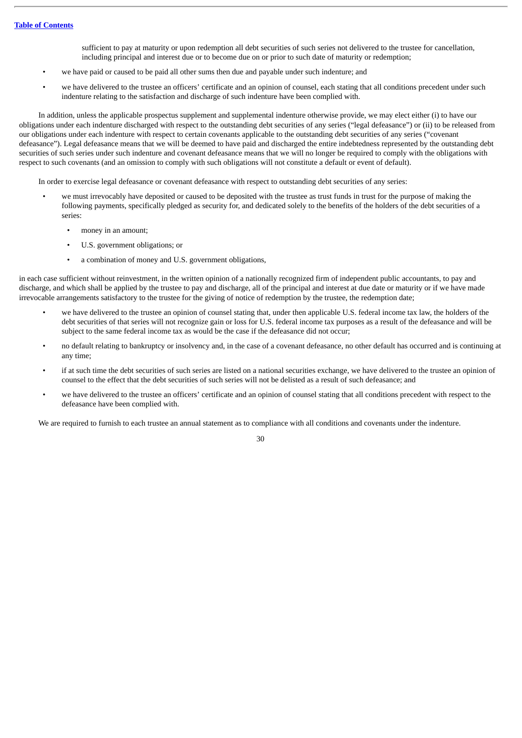sufficient to pay at maturity or upon redemption all debt securities of such series not delivered to the trustee for cancellation, including principal and interest due or to become due on or prior to such date of maturity or redemption;

- we have paid or caused to be paid all other sums then due and payable under such indenture; and
- we have delivered to the trustee an officers' certificate and an opinion of counsel, each stating that all conditions precedent under such indenture relating to the satisfaction and discharge of such indenture have been complied with.

In addition, unless the applicable prospectus supplement and supplemental indenture otherwise provide, we may elect either (i) to have our obligations under each indenture discharged with respect to the outstanding debt securities of any series ("legal defeasance") or (ii) to be released from our obligations under each indenture with respect to certain covenants applicable to the outstanding debt securities of any series ("covenant defeasance"). Legal defeasance means that we will be deemed to have paid and discharged the entire indebtedness represented by the outstanding debt securities of such series under such indenture and covenant defeasance means that we will no longer be required to comply with the obligations with respect to such covenants (and an omission to comply with such obligations will not constitute a default or event of default).

In order to exercise legal defeasance or covenant defeasance with respect to outstanding debt securities of any series:

- we must irrevocably have deposited or caused to be deposited with the trustee as trust funds in trust for the purpose of making the following payments, specifically pledged as security for, and dedicated solely to the benefits of the holders of the debt securities of a series:
  - money in an amount;
  - U.S. government obligations; or
  - a combination of money and U.S. government obligations,

in each case sufficient without reinvestment, in the written opinion of a nationally recognized firm of independent public accountants, to pay and discharge, and which shall be applied by the trustee to pay and discharge, all of the principal and interest at due date or maturity or if we have made irrevocable arrangements satisfactory to the trustee for the giving of notice of redemption by the trustee, the redemption date;

- we have delivered to the trustee an opinion of counsel stating that, under then applicable U.S. federal income tax law, the holders of the debt securities of that series will not recognize gain or loss for U.S. federal income tax purposes as a result of the defeasance and will be subject to the same federal income tax as would be the case if the defeasance did not occur;
- no default relating to bankruptcy or insolvency and, in the case of a covenant defeasance, no other default has occurred and is continuing at any time;
- if at such time the debt securities of such series are listed on a national securities exchange, we have delivered to the trustee an opinion of counsel to the effect that the debt securities of such series will not be delisted as a result of such defeasance; and
- we have delivered to the trustee an officers' certificate and an opinion of counsel stating that all conditions precedent with respect to the defeasance have been complied with.

We are required to furnish to each trustee an annual statement as to compliance with all conditions and covenants under the indenture.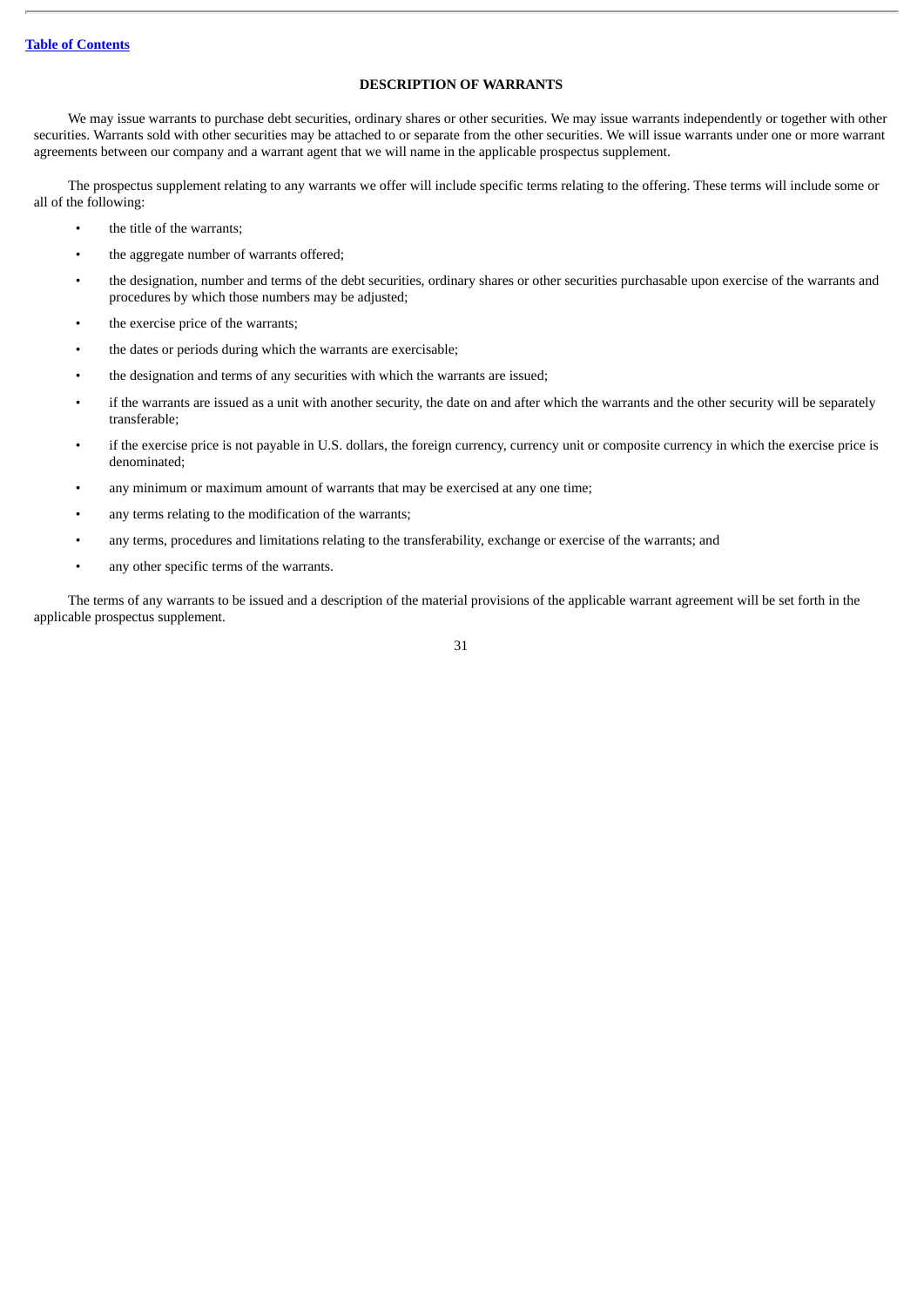## DESCRIPTION OF WARRANTS

We may issue warrants to purchase debt securities, ordinary shares or other securities. We may issue warrants independently or together with other securities. Warrants sold with other securities may be attached to or separate from the other securities. We will issue warrants under one or more warrant agreements between our company and a warrant agent that we will name in the applicable prospectus supplement.

The prospectus supplement relating to any warrants we offer will include specific terms relating to the offering. These terms will include some or all of the following:

- the title of the warrants;
- the aggregate number of warrants offered;
- the designation, number and terms of the debt securities, ordinary shares or other securities purchasable upon exercise of the warrants and procedures by which those numbers may be adjusted;
- the exercise price of the warrants;
- the dates or periods during which the warrants are exercisable;
- the designation and terms of any securities with which the warrants are issued;
- if the warrants are issued as a unit with another security, the date on and after which the warrants and the other security will be separately transferable;
- if the exercise price is not payable in U.S. dollars, the foreign currency, currency unit or composite currency in which the exercise price is denominated;
- any minimum or maximum amount of warrants that may be exercised at any one time;
- any terms relating to the modification of the warrants;
- any terms, procedures and limitations relating to the transferability, exchange or exercise of the warrants; and
- any other specific terms of the warrants.

The terms of any warrants to be issued and a description of the material provisions of the applicable warrant agreement will be set forth in the applicable prospectus supplement.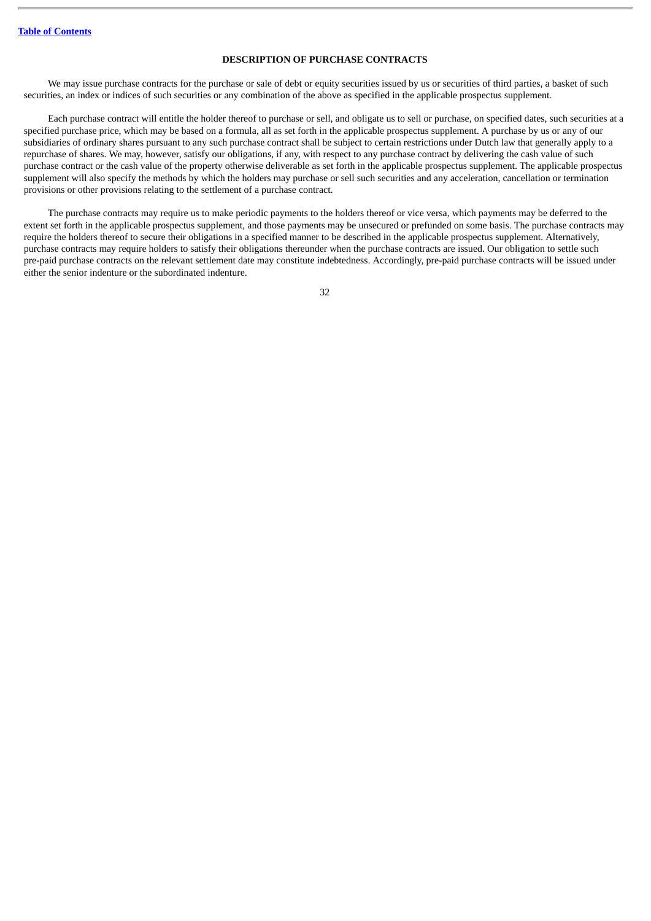## DESCRIPTION OF PURCHASE CONTRACTS

We may issue purchase contracts for the purchase or sale of debt or equity securities issued by us or securities of third parties, a basket of such securities, an index or indices of such securities or any combination of the above as specified in the applicable prospectus supplement.

Each purchase contract will entitle the holder thereof to purchase or sell, and obligate us to sell or purchase, on specified dates, such securities at a specified purchase price, which may be based on a formula, all as set forth in the applicable prospectus supplement. A purchase by us or any of our subsidiaries of ordinary shares pursuant to any such purchase contract shall be subject to certain restrictions under Dutch law that generally apply to a repurchase of shares. We may, however, satisfy our obligations, if any, with respect to any purchase contract by delivering the cash value of such purchase contract or the cash value of the property otherwise deliverable as set forth in the applicable prospectus supplement. The applicable prospectus supplement will also specify the methods by which the holders may purchase or sell such securities and any acceleration, cancellation or termination provisions or other provisions relating to the settlement of a purchase contract.

The purchase contracts may require us to make periodic payments to the holders thereof or vice versa, which payments may be deferred to the extent set forth in the applicable prospectus supplement, and those payments may be unsecured or prefunded on some basis. The purchase contracts may require the holders thereof to secure their obligations in a specified manner to be described in the applicable prospectus supplement. Alternatively, purchase contracts may require holders to satisfy their obligations thereunder when the purchase contracts are issued. Our obligation to settle such pre-paid purchase contracts on the relevant settlement date may constitute indebtedness. Accordingly, pre-paid purchase contracts will be issued under either the senior indenture or the subordinated indenture.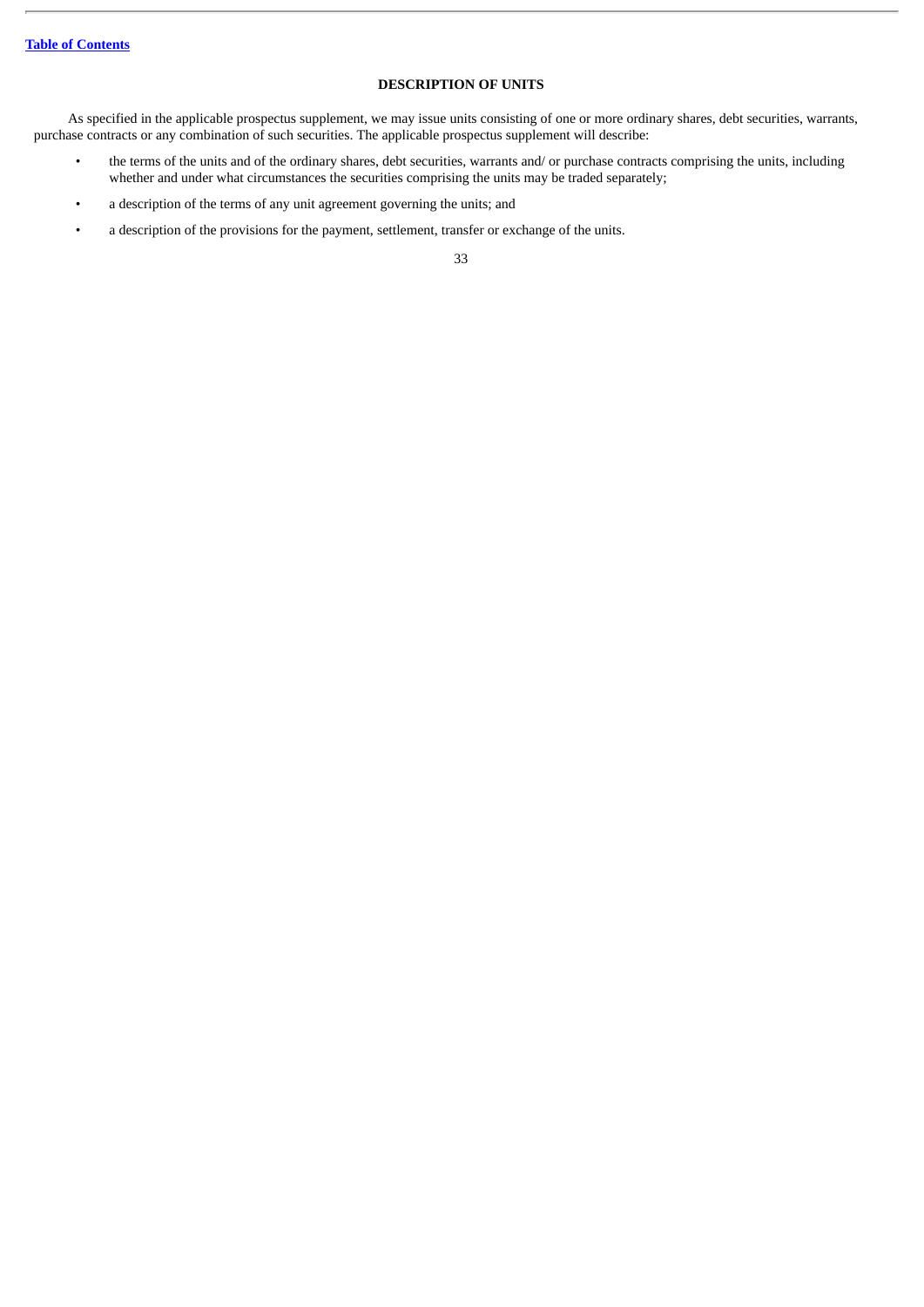## DESCRIPTION OF UNITS

As specified in the applicable prospectus supplement, we may issue units consisting of one or more ordinary shares, debt securities, warrants, purchase contracts or any combination of such securities. The applicable prospectus supplement will describe:

- the terms of the units and of the ordinary shares, debt securities, warrants and/ or purchase contracts comprising the units, including whether and under what circumstances the securities comprising the units may be traded separately;
- a description of the terms of any unit agreement governing the units; and
- a description of the provisions for the payment, settlement, transfer or exchange of the units.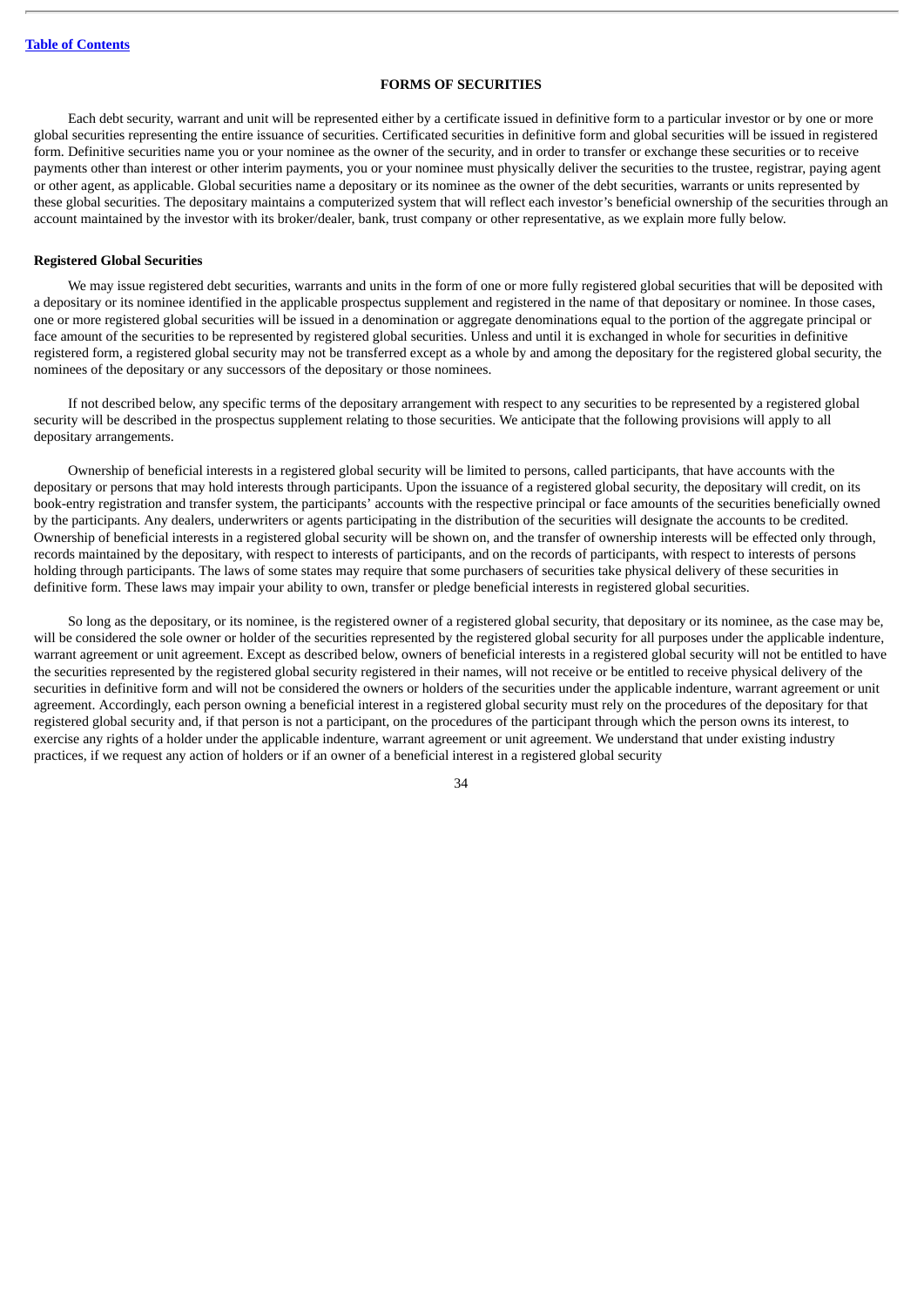## FORMS OF SECURITIES

Each debt security, warrant and unit will be represented either by a certificate issued in definitive form to a particular investor or by one or more global securities representing the entire issuance of securities. Certificated securities in definitive form and global securities will be issued in registered form. Definitive securities name you or your nominee as the owner of the security, and in order to transfer or exchange these securities or to receive payments other than interest or other interim payments, you or your nominee must physically deliver the securities to the trustee, registrar, paying agent or other agent, as applicable. Global securities name a depositary or its nominee as the owner of the debt securities, warrants or units represented by these global securities. The depositary maintains a computerized system that will reflect each investor's beneficial ownership of the securities through an account maintained by the investor with its broker/dealer, bank, trust company or other representative, as we explain more fully below.

### Registered Global Securities

We may issue registered debt securities, warrants and units in the form of one or more fully registered global securities that will be deposited with a depositary or its nominee identified in the applicable prospectus supplement and registered in the name of that depositary or nominee. In those cases, one or more registered global securities will be issued in a denomination or aggregate denominations equal to the portion of the aggregate principal or face amount of the securities to be represented by registered global securities. Unless and until it is exchanged in whole for securities in definitive registered form, a registered global security may not be transferred except as a whole by and among the depositary for the registered global security, the nominees of the depositary or any successors of the depositary or those nominees.

If not described below, any specific terms of the depositary arrangement with respect to any securities to be represented by a registered global security will be described in the prospectus supplement relating to those securities. We anticipate that the following provisions will apply to all depositary arrangements.

Ownership of beneficial interests in a registered global security will be limited to persons, called participants, that have accounts with the depositary or persons that may hold interests through participants. Upon the issuance of a registered global security, the depositary will credit, on its book-entry registration and transfer system, the participants' accounts with the respective principal or face amounts of the securities beneficially owned by the participants. Any dealers, underwriters or agents participating in the distribution of the securities will designate the accounts to be credited. Ownership of beneficial interests in a registered global security will be shown on, and the transfer of ownership interests will be effected only through, records maintained by the depositary, with respect to interests of participants, and on the records of participants, with respect to interests of persons holding through participants. The laws of some states may require that some purchasers of securities take physical delivery of these securities in definitive form. These laws may impair your ability to own, transfer or pledge beneficial interests in registered global securities.

So long as the depositary, or its nominee, is the registered owner of a registered global security, that depositary or its nominee, as the case may be, will be considered the sole owner or holder of the securities represented by the registered global security for all purposes under the applicable indenture, warrant agreement or unit agreement. Except as described below, owners of beneficial interests in a registered global security will not be entitled to have the securities represented by the registered global security registered in their names, will not receive or be entitled to receive physical delivery of the securities in definitive form and will not be considered the owners or holders of the securities under the applicable indenture, warrant agreement or unit agreement. Accordingly, each person owning a beneficial interest in a registered global security must rely on the procedures of the depositary for that registered global security and, if that person is not a participant, on the procedures of the participant through which the person owns its interest, to exercise any rights of a holder under the applicable indenture, warrant agreement or unit agreement. We understand that under existing industry practices, if we request any action of holders or if an owner of a beneficial interest in a registered global security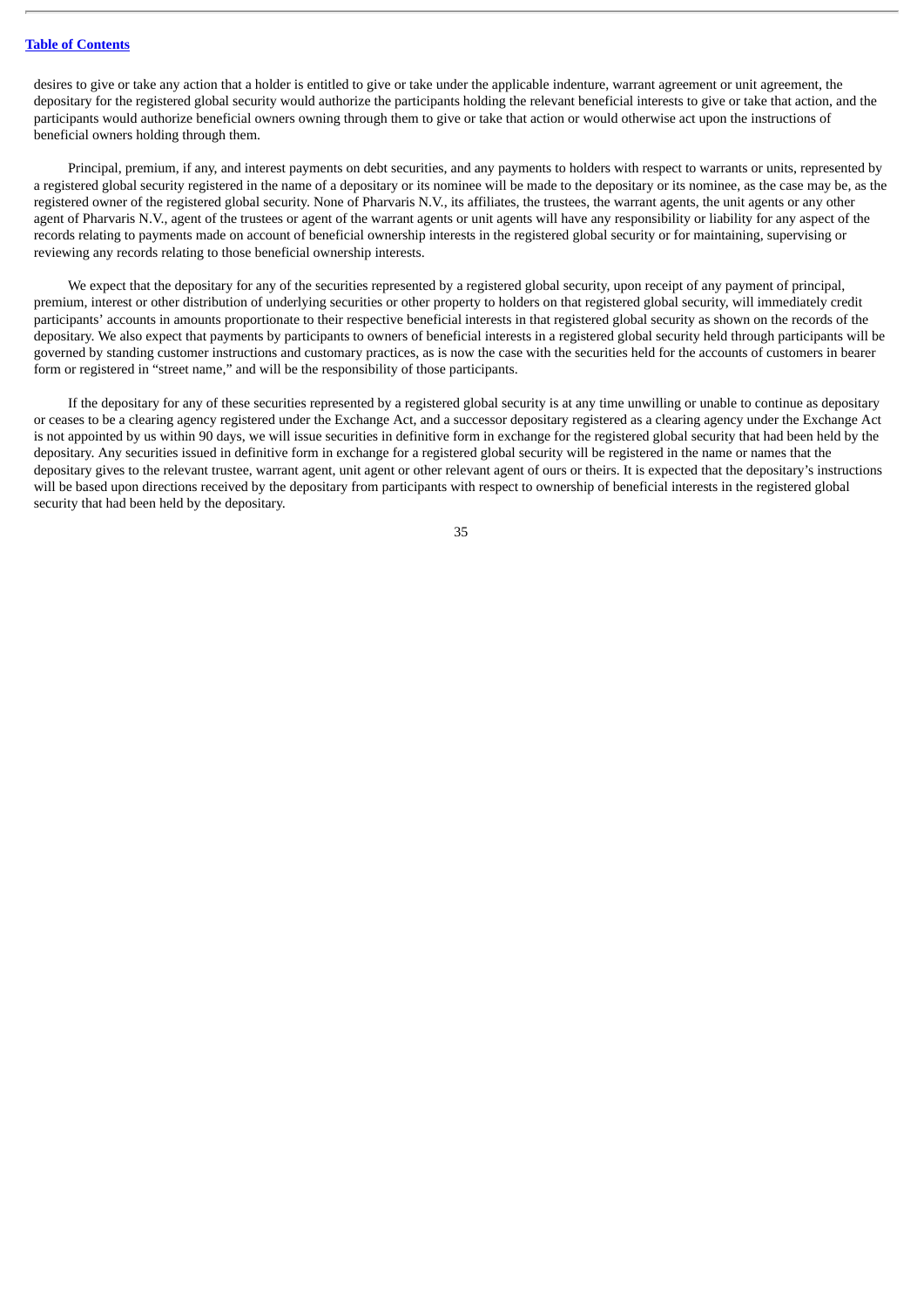desires to give or take any action that a holder is entitled to give or take under the applicable indenture, warrant agreement or unit agreement, the depositary for the registered global security would authorize the participants holding the relevant beneficial interests to give or take that action, and the participants would authorize beneficial owners owning through them to give or take that action or would otherwise act upon the instructions of beneficial owners holding through them.

Principal, premium, if any, and interest payments on debt securities, and any payments to holders with respect to warrants or units, represented by a registered global security registered in the name of a depositary or its nominee will be made to the depositary or its nominee, as the case may be, as the registered owner of the registered global security. None of Pharvaris N.V., its affiliates, the trustees, the warrant agents, the unit agents or any other agent of Pharvaris N.V., agent of the trustees or agent of the warrant agents or unit agents will have any responsibility or liability for any aspect of the records relating to payments made on account of beneficial ownership interests in the registered global security or for maintaining, supervising or reviewing any records relating to those beneficial ownership interests.

We expect that the depositary for any of the securities represented by a registered global security, upon receipt of any payment of principal, premium, interest or other distribution of underlying securities or other property to holders on that registered global security, will immediately credit participants' accounts in amounts proportionate to their respective beneficial interests in that registered global security as shown on the records of the depositary. We also expect that payments by participants to owners of beneficial interests in a registered global security held through participants will be governed by standing customer instructions and customary practices, as is now the case with the securities held for the accounts of customers in bearer form or registered in "street name," and will be the responsibility of those participants.

If the depositary for any of these securities represented by a registered global security is at any time unwilling or unable to continue as depositary or ceases to be a clearing agency registered under the Exchange Act, and a successor depositary registered as a clearing agency under the Exchange Act is not appointed by us within 90 days, we will issue securities in definitive form in exchange for the registered global security that had been held by the depositary. Any securities issued in definitive form in exchange for a registered global security will be registered in the name or names that the depositary gives to the relevant trustee, warrant agent, unit agent or other relevant agent of ours or theirs. It is expected that the depositary's instructions will be based upon directions received by the depositary from participants with respect to ownership of beneficial interests in the registered global security that had been held by the depositary.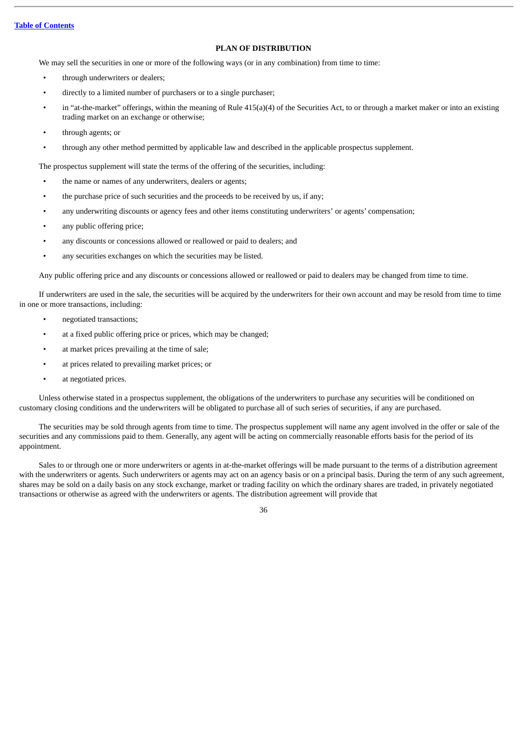## PLAN OF DISTRIBUTION

We may sell the securities in one or more of the following ways (or in any combination) from time to time:

- through underwriters or dealers;
- directly to a limited number of purchasers or to a single purchaser;
- in "at-the-market" offerings, within the meaning of Rule 415(a)(4) of the Securities Act, to or through a market maker or into an existing trading market on an exchange or otherwise;
- through agents; or
- through any other method permitted by applicable law and described in the applicable prospectus supplement.

The prospectus supplement will state the terms of the offering of the securities, including:

- the name or names of any underwriters, dealers or agents;
- the purchase price of such securities and the proceeds to be received by us, if any;
- any underwriting discounts or agency fees and other items constituting underwriters' or agents' compensation;
- any public offering price;
- any discounts or concessions allowed or reallowed or paid to dealers; and
- any securities exchanges on which the securities may be listed.

Any public offering price and any discounts or concessions allowed or reallowed or paid to dealers may be changed from time to time.

If underwriters are used in the sale, the securities will be acquired by the underwriters for their own account and may be resold from time to time in one or more transactions, including:

- negotiated transactions;
- at a fixed public offering price or prices, which may be changed;
- at market prices prevailing at the time of sale;
- at prices related to prevailing market prices; or
- at negotiated prices.

Unless otherwise stated in a prospectus supplement, the obligations of the underwriters to purchase any securities will be conditioned on customary closing conditions and the underwriters will be obligated to purchase all of such series of securities, if any are purchased.

The securities may be sold through agents from time to time. The prospectus supplement will name any agent involved in the offer or sale of the securities and any commissions paid to them. Generally, any agent will be acting on commercially reasonable efforts basis for the period of its appointment.

Sales to or through one or more underwriters or agents in at-the-market offerings will be made pursuant to the terms of a distribution agreement with the underwriters or agents. Such underwriters or agents may act on an agency basis or on a principal basis. During the term of any such agreement, shares may be sold on a daily basis on any stock exchange, market or trading facility on which the ordinary shares are traded, in privately negotiated transactions or otherwise as agreed with the underwriters or agents. The distribution agreement will provide that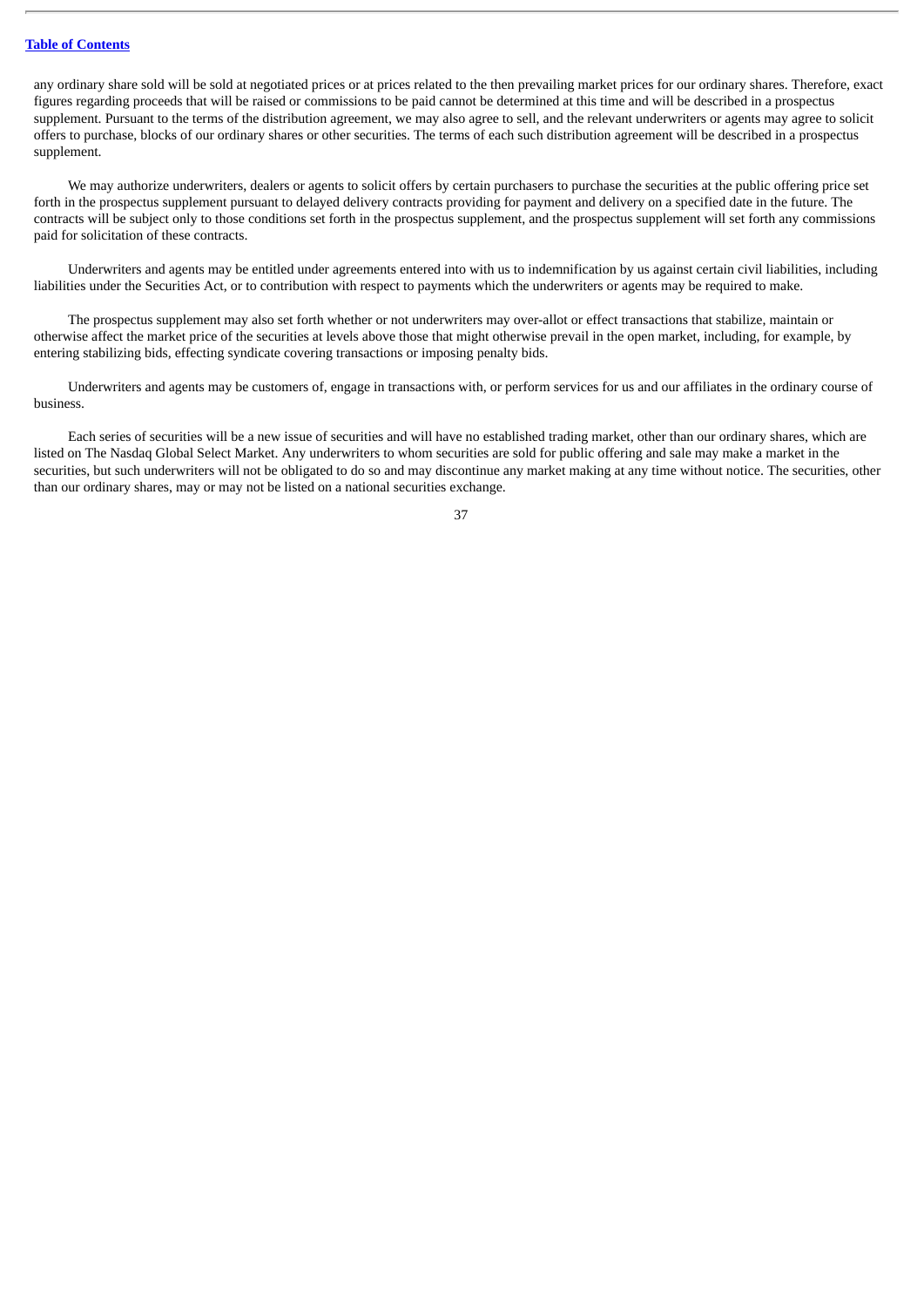any ordinary share sold will be sold at negotiated prices or at prices related to the then prevailing market prices for our ordinary shares. Therefore, exact figures regarding proceeds that will be raised or commissions to be paid cannot be determined at this time and will be described in a prospectus supplement. Pursuant to the terms of the distribution agreement, we may also agree to sell, and the relevant underwriters or agents may agree to solicit offers to purchase, blocks of our ordinary shares or other securities. The terms of each such distribution agreement will be described in a prospectus supplement.

We may authorize underwriters, dealers or agents to solicit offers by certain purchasers to purchase the securities at the public offering price set forth in the prospectus supplement pursuant to delayed delivery contracts providing for payment and delivery on a specified date in the future. The contracts will be subject only to those conditions set forth in the prospectus supplement, and the prospectus supplement will set forth any commissions paid for solicitation of these contracts.

Underwriters and agents may be entitled under agreements entered into with us to indemnification by us against certain civil liabilities, including liabilities under the Securities Act, or to contribution with respect to payments which the underwriters or agents may be required to make.

The prospectus supplement may also set forth whether or not underwriters may over-allot or effect transactions that stabilize, maintain or otherwise affect the market price of the securities at levels above those that might otherwise prevail in the open market, including, for example, by entering stabilizing bids, effecting syndicate covering transactions or imposing penalty bids.

Underwriters and agents may be customers of, engage in transactions with, or perform services for us and our affiliates in the ordinary course of business.

Each series of securities will be a new issue of securities and will have no established trading market, other than our ordinary shares, which are listed on The Nasdaq Global Select Market. Any underwriters to whom securities are sold for public offering and sale may make a market in the securities, but such underwriters will not be obligated to do so and may discontinue any market making at any time without notice. The securities, other than our ordinary shares, may or may not be listed on a national securities exchange.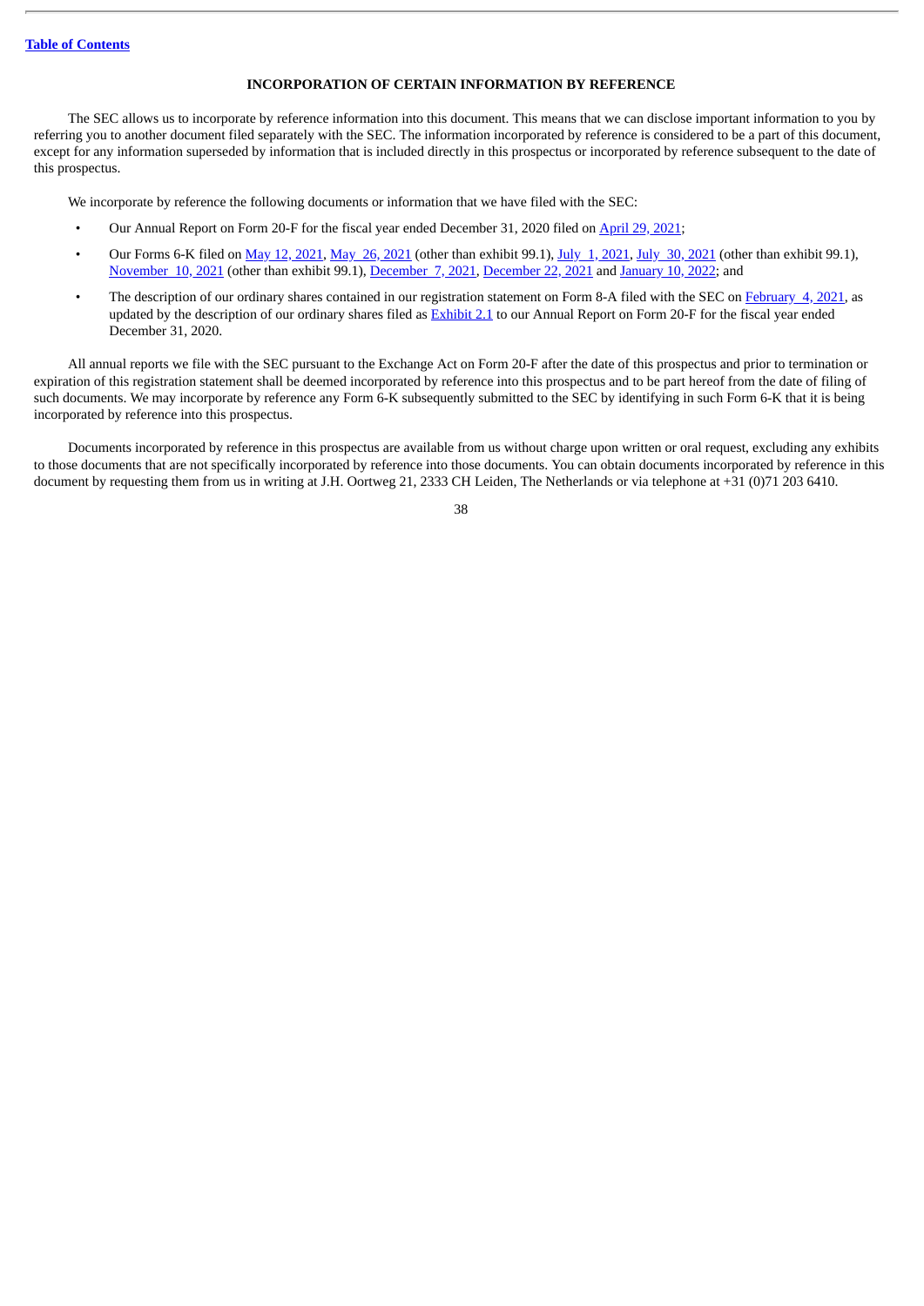## INCORPORATION OF CERTAIN INFORMATION BY REFERENCE

The SEC allows us to incorporate by reference information into this document. This means that we can disclose important information to you by referring you to another document filed separately with the SEC. The information incorporated by reference is considered to be a part of this document, except for any information superseded by information that is included directly in this prospectus or incorporated by reference subsequent to the date of this prospectus.

We incorporate by reference the following documents or information that we have filed with the SEC:

- Our Annual Report on Form 20-F for the fiscal year ended December 31, 2020 filed on April 29, 2021;
- Our Forms 6-K filed on May 12, 2021, May 26, 2021 (other than exhibit 99.1), July 1, 2021, July 30, 2021 (other than exhibit 99.1), November 10, 2021 (other than exhibit 99.1), December 7, 2021, December 22, 2021 and January 10, 2022; and
- The description of our ordinary shares contained in our registration statement on Form 8-A filed with the SEC on February 4, 2021, as updated by the description of our ordinary shares filed as Exhibit 2.1 to our Annual Report on Form 20-F for the fiscal year ended December 31, 2020.

All annual reports we file with the SEC pursuant to the Exchange Act on Form 20-F after the date of this prospectus and prior to termination or expiration of this registration statement shall be deemed incorporated by reference into this prospectus and to be part hereof from the date of filing of such documents. We may incorporate by reference any Form 6-K subsequently submitted to the SEC by identifying in such Form 6-K that it is being incorporated by reference into this prospectus.

Documents incorporated by reference in this prospectus are available from us without charge upon written or oral request, excluding any exhibits to those documents that are not specifically incorporated by reference into those documents. You can obtain documents incorporated by reference in this document by requesting them from us in writing at J.H. Oortweg 21, 2333 CH Leiden, The Netherlands or via telephone at +31 (0)71 203 6410.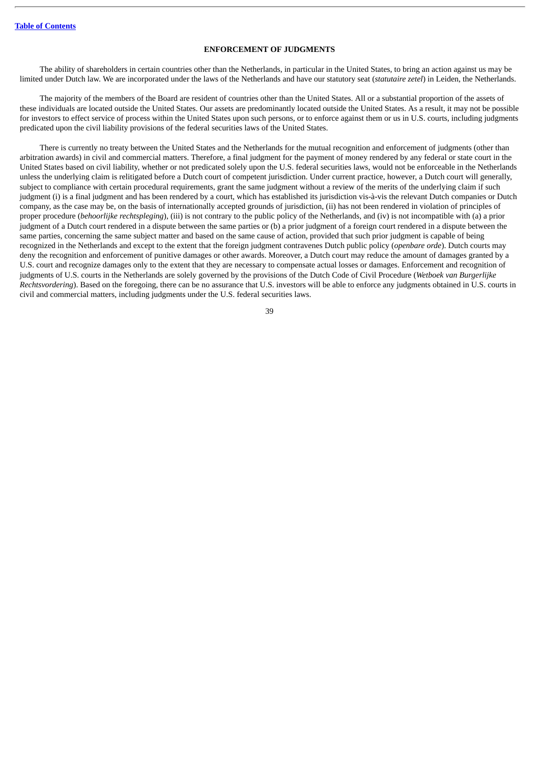## ENFORCEMENT OF JUDGMENTS

The ability of shareholders in certain countries other than the Netherlands, in particular in the United States, to bring an action against us may be limited under Dutch law. We are incorporated under the laws of the Netherlands and have our statutory seat (*statutaire zetel*) in Leiden, the Netherlands.

The majority of the members of the Board are resident of countries other than the United States. All or a substantial proportion of the assets of these individuals are located outside the United States. Our assets are predominantly located outside the United States. As a result, it may not be possible for investors to effect service of process within the United States upon such persons, or to enforce against them or us in U.S. courts, including judgments predicated upon the civil liability provisions of the federal securities laws of the United States.

There is currently no treaty between the United States and the Netherlands for the mutual recognition and enforcement of judgments (other than arbitration awards) in civil and commercial matters. Therefore, a final judgment for the payment of money rendered by any federal or state court in the United States based on civil liability, whether or not predicated solely upon the U.S. federal securities laws, would not be enforceable in the Netherlands unless the underlying claim is relitigated before a Dutch court of competent jurisdiction. Under current practice, however, a Dutch court will generally, subject to compliance with certain procedural requirements, grant the same judgment without a review of the merits of the underlying claim if such judgment (i) is a final judgment and has been rendered by a court, which has established its jurisdiction vis-à-vis the relevant Dutch companies or Dutch company, as the case may be, on the basis of internationally accepted grounds of jurisdiction, (ii) has not been rendered in violation of principles of proper procedure (*behoorlijke rechtspleging*), (iii) is not contrary to the public policy of the Netherlands, and (iv) is not incompatible with (a) a prior judgment of a Dutch court rendered in a dispute between the same parties or (b) a prior judgment of a foreign court rendered in a dispute between the same parties, concerning the same subject matter and based on the same cause of action, provided that such prior judgment is capable of being recognized in the Netherlands and except to the extent that the foreign judgment contravenes Dutch public policy (*openbare orde*). Dutch courts may deny the recognition and enforcement of punitive damages or other awards. Moreover, a Dutch court may reduce the amount of damages granted by a U.S. court and recognize damages only to the extent that they are necessary to compensate actual losses or damages. Enforcement and recognition of judgments of U.S. courts in the Netherlands are solely governed by the provisions of the Dutch Code of Civil Procedure (*Wetboek van Burgerlijke Rechtsvordering*). Based on the foregoing, there can be no assurance that U.S. investors will be able to enforce any judgments obtained in U.S. courts in civil and commercial matters, including judgments under the U.S. federal securities laws.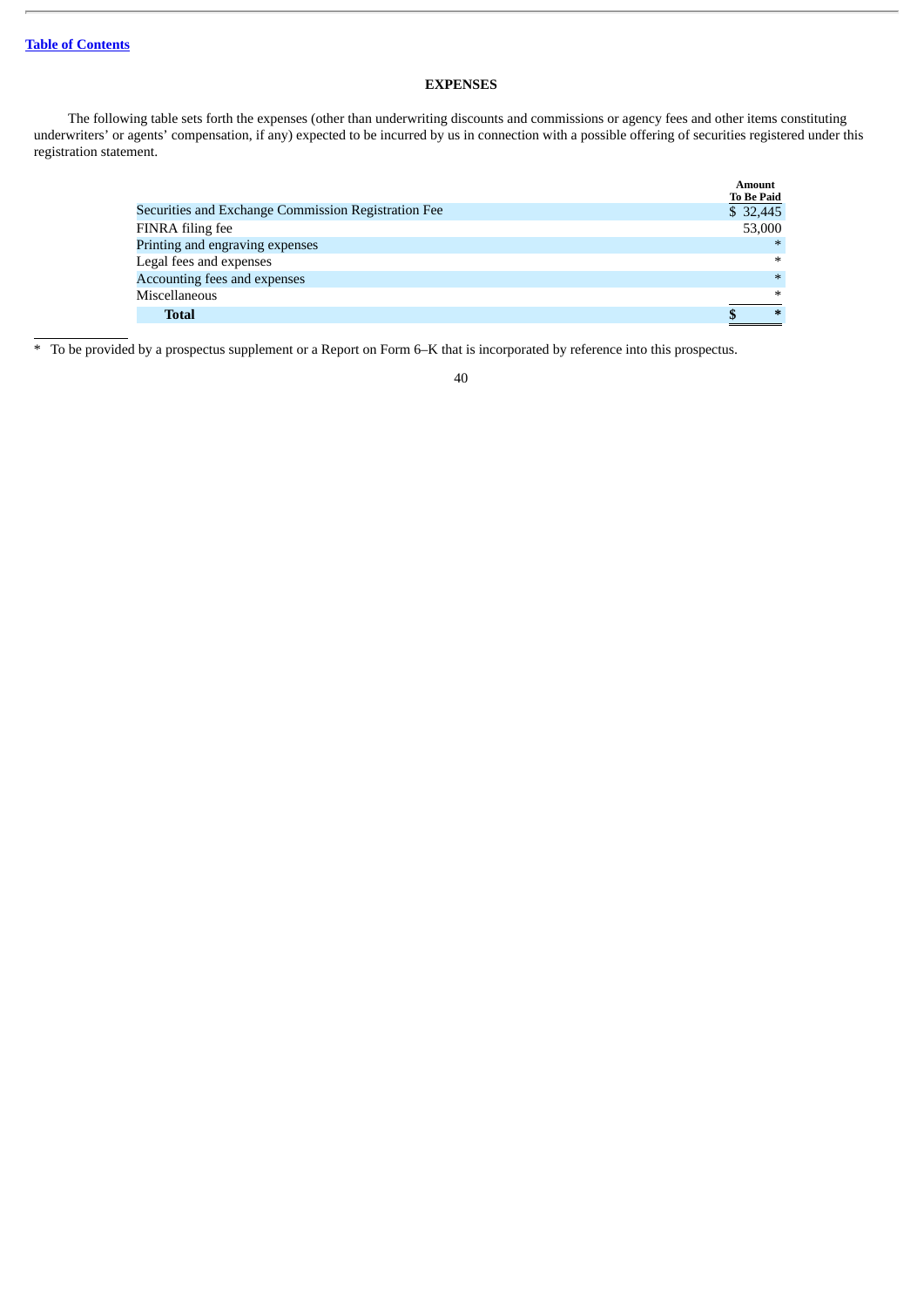## EXPENSES

The following table sets forth the expenses (other than underwriting discounts and commissions or agency fees and other items constituting underwriters' or agents' compensation, if any) expected to be incurred by us in connection with a possible offering of securities registered under this registration statement.

| | Amount To Be Paid |
|---|---|
| Securities and Exchange Commission Registration Fee | $ 32,445 |
| FINRA filing fee | 53,000 |
| Printing and engraving expenses | * |
| Legal fees and expenses | * |
| Accounting fees and expenses | * |
| Miscellaneous | * |
| **Total** | **$ \*** |

\* To be provided by a prospectus supplement or a Report on Form 6–K that is incorporated by reference into this prospectus.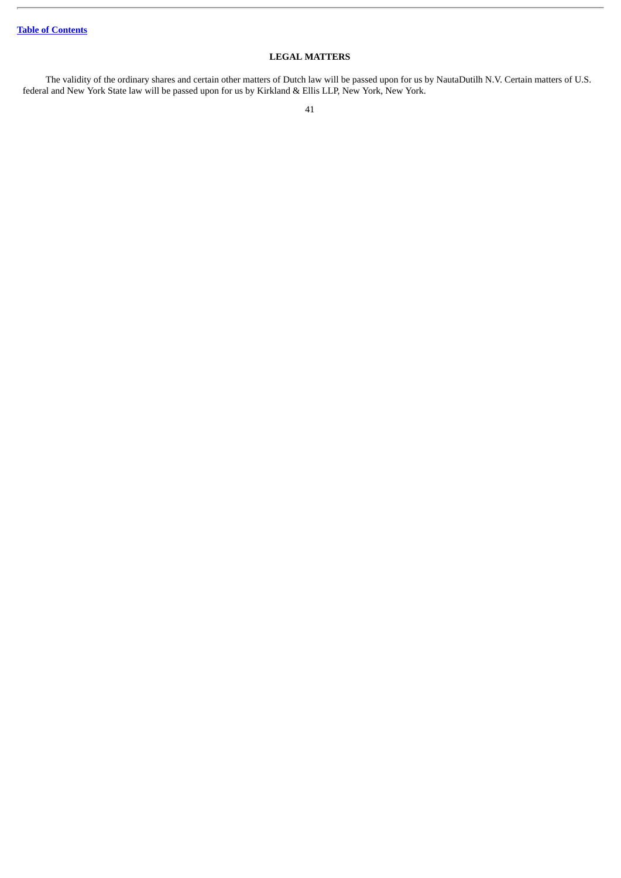## LEGAL MATTERS

The validity of the ordinary shares and certain other matters of Dutch law will be passed upon for us by NautaDutilh N.V. Certain matters of U.S. federal and New York State law will be passed upon for us by Kirkland & Ellis LLP, New York, New York.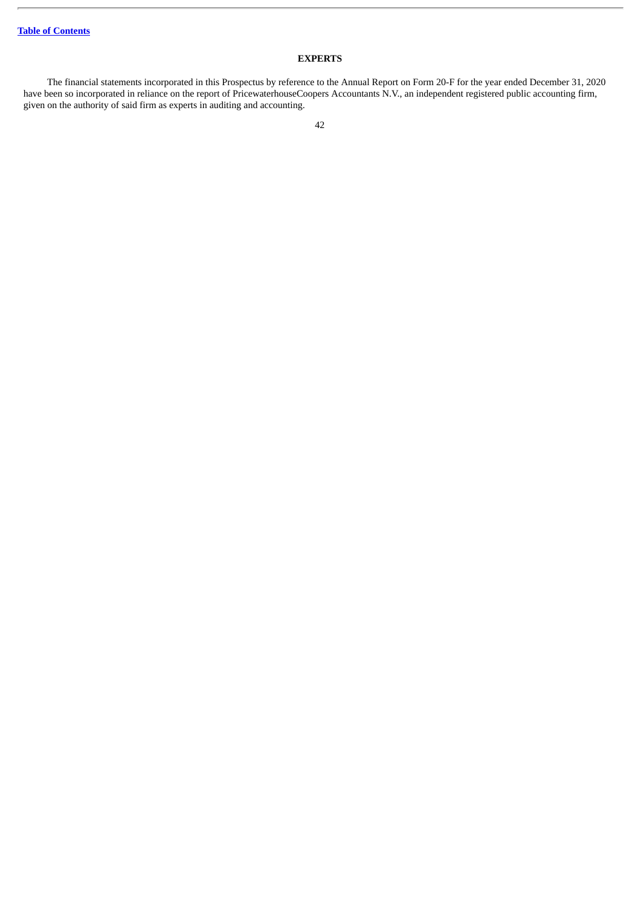## EXPERTS

The financial statements incorporated in this Prospectus by reference to the Annual Report on Form 20-F for the year ended December 31, 2020 have been so incorporated in reliance on the report of PricewaterhouseCoopers Accountants N.V., an independent registered public accounting firm, given on the authority of said firm as experts in auditing and accounting.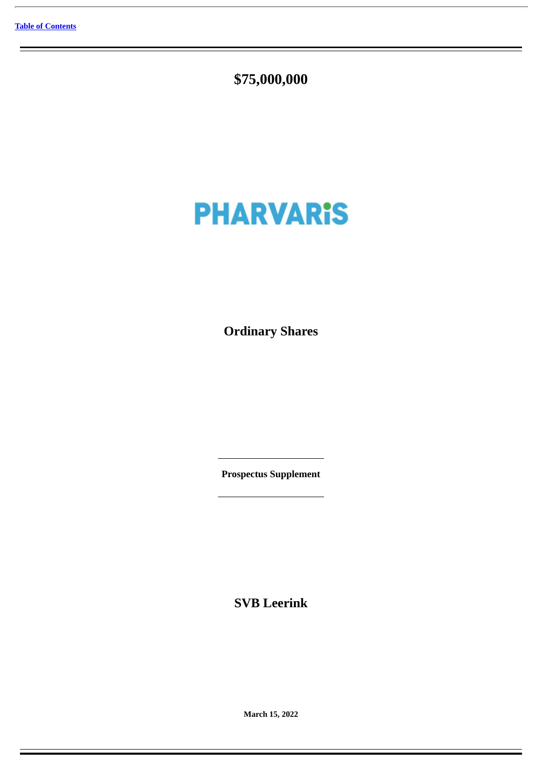# $75,000,000

PHARVARIS

## Ordinary Shares

**Prospectus Supplement**

## SVB Leerink

**March 15, 2022**